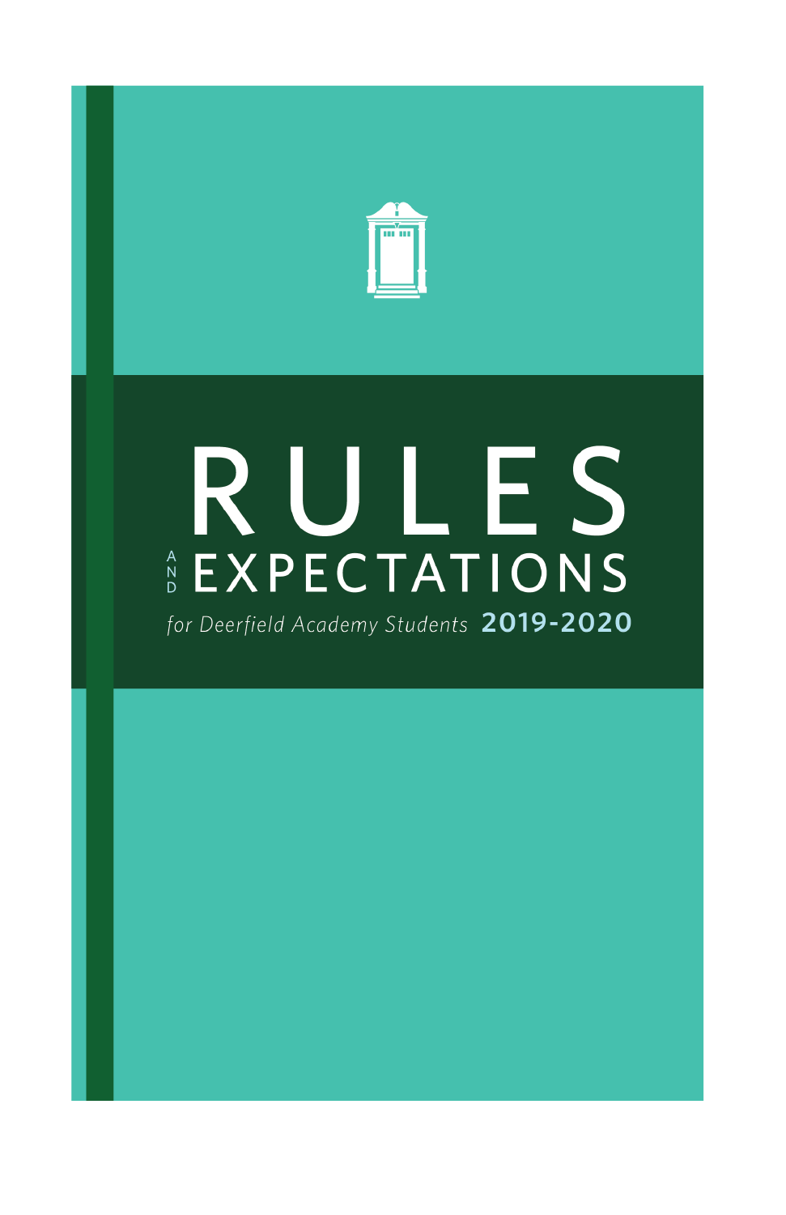# RULES AND EXPECTATIONS

*for Deerfield Academy Students* **2019-2020**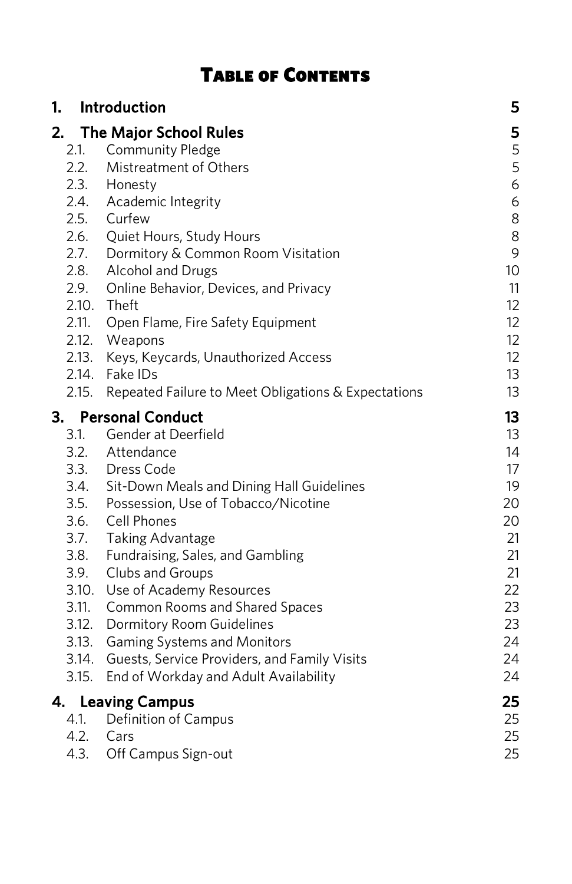# Table of Contents

| | | |
|---|---|---|
| **1.** | **Introduction** | **5** |
| **2.** | **The Major School Rules** | **5** |
| 2.1. | Community Pledge | 5 |
| 2.2. | Mistreatment of Others | 5 |
| 2.3. | Honesty | 6 |
| 2.4. | Academic Integrity | 6 |
| 2.5. | Curfew | 8 |
| 2.6. | Quiet Hours, Study Hours | 8 |
| 2.7. | Dormitory & Common Room Visitation | 9 |
| 2.8. | Alcohol and Drugs | 10 |
| 2.9. | Online Behavior, Devices, and Privacy | 11 |
| 2.10. | Theft | 12 |
| 2.11. | Open Flame, Fire Safety Equipment | 12 |
| 2.12. | Weapons | 12 |
| 2.13. | Keys, Keycards, Unauthorized Access | 12 |
| 2.14. | Fake IDs | 13 |
| 2.15. | Repeated Failure to Meet Obligations & Expectations | 13 |
| **3.** | **Personal Conduct** | **13** |
| 3.1. | Gender at Deerfield | 13 |
| 3.2. | Attendance | 14 |
| 3.3. | Dress Code | 17 |
| 3.4. | Sit-Down Meals and Dining Hall Guidelines | 19 |
| 3.5. | Possession, Use of Tobacco/Nicotine | 20 |
| 3.6. | Cell Phones | 20 |
| 3.7. | Taking Advantage | 21 |
| 3.8. | Fundraising, Sales, and Gambling | 21 |
| 3.9. | Clubs and Groups | 21 |
| 3.10. | Use of Academy Resources | 22 |
| 3.11. | Common Rooms and Shared Spaces | 23 |
| 3.12. | Dormitory Room Guidelines | 23 |
| 3.13. | Gaming Systems and Monitors | 24 |
| 3.14. | Guests, Service Providers, and Family Visits | 24 |
| 3.15. | End of Workday and Adult Availability | 24 |
| **4.** | **Leaving Campus** | **25** |
| 4.1. | Definition of Campus | 25 |
| 4.2. | Cars | 25 |
| 4.3. | Off Campus Sign-out | 25 |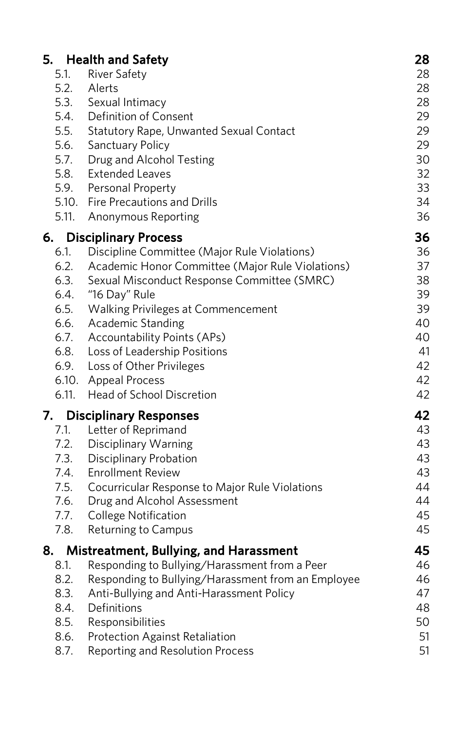**5. Health and Safety** 28

- 5.1. River Safety 28
- 5.2. Alerts 28
- 5.3. Sexual Intimacy 28
- 5.4. Definition of Consent 29
- 5.5. Statutory Rape, Unwanted Sexual Contact 29
- 5.6. Sanctuary Policy 29
- 5.7. Drug and Alcohol Testing 30
- 5.8. Extended Leaves 32
- 5.9. Personal Property 33
- 5.10. Fire Precautions and Drills 34
- 5.11. Anonymous Reporting 36

**6. Disciplinary Process** 36

- 6.1. Discipline Committee (Major Rule Violations) 36
- 6.2. Academic Honor Committee (Major Rule Violations) 37
- 6.3. Sexual Misconduct Response Committee (SMRC) 38
- 6.4. "16 Day" Rule 39
- 6.5. Walking Privileges at Commencement 39
- 6.6. Academic Standing 40
- 6.7. Accountability Points (APs) 40
- 6.8. Loss of Leadership Positions 41
- 6.9. Loss of Other Privileges 42
- 6.10. Appeal Process 42
- 6.11. Head of School Discretion 42

**7. Disciplinary Responses** 42

- 7.1. Letter of Reprimand 43
- 7.2. Disciplinary Warning 43
- 7.3. Disciplinary Probation 43
- 7.4. Enrollment Review 43
- 7.5. Cocurricular Response to Major Rule Violations 44
- 7.6. Drug and Alcohol Assessment 44
- 7.7. College Notification 45
- 7.8. Returning to Campus 45

**8. Mistreatment, Bullying, and Harassment** 45

- 8.1. Responding to Bullying/Harassment from a Peer 46
- 8.2. Responding to Bullying/Harassment from an Employee 46
- 8.3. Anti-Bullying and Anti-Harassment Policy 47
- 8.4. Definitions 48
- 8.5. Responsibilities 50
- 8.6. Protection Against Retaliation 51
- 8.7. Reporting and Resolution Process 51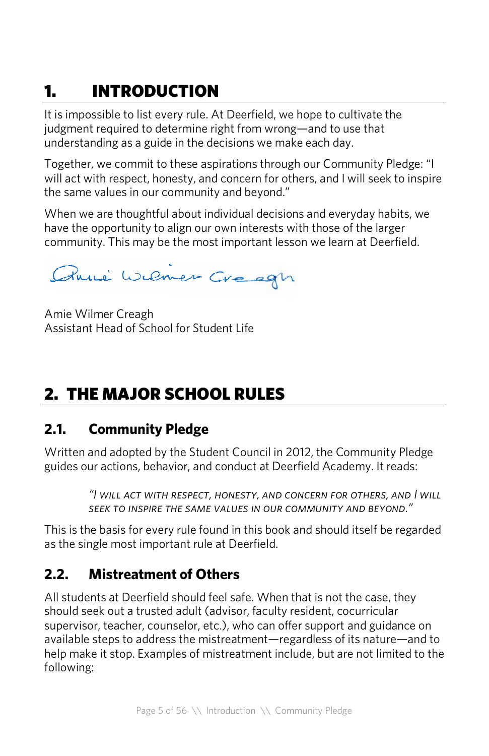# 1. INTRODUCTION

It is impossible to list every rule. At Deerfield, we hope to cultivate the judgment required to determine right from wrong—and to use that understanding as a guide in the decisions we make each day.

Together, we commit to these aspirations through our Community Pledge: "I will act with respect, honesty, and concern for others, and I will seek to inspire the same values in our community and beyond."

When we are thoughtful about individual decisions and everyday habits, we have the opportunity to align our own interests with those of the larger community. This may be the most important lesson we learn at Deerfield.

Amie Wilmer Creagh
Assistant Head of School for Student Life

# 2. THE MAJOR SCHOOL RULES

## 2.1. Community Pledge

Written and adopted by the Student Council in 2012, the Community Pledge guides our actions, behavior, and conduct at Deerfield Academy. It reads:

> *"I WILL ACT WITH RESPECT, HONESTY, AND CONCERN FOR OTHERS, AND I WILL SEEK TO INSPIRE THE SAME VALUES IN OUR COMMUNITY AND BEYOND."*

This is the basis for every rule found in this book and should itself be regarded as the single most important rule at Deerfield.

## 2.2. Mistreatment of Others

All students at Deerfield should feel safe. When that is not the case, they should seek out a trusted adult (advisor, faculty resident, cocurricular supervisor, teacher, counselor, etc.), who can offer support and guidance on available steps to address the mistreatment—regardless of its nature—and to help make it stop. Examples of mistreatment include, but are not limited to the following: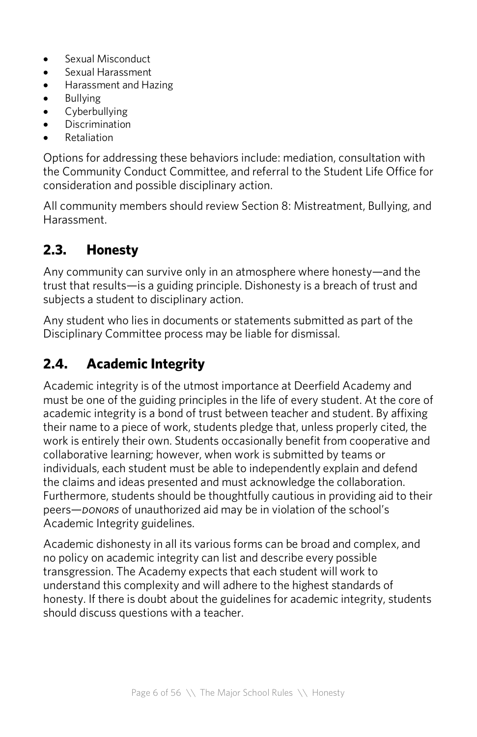- Sexual Misconduct
- Sexual Harassment
- Harassment and Hazing
- Bullying
- Cyberbullying
- Discrimination
- Retaliation

Options for addressing these behaviors include: mediation, consultation with the Community Conduct Committee, and referral to the Student Life Office for consideration and possible disciplinary action.

All community members should review Section 8: Mistreatment, Bullying, and Harassment.

## 2.3. Honesty

Any community can survive only in an atmosphere where honesty—and the trust that results—is a guiding principle. Dishonesty is a breach of trust and subjects a student to disciplinary action.

Any student who lies in documents or statements submitted as part of the Disciplinary Committee process may be liable for dismissal.

## 2.4. Academic Integrity

Academic integrity is of the utmost importance at Deerfield Academy and must be one of the guiding principles in the life of every student. At the core of academic integrity is a bond of trust between teacher and student. By affixing their name to a piece of work, students pledge that, unless properly cited, the work is entirely their own. Students occasionally benefit from cooperative and collaborative learning; however, when work is submitted by teams or individuals, each student must be able to independently explain and defend the claims and ideas presented and must acknowledge the collaboration. Furthermore, students should be thoughtfully cautious in providing aid to their peers—*DONORS* of unauthorized aid may be in violation of the school's Academic Integrity guidelines.

Academic dishonesty in all its various forms can be broad and complex, and no policy on academic integrity can list and describe every possible transgression. The Academy expects that each student will work to understand this complexity and will adhere to the highest standards of honesty. If there is doubt about the guidelines for academic integrity, students should discuss questions with a teacher.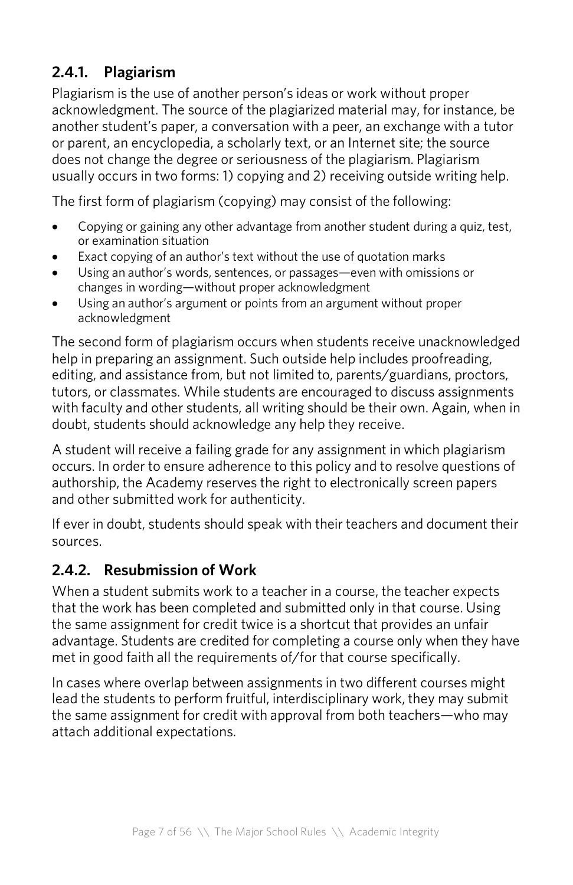### 2.4.1. Plagiarism

Plagiarism is the use of another person's ideas or work without proper acknowledgment. The source of the plagiarized material may, for instance, be another student's paper, a conversation with a peer, an exchange with a tutor or parent, an encyclopedia, a scholarly text, or an Internet site; the source does not change the degree or seriousness of the plagiarism. Plagiarism usually occurs in two forms: 1) copying and 2) receiving outside writing help.

The first form of plagiarism (copying) may consist of the following:

- Copying or gaining any other advantage from another student during a quiz, test, or examination situation
- Exact copying of an author's text without the use of quotation marks
- Using an author's words, sentences, or passages—even with omissions or changes in wording—without proper acknowledgment
- Using an author's argument or points from an argument without proper acknowledgment

The second form of plagiarism occurs when students receive unacknowledged help in preparing an assignment. Such outside help includes proofreading, editing, and assistance from, but not limited to, parents/guardians, proctors, tutors, or classmates. While students are encouraged to discuss assignments with faculty and other students, all writing should be their own. Again, when in doubt, students should acknowledge any help they receive.

A student will receive a failing grade for any assignment in which plagiarism occurs. In order to ensure adherence to this policy and to resolve questions of authorship, the Academy reserves the right to electronically screen papers and other submitted work for authenticity.

If ever in doubt, students should speak with their teachers and document their sources.

### 2.4.2. Resubmission of Work

When a student submits work to a teacher in a course, the teacher expects that the work has been completed and submitted only in that course. Using the same assignment for credit twice is a shortcut that provides an unfair advantage. Students are credited for completing a course only when they have met in good faith all the requirements of/for that course specifically.

In cases where overlap between assignments in two different courses might lead the students to perform fruitful, interdisciplinary work, they may submit the same assignment for credit with approval from both teachers—who may attach additional expectations.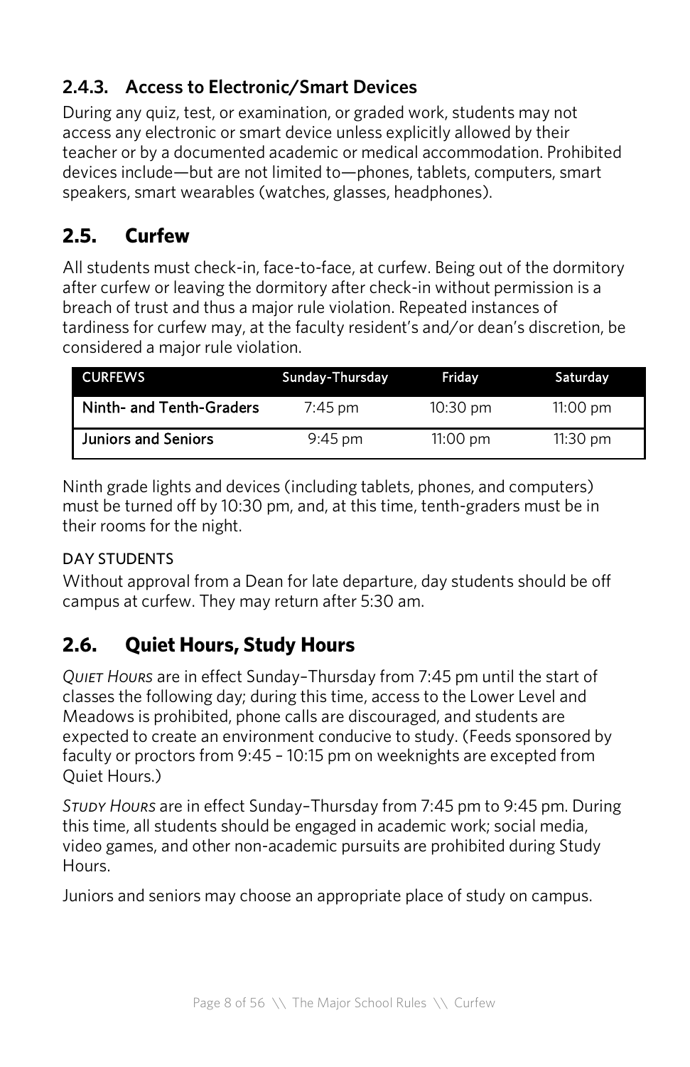### 2.4.3. Access to Electronic/Smart Devices

During any quiz, test, or examination, or graded work, students may not access any electronic or smart device unless explicitly allowed by their teacher or by a documented academic or medical accommodation. Prohibited devices include—but are not limited to—phones, tablets, computers, smart speakers, smart wearables (watches, glasses, headphones).

## 2.5. Curfew

All students must check-in, face-to-face, at curfew. Being out of the dormitory after curfew or leaving the dormitory after check-in without permission is a breach of trust and thus a major rule violation. Repeated instances of tardiness for curfew may, at the faculty resident's and/or dean's discretion, be considered a major rule violation.

| CURFEWS | Sunday-Thursday | Friday | Saturday |
|---|---|---|---|
| Ninth- and Tenth-Graders | 7:45 pm | 10:30 pm | 11:00 pm |
| Juniors and Seniors | 9:45 pm | 11:00 pm | 11:30 pm |

Ninth grade lights and devices (including tablets, phones, and computers) must be turned off by 10:30 pm, and, at this time, tenth-graders must be in their rooms for the night.

DAY STUDENTS

Without approval from a Dean for late departure, day students should be off campus at curfew. They may return after 5:30 am.

## 2.6. Quiet Hours, Study Hours

*Quiet Hours* are in effect Sunday–Thursday from 7:45 pm until the start of classes the following day; during this time, access to the Lower Level and Meadows is prohibited, phone calls are discouraged, and students are expected to create an environment conducive to study. (Feeds sponsored by faculty or proctors from 9:45 – 10:15 pm on weeknights are excepted from Quiet Hours.)

*Study Hours* are in effect Sunday–Thursday from 7:45 pm to 9:45 pm. During this time, all students should be engaged in academic work; social media, video games, and other non-academic pursuits are prohibited during Study Hours.

Juniors and seniors may choose an appropriate place of study on campus.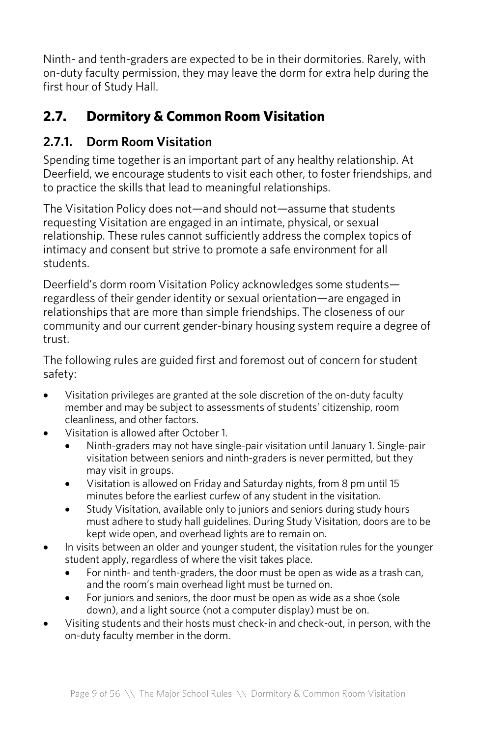Ninth- and tenth-graders are expected to be in their dormitories. Rarely, with on-duty faculty permission, they may leave the dorm for extra help during the first hour of Study Hall.

## 2.7. Dormitory & Common Room Visitation

### 2.7.1. Dorm Room Visitation

Spending time together is an important part of any healthy relationship. At Deerfield, we encourage students to visit each other, to foster friendships, and to practice the skills that lead to meaningful relationships.

The Visitation Policy does not—and should not—assume that students requesting Visitation are engaged in an intimate, physical, or sexual relationship. These rules cannot sufficiently address the complex topics of intimacy and consent but strive to promote a safe environment for all students.

Deerfield's dorm room Visitation Policy acknowledges some students—regardless of their gender identity or sexual orientation—are engaged in relationships that are more than simple friendships. The closeness of our community and our current gender-binary housing system require a degree of trust.

The following rules are guided first and foremost out of concern for student safety:

- Visitation privileges are granted at the sole discretion of the on-duty faculty member and may be subject to assessments of students' citizenship, room cleanliness, and other factors.
- Visitation is allowed after October 1.
  - Ninth-graders may not have single-pair visitation until January 1. Single-pair visitation between seniors and ninth-graders is never permitted, but they may visit in groups.
  - Visitation is allowed on Friday and Saturday nights, from 8 pm until 15 minutes before the earliest curfew of any student in the visitation.
  - Study Visitation, available only to juniors and seniors during study hours must adhere to study hall guidelines. During Study Visitation, doors are to be kept wide open, and overhead lights are to remain on.
- In visits between an older and younger student, the visitation rules for the younger student apply, regardless of where the visit takes place.
  - For ninth- and tenth-graders, the door must be open as wide as a trash can, and the room's main overhead light must be turned on.
  - For juniors and seniors, the door must be open as wide as a shoe (sole down), and a light source (not a computer display) must be on.
- Visiting students and their hosts must check-in and check-out, in person, with the on-duty faculty member in the dorm.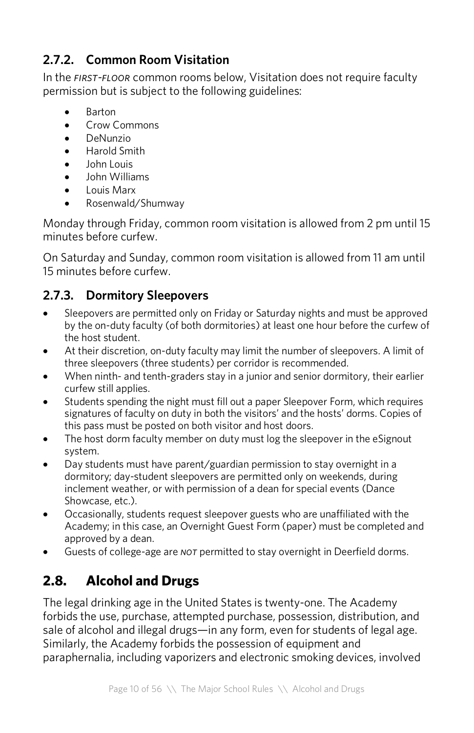### 2.7.2. Common Room Visitation

In the *FIRST-FLOOR* common rooms below, Visitation does not require faculty permission but is subject to the following guidelines:

- Barton
- Crow Commons
- DeNunzio
- Harold Smith
- John Louis
- John Williams
- Louis Marx
- Rosenwald/Shumway

Monday through Friday, common room visitation is allowed from 2 pm until 15 minutes before curfew.

On Saturday and Sunday, common room visitation is allowed from 11 am until 15 minutes before curfew.

### 2.7.3. Dormitory Sleepovers

- Sleepovers are permitted only on Friday or Saturday nights and must be approved by the on-duty faculty (of both dormitories) at least one hour before the curfew of the host student.
- At their discretion, on-duty faculty may limit the number of sleepovers. A limit of three sleepovers (three students) per corridor is recommended.
- When ninth- and tenth-graders stay in a junior and senior dormitory, their earlier curfew still applies.
- Students spending the night must fill out a paper Sleepover Form, which requires signatures of faculty on duty in both the visitors' and the hosts' dorms. Copies of this pass must be posted on both visitor and host doors.
- The host dorm faculty member on duty must log the sleepover in the eSignout system.
- Day students must have parent/guardian permission to stay overnight in a dormitory; day-student sleepovers are permitted only on weekends, during inclement weather, or with permission of a dean for special events (Dance Showcase, etc.).
- Occasionally, students request sleepover guests who are unaffiliated with the Academy; in this case, an Overnight Guest Form (paper) must be completed and approved by a dean.
- Guests of college-age are *NOT* permitted to stay overnight in Deerfield dorms.

## 2.8. Alcohol and Drugs

The legal drinking age in the United States is twenty-one. The Academy forbids the use, purchase, attempted purchase, possession, distribution, and sale of alcohol and illegal drugs—in any form, even for students of legal age. Similarly, the Academy forbids the possession of equipment and paraphernalia, including vaporizers and electronic smoking devices, involved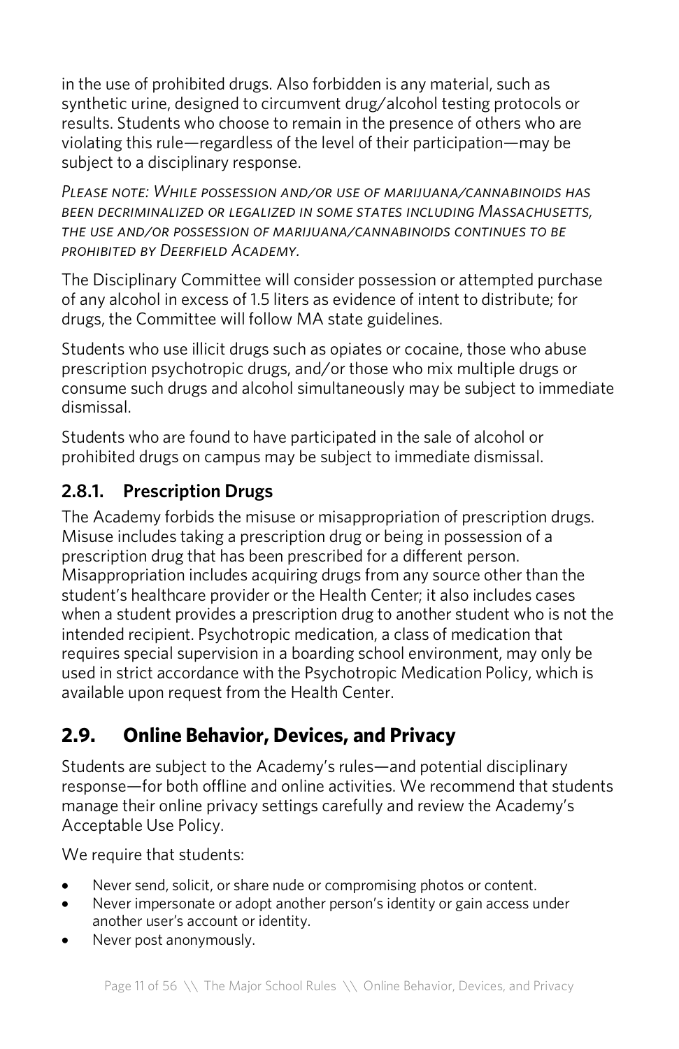in the use of prohibited drugs. Also forbidden is any material, such as synthetic urine, designed to circumvent drug/alcohol testing protocols or results. Students who choose to remain in the presence of others who are violating this rule—regardless of the level of their participation—may be subject to a disciplinary response.

*Please note: While possession and/or use of marijuana/cannabinoids has been decriminalized or legalized in some states including Massachusetts, the use and/or possession of marijuana/cannabinoids continues to be prohibited by Deerfield Academy.*

The Disciplinary Committee will consider possession or attempted purchase of any alcohol in excess of 1.5 liters as evidence of intent to distribute; for drugs, the Committee will follow MA state guidelines.

Students who use illicit drugs such as opiates or cocaine, those who abuse prescription psychotropic drugs, and/or those who mix multiple drugs or consume such drugs and alcohol simultaneously may be subject to immediate dismissal.

Students who are found to have participated in the sale of alcohol or prohibited drugs on campus may be subject to immediate dismissal.

### 2.8.1. Prescription Drugs

The Academy forbids the misuse or misappropriation of prescription drugs. Misuse includes taking a prescription drug or being in possession of a prescription drug that has been prescribed for a different person. Misappropriation includes acquiring drugs from any source other than the student's healthcare provider or the Health Center; it also includes cases when a student provides a prescription drug to another student who is not the intended recipient. Psychotropic medication, a class of medication that requires special supervision in a boarding school environment, may only be used in strict accordance with the Psychotropic Medication Policy, which is available upon request from the Health Center.

## 2.9. Online Behavior, Devices, and Privacy

Students are subject to the Academy's rules—and potential disciplinary response—for both offline and online activities. We recommend that students manage their online privacy settings carefully and review the Academy's Acceptable Use Policy.

We require that students:

- Never send, solicit, or share nude or compromising photos or content.
- Never impersonate or adopt another person's identity or gain access under another user's account or identity.
- Never post anonymously.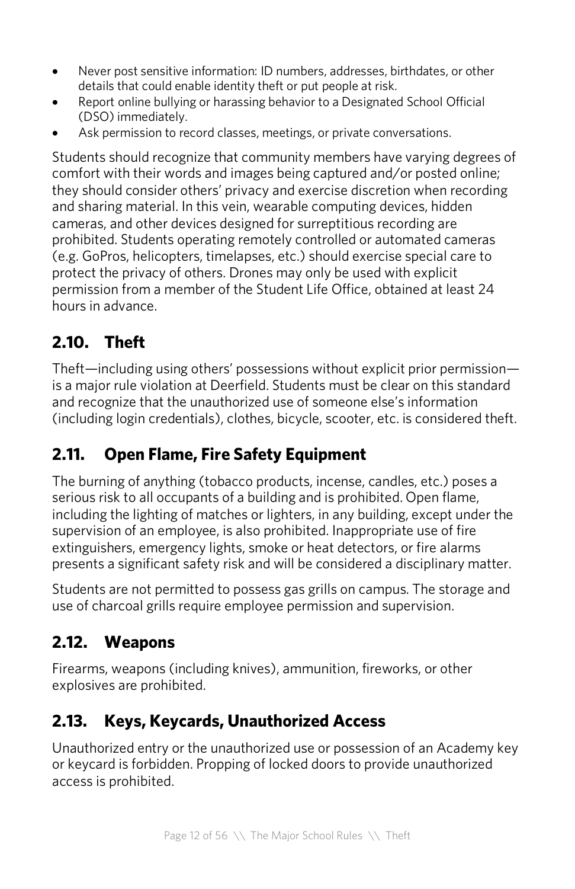- Never post sensitive information: ID numbers, addresses, birthdates, or other details that could enable identity theft or put people at risk.
- Report online bullying or harassing behavior to a Designated School Official (DSO) immediately.
- Ask permission to record classes, meetings, or private conversations.

Students should recognize that community members have varying degrees of comfort with their words and images being captured and/or posted online; they should consider others' privacy and exercise discretion when recording and sharing material. In this vein, wearable computing devices, hidden cameras, and other devices designed for surreptitious recording are prohibited. Students operating remotely controlled or automated cameras (e.g. GoPros, helicopters, timelapses, etc.) should exercise special care to protect the privacy of others. Drones may only be used with explicit permission from a member of the Student Life Office, obtained at least 24 hours in advance.

## 2.10. Theft

Theft—including using others' possessions without explicit prior permission—is a major rule violation at Deerfield. Students must be clear on this standard and recognize that the unauthorized use of someone else's information (including login credentials), clothes, bicycle, scooter, etc. is considered theft.

## 2.11. Open Flame, Fire Safety Equipment

The burning of anything (tobacco products, incense, candles, etc.) poses a serious risk to all occupants of a building and is prohibited. Open flame, including the lighting of matches or lighters, in any building, except under the supervision of an employee, is also prohibited. Inappropriate use of fire extinguishers, emergency lights, smoke or heat detectors, or fire alarms presents a significant safety risk and will be considered a disciplinary matter.

Students are not permitted to possess gas grills on campus. The storage and use of charcoal grills require employee permission and supervision.

## 2.12. Weapons

Firearms, weapons (including knives), ammunition, fireworks, or other explosives are prohibited.

## 2.13. Keys, Keycards, Unauthorized Access

Unauthorized entry or the unauthorized use or possession of an Academy key or keycard is forbidden. Propping of locked doors to provide unauthorized access is prohibited.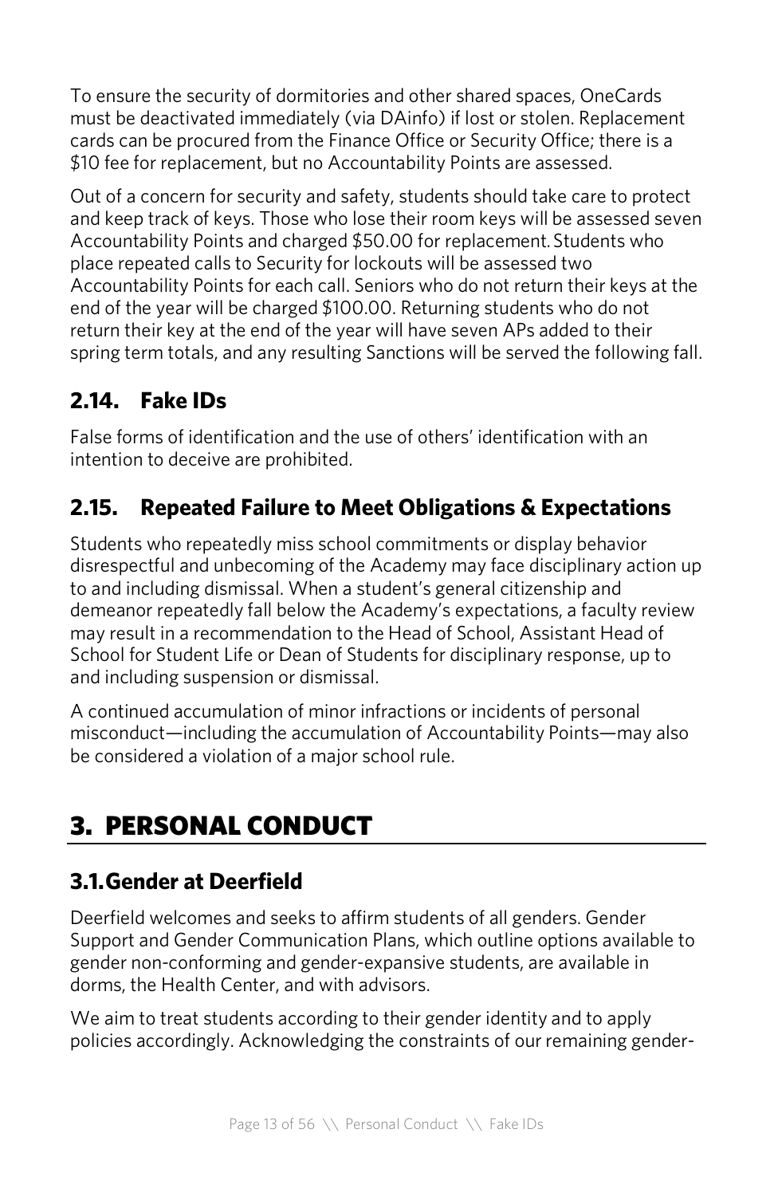To ensure the security of dormitories and other shared spaces, OneCards must be deactivated immediately (via DAinfo) if lost or stolen. Replacement cards can be procured from the Finance Office or Security Office; there is a $10 fee for replacement, but no Accountability Points are assessed.

Out of a concern for security and safety, students should take care to protect and keep track of keys. Those who lose their room keys will be assessed seven Accountability Points and charged $50.00 for replacement. Students who place repeated calls to Security for lockouts will be assessed two Accountability Points for each call. Seniors who do not return their keys at the end of the year will be charged $100.00. Returning students who do not return their key at the end of the year will have seven APs added to their spring term totals, and any resulting Sanctions will be served the following fall.

## 2.14. Fake IDs

False forms of identification and the use of others' identification with an intention to deceive are prohibited.

## 2.15. Repeated Failure to Meet Obligations & Expectations

Students who repeatedly miss school commitments or display behavior disrespectful and unbecoming of the Academy may face disciplinary action up to and including dismissal. When a student's general citizenship and demeanor repeatedly fall below the Academy's expectations, a faculty review may result in a recommendation to the Head of School, Assistant Head of School for Student Life or Dean of Students for disciplinary response, up to and including suspension or dismissal.

A continued accumulation of minor infractions or incidents of personal misconduct—including the accumulation of Accountability Points—may also be considered a violation of a major school rule.

# 3. PERSONAL CONDUCT

## 3.1. Gender at Deerfield

Deerfield welcomes and seeks to affirm students of all genders. Gender Support and Gender Communication Plans, which outline options available to gender non-conforming and gender-expansive students, are available in dorms, the Health Center, and with advisors.

We aim to treat students according to their gender identity and to apply policies accordingly. Acknowledging the constraints of our remaining gender-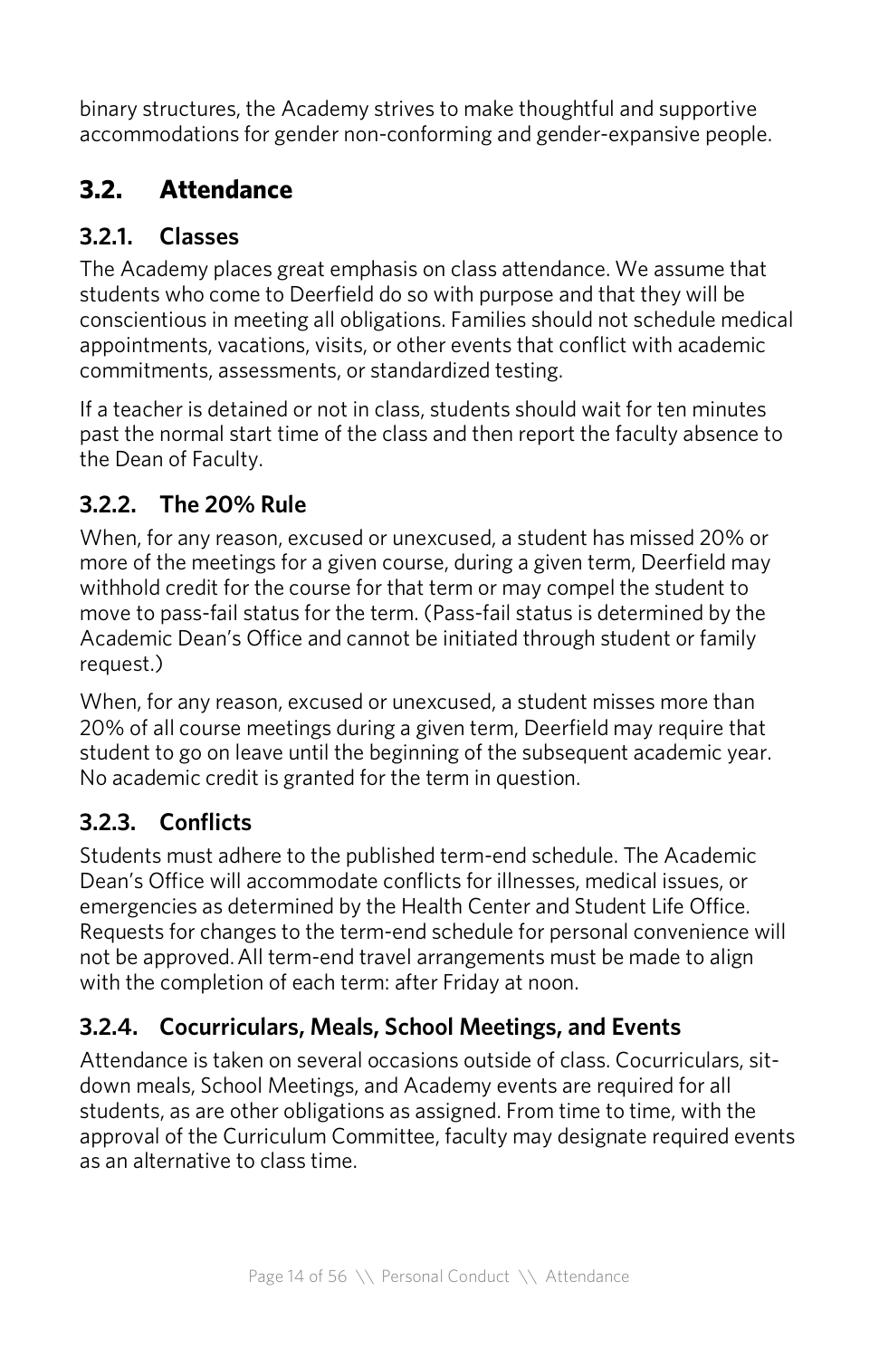binary structures, the Academy strives to make thoughtful and supportive accommodations for gender non-conforming and gender-expansive people.

## 3.2. Attendance

### 3.2.1. Classes

The Academy places great emphasis on class attendance. We assume that students who come to Deerfield do so with purpose and that they will be conscientious in meeting all obligations. Families should not schedule medical appointments, vacations, visits, or other events that conflict with academic commitments, assessments, or standardized testing.

If a teacher is detained or not in class, students should wait for ten minutes past the normal start time of the class and then report the faculty absence to the Dean of Faculty.

### 3.2.2. The 20% Rule

When, for any reason, excused or unexcused, a student has missed 20% or more of the meetings for a given course, during a given term, Deerfield may withhold credit for the course for that term or may compel the student to move to pass-fail status for the term. (Pass-fail status is determined by the Academic Dean's Office and cannot be initiated through student or family request.)

When, for any reason, excused or unexcused, a student misses more than 20% of all course meetings during a given term, Deerfield may require that student to go on leave until the beginning of the subsequent academic year. No academic credit is granted for the term in question.

### 3.2.3. Conflicts

Students must adhere to the published term-end schedule. The Academic Dean's Office will accommodate conflicts for illnesses, medical issues, or emergencies as determined by the Health Center and Student Life Office. Requests for changes to the term-end schedule for personal convenience will not be approved. All term-end travel arrangements must be made to align with the completion of each term: after Friday at noon.

### 3.2.4. Cocurriculars, Meals, School Meetings, and Events

Attendance is taken on several occasions outside of class. Cocurriculars, sit-down meals, School Meetings, and Academy events are required for all students, as are other obligations as assigned. From time to time, with the approval of the Curriculum Committee, faculty may designate required events as an alternative to class time.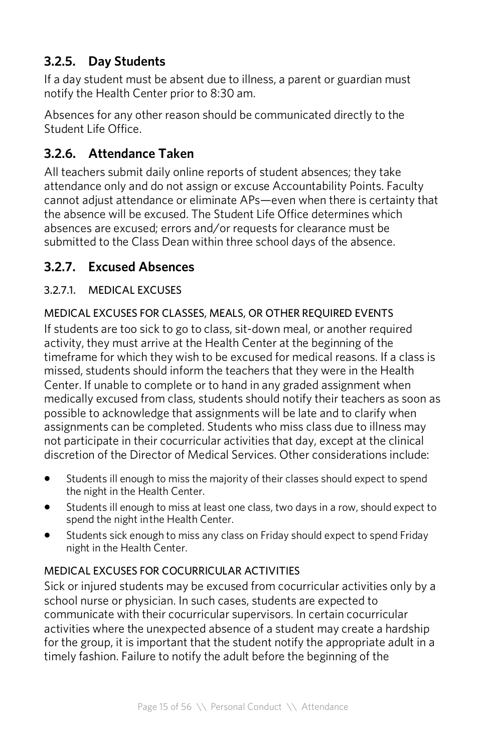### 3.2.5. Day Students

If a day student must be absent due to illness, a parent or guardian must notify the Health Center prior to 8:30 am.

Absences for any other reason should be communicated directly to the Student Life Office.

### 3.2.6. Attendance Taken

All teachers submit daily online reports of student absences; they take attendance only and do not assign or excuse Accountability Points. Faculty cannot adjust attendance or eliminate APs—even when there is certainty that the absence will be excused. The Student Life Office determines which absences are excused; errors and/or requests for clearance must be submitted to the Class Dean within three school days of the absence.

### 3.2.7. Excused Absences

#### 3.2.7.1. MEDICAL EXCUSES

MEDICAL EXCUSES FOR CLASSES, MEALS, OR OTHER REQUIRED EVENTS

If students are too sick to go to class, sit-down meal, or another required activity, they must arrive at the Health Center at the beginning of the timeframe for which they wish to be excused for medical reasons. If a class is missed, students should inform the teachers that they were in the Health Center. If unable to complete or to hand in any graded assignment when medically excused from class, students should notify their teachers as soon as possible to acknowledge that assignments will be late and to clarify when assignments can be completed. Students who miss class due to illness may not participate in their cocurricular activities that day, except at the clinical discretion of the Director of Medical Services. Other considerations include:

- Students ill enough to miss the majority of their classes should expect to spend the night in the Health Center.
- Students ill enough to miss at least one class, two days in a row, should expect to spend the night inthe Health Center.
- Students sick enough to miss any class on Friday should expect to spend Friday night in the Health Center.

MEDICAL EXCUSES FOR COCURRICULAR ACTIVITIES

Sick or injured students may be excused from cocurricular activities only by a school nurse or physician. In such cases, students are expected to communicate with their cocurricular supervisors. In certain cocurricular activities where the unexpected absence of a student may create a hardship for the group, it is important that the student notify the appropriate adult in a timely fashion. Failure to notify the adult before the beginning of the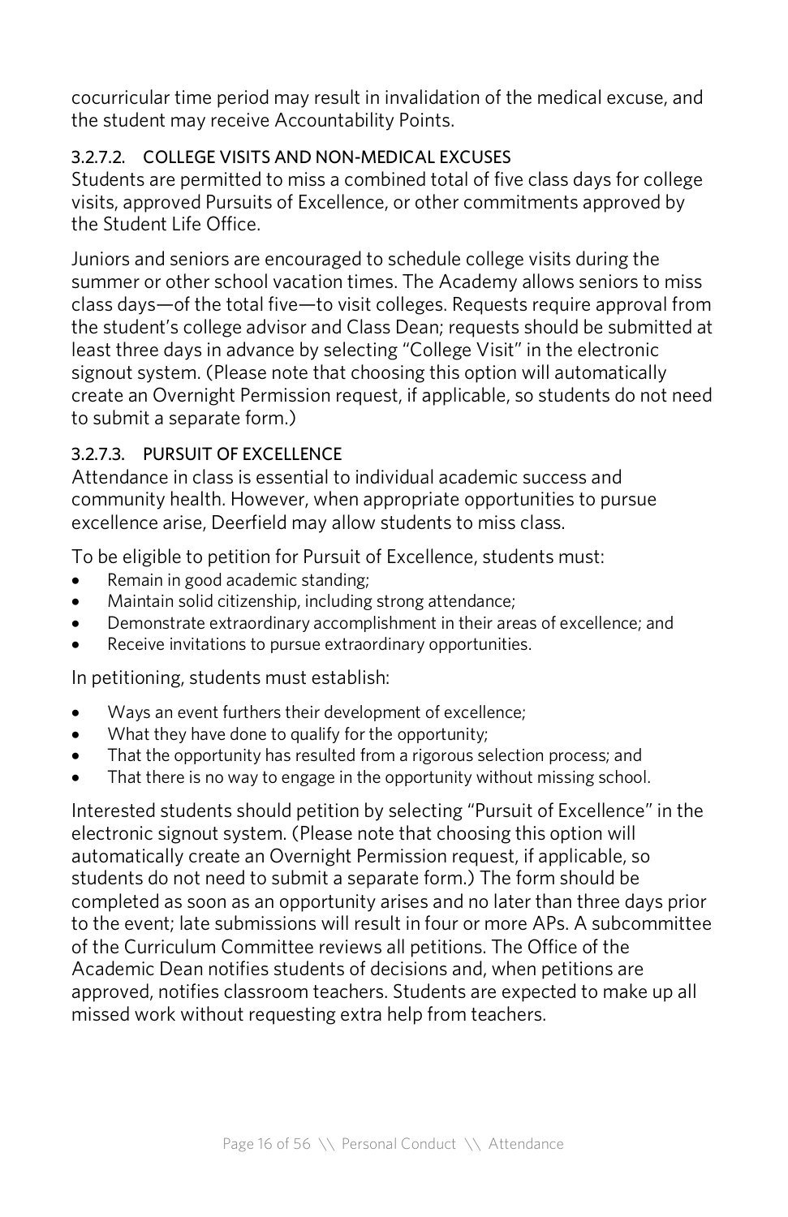cocurricular time period may result in invalidation of the medical excuse, and the student may receive Accountability Points.

#### 3.2.7.2. COLLEGE VISITS AND NON-MEDICAL EXCUSES

Students are permitted to miss a combined total of five class days for college visits, approved Pursuits of Excellence, or other commitments approved by the Student Life Office.

Juniors and seniors are encouraged to schedule college visits during the summer or other school vacation times. The Academy allows seniors to miss class days—of the total five—to visit colleges. Requests require approval from the student's college advisor and Class Dean; requests should be submitted at least three days in advance by selecting "College Visit" in the electronic signout system. (Please note that choosing this option will automatically create an Overnight Permission request, if applicable, so students do not need to submit a separate form.)

#### 3.2.7.3. PURSUIT OF EXCELLENCE

Attendance in class is essential to individual academic success and community health. However, when appropriate opportunities to pursue excellence arise, Deerfield may allow students to miss class.

To be eligible to petition for Pursuit of Excellence, students must:

- Remain in good academic standing;
- Maintain solid citizenship, including strong attendance;
- Demonstrate extraordinary accomplishment in their areas of excellence; and
- Receive invitations to pursue extraordinary opportunities.

In petitioning, students must establish:

- Ways an event furthers their development of excellence;
- What they have done to qualify for the opportunity;
- That the opportunity has resulted from a rigorous selection process; and
- That there is no way to engage in the opportunity without missing school.

Interested students should petition by selecting "Pursuit of Excellence" in the electronic signout system. (Please note that choosing this option will automatically create an Overnight Permission request, if applicable, so students do not need to submit a separate form.) The form should be completed as soon as an opportunity arises and no later than three days prior to the event; late submissions will result in four or more APs. A subcommittee of the Curriculum Committee reviews all petitions. The Office of the Academic Dean notifies students of decisions and, when petitions are approved, notifies classroom teachers. Students are expected to make up all missed work without requesting extra help from teachers.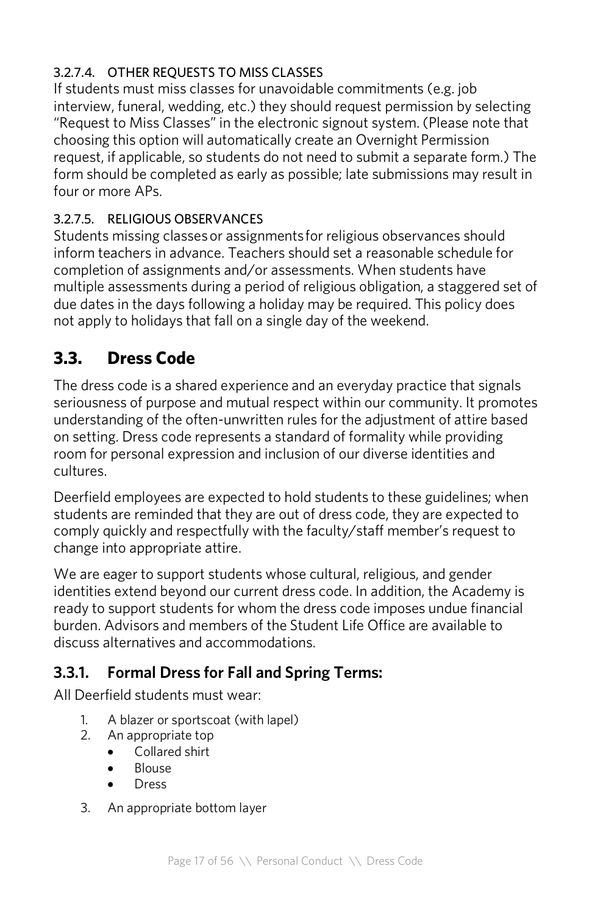#### 3.2.7.4. OTHER REQUESTS TO MISS CLASSES

If students must miss classes for unavoidable commitments (e.g. job interview, funeral, wedding, etc.) they should request permission by selecting "Request to Miss Classes" in the electronic signout system. (Please note that choosing this option will automatically create an Overnight Permission request, if applicable, so students do not need to submit a separate form.) The form should be completed as early as possible; late submissions may result in four or more APs.

#### 3.2.7.5. RELIGIOUS OBSERVANCES

Students missing classes or assignments for religious observances should inform teachers in advance. Teachers should set a reasonable schedule for completion of assignments and/or assessments. When students have multiple assessments during a period of religious obligation, a staggered set of due dates in the days following a holiday may be required. This policy does not apply to holidays that fall on a single day of the weekend.

## 3.3. Dress Code

The dress code is a shared experience and an everyday practice that signals seriousness of purpose and mutual respect within our community. It promotes understanding of the often-unwritten rules for the adjustment of attire based on setting. Dress code represents a standard of formality while providing room for personal expression and inclusion of our diverse identities and cultures.

Deerfield employees are expected to hold students to these guidelines; when students are reminded that they are out of dress code, they are expected to comply quickly and respectfully with the faculty/staff member's request to change into appropriate attire.

We are eager to support students whose cultural, religious, and gender identities extend beyond our current dress code. In addition, the Academy is ready to support students for whom the dress code imposes undue financial burden. Advisors and members of the Student Life Office are available to discuss alternatives and accommodations.

### 3.3.1. Formal Dress for Fall and Spring Terms:

All Deerfield students must wear:

1. A blazer or sportscoat (with lapel)
2. An appropriate top
   - Collared shirt
   - Blouse
   - Dress
3. An appropriate bottom layer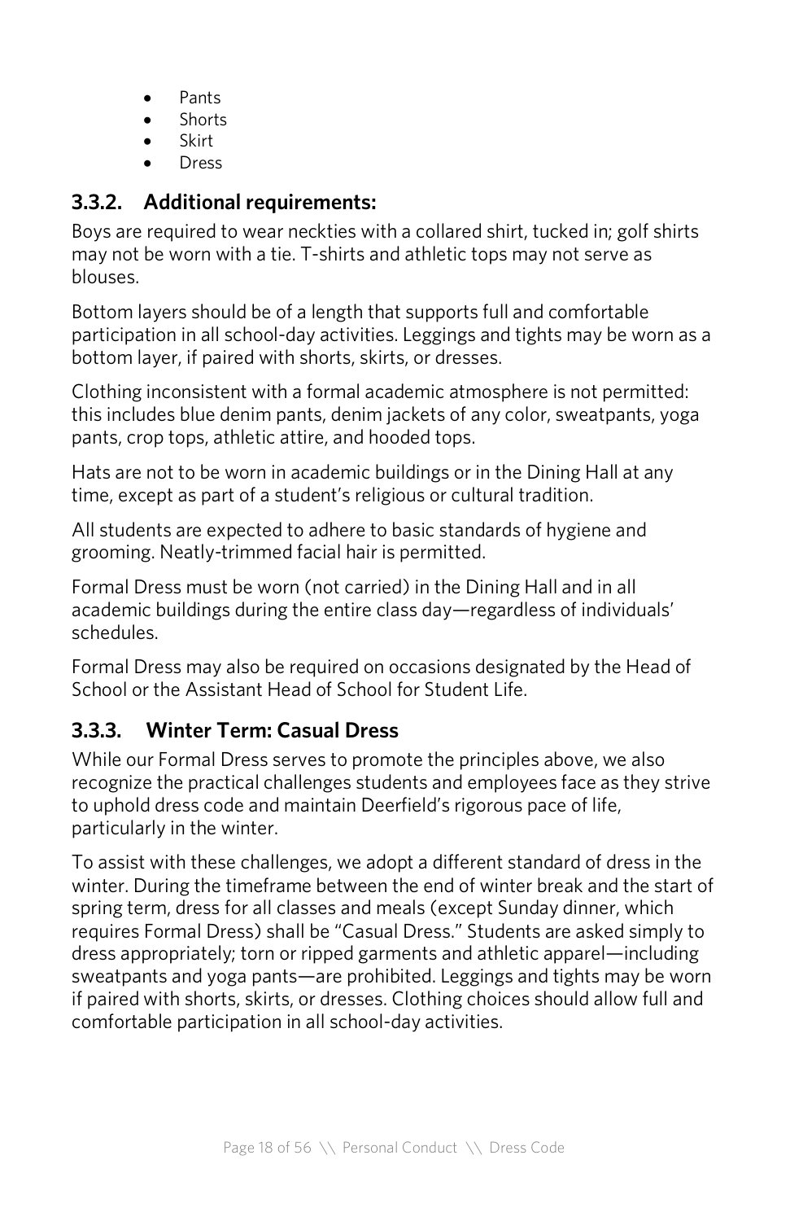- Pants
- Shorts
- Skirt
- Dress

### 3.3.2. Additional requirements:

Boys are required to wear neckties with a collared shirt, tucked in; golf shirts may not be worn with a tie. T-shirts and athletic tops may not serve as blouses.

Bottom layers should be of a length that supports full and comfortable participation in all school-day activities. Leggings and tights may be worn as a bottom layer, if paired with shorts, skirts, or dresses.

Clothing inconsistent with a formal academic atmosphere is not permitted: this includes blue denim pants, denim jackets of any color, sweatpants, yoga pants, crop tops, athletic attire, and hooded tops.

Hats are not to be worn in academic buildings or in the Dining Hall at any time, except as part of a student's religious or cultural tradition.

All students are expected to adhere to basic standards of hygiene and grooming. Neatly-trimmed facial hair is permitted.

Formal Dress must be worn (not carried) in the Dining Hall and in all academic buildings during the entire class day—regardless of individuals' schedules.

Formal Dress may also be required on occasions designated by the Head of School or the Assistant Head of School for Student Life.

### 3.3.3. Winter Term: Casual Dress

While our Formal Dress serves to promote the principles above, we also recognize the practical challenges students and employees face as they strive to uphold dress code and maintain Deerfield's rigorous pace of life, particularly in the winter.

To assist with these challenges, we adopt a different standard of dress in the winter. During the timeframe between the end of winter break and the start of spring term, dress for all classes and meals (except Sunday dinner, which requires Formal Dress) shall be "Casual Dress." Students are asked simply to dress appropriately; torn or ripped garments and athletic apparel—including sweatpants and yoga pants—are prohibited. Leggings and tights may be worn if paired with shorts, skirts, or dresses. Clothing choices should allow full and comfortable participation in all school-day activities.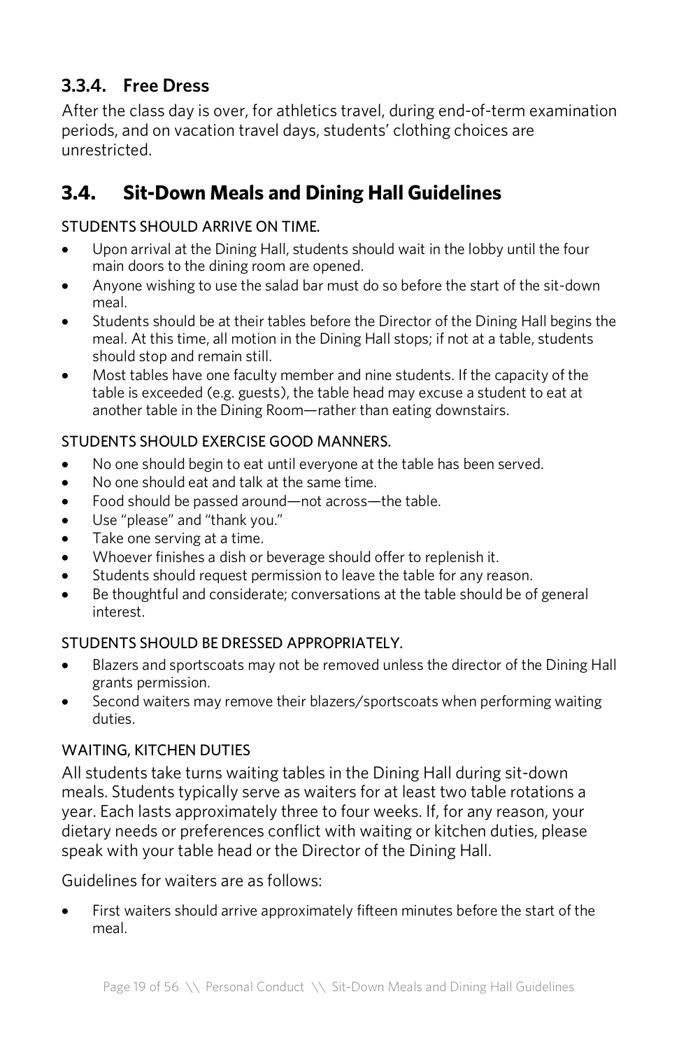### 3.3.4. Free Dress

After the class day is over, for athletics travel, during end-of-term examination periods, and on vacation travel days, students' clothing choices are unrestricted.

## 3.4. Sit-Down Meals and Dining Hall Guidelines

STUDENTS SHOULD ARRIVE ON TIME.

- Upon arrival at the Dining Hall, students should wait in the lobby until the four main doors to the dining room are opened.
- Anyone wishing to use the salad bar must do so before the start of the sit-down meal.
- Students should be at their tables before the Director of the Dining Hall begins the meal. At this time, all motion in the Dining Hall stops; if not at a table, students should stop and remain still.
- Most tables have one faculty member and nine students. If the capacity of the table is exceeded (e.g. guests), the table head may excuse a student to eat at another table in the Dining Room—rather than eating downstairs.

STUDENTS SHOULD EXERCISE GOOD MANNERS.

- No one should begin to eat until everyone at the table has been served.
- No one should eat and talk at the same time.
- Food should be passed around—not across—the table.
- Use "please" and "thank you."
- Take one serving at a time.
- Whoever finishes a dish or beverage should offer to replenish it.
- Students should request permission to leave the table for any reason.
- Be thoughtful and considerate; conversations at the table should be of general interest.

STUDENTS SHOULD BE DRESSED APPROPRIATELY.

- Blazers and sportscoats may not be removed unless the director of the Dining Hall grants permission.
- Second waiters may remove their blazers/sportscoats when performing waiting duties.

WAITING, KITCHEN DUTIES

All students take turns waiting tables in the Dining Hall during sit-down meals. Students typically serve as waiters for at least two table rotations a year. Each lasts approximately three to four weeks. If, for any reason, your dietary needs or preferences conflict with waiting or kitchen duties, please speak with your table head or the Director of the Dining Hall.

Guidelines for waiters are as follows:

- First waiters should arrive approximately fifteen minutes before the start of the meal.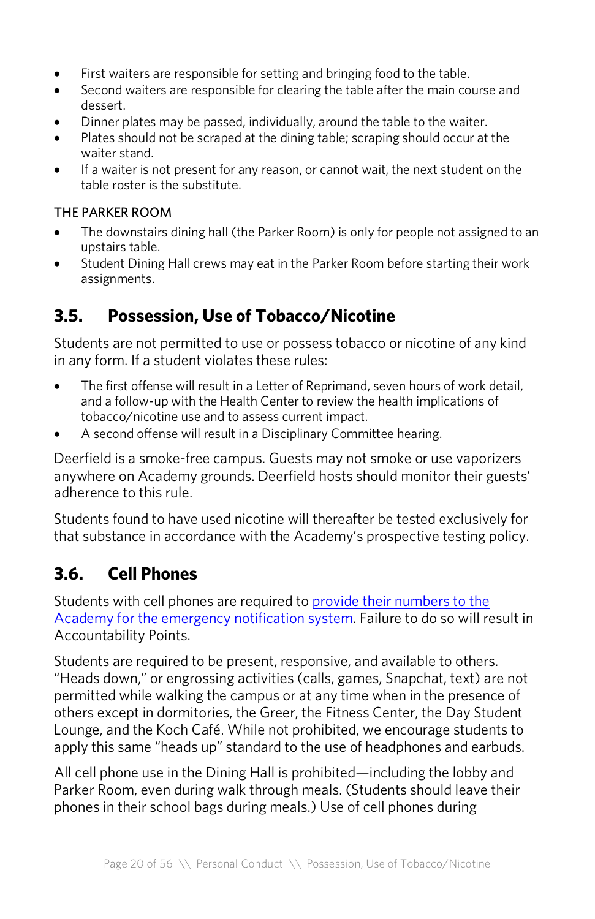- First waiters are responsible for setting and bringing food to the table.
- Second waiters are responsible for clearing the table after the main course and dessert.
- Dinner plates may be passed, individually, around the table to the waiter.
- Plates should not be scraped at the dining table; scraping should occur at the waiter stand.
- If a waiter is not present for any reason, or cannot wait, the next student on the table roster is the substitute.

THE PARKER ROOM

- The downstairs dining hall (the Parker Room) is only for people not assigned to an upstairs table.
- Student Dining Hall crews may eat in the Parker Room before starting their work assignments.

## 3.5. Possession, Use of Tobacco/Nicotine

Students are not permitted to use or possess tobacco or nicotine of any kind in any form. If a student violates these rules:

- The first offense will result in a Letter of Reprimand, seven hours of work detail, and a follow-up with the Health Center to review the health implications of tobacco/nicotine use and to assess current impact.
- A second offense will result in a Disciplinary Committee hearing.

Deerfield is a smoke-free campus. Guests may not smoke or use vaporizers anywhere on Academy grounds. Deerfield hosts should monitor their guests' adherence to this rule.

Students found to have used nicotine will thereafter be tested exclusively for that substance in accordance with the Academy's prospective testing policy.

## 3.6. Cell Phones

Students with cell phones are required to provide their numbers to the Academy for the emergency notification system. Failure to do so will result in Accountability Points.

Students are required to be present, responsive, and available to others. "Heads down," or engrossing activities (calls, games, Snapchat, text) are not permitted while walking the campus or at any time when in the presence of others except in dormitories, the Greer, the Fitness Center, the Day Student Lounge, and the Koch Café. While not prohibited, we encourage students to apply this same "heads up" standard to the use of headphones and earbuds.

All cell phone use in the Dining Hall is prohibited—including the lobby and Parker Room, even during walk through meals. (Students should leave their phones in their school bags during meals.) Use of cell phones during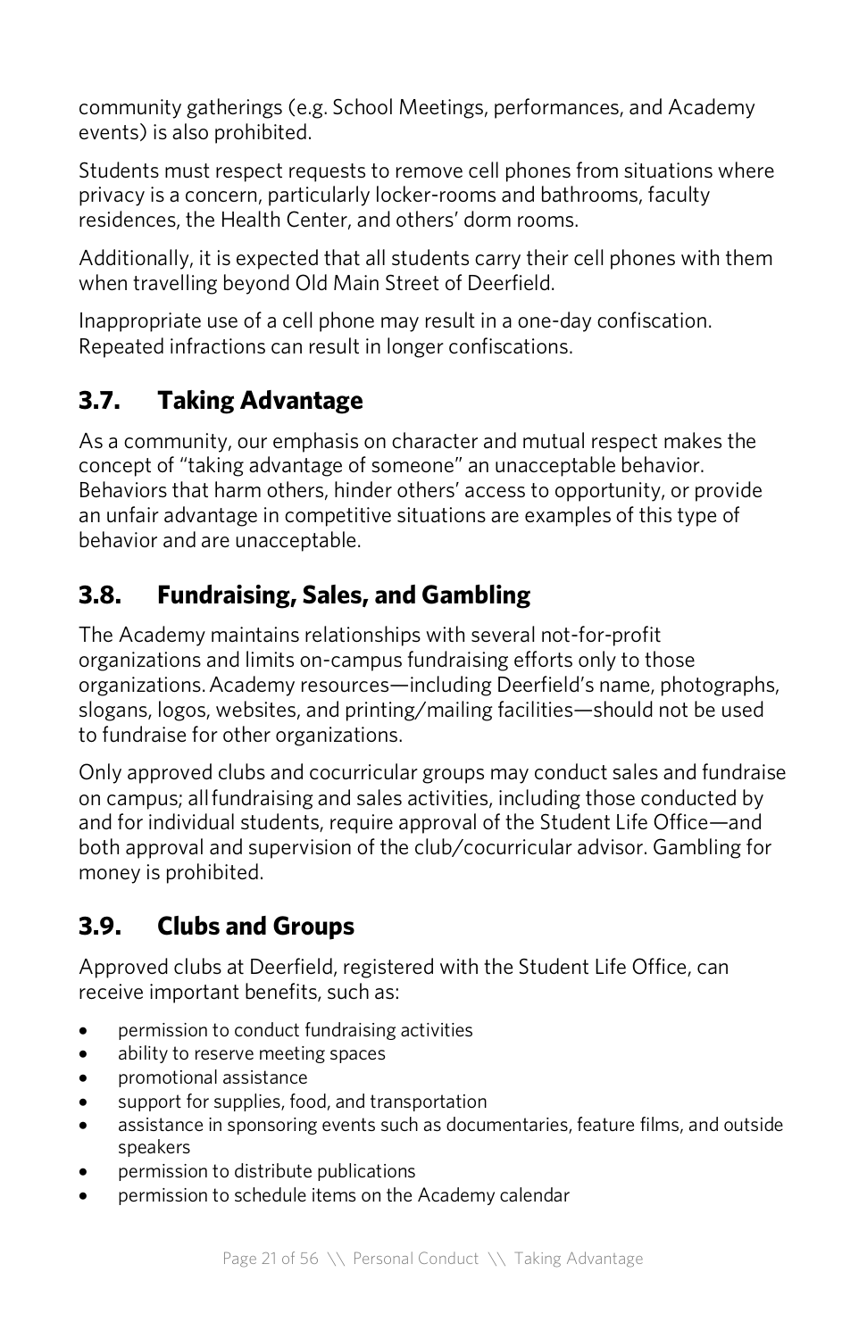community gatherings (e.g. School Meetings, performances, and Academy events) is also prohibited.

Students must respect requests to remove cell phones from situations where privacy is a concern, particularly locker-rooms and bathrooms, faculty residences, the Health Center, and others' dorm rooms.

Additionally, it is expected that all students carry their cell phones with them when travelling beyond Old Main Street of Deerfield.

Inappropriate use of a cell phone may result in a one-day confiscation. Repeated infractions can result in longer confiscations.

## 3.7. Taking Advantage

As a community, our emphasis on character and mutual respect makes the concept of "taking advantage of someone" an unacceptable behavior. Behaviors that harm others, hinder others' access to opportunity, or provide an unfair advantage in competitive situations are examples of this type of behavior and are unacceptable.

## 3.8. Fundraising, Sales, and Gambling

The Academy maintains relationships with several not-for-profit organizations and limits on-campus fundraising efforts only to those organizations. Academy resources—including Deerfield's name, photographs, slogans, logos, websites, and printing/mailing facilities—should not be used to fundraise for other organizations.

Only approved clubs and cocurricular groups may conduct sales and fundraise on campus; all fundraising and sales activities, including those conducted by and for individual students, require approval of the Student Life Office—and both approval and supervision of the club/cocurricular advisor. Gambling for money is prohibited.

## 3.9. Clubs and Groups

Approved clubs at Deerfield, registered with the Student Life Office, can receive important benefits, such as:

- permission to conduct fundraising activities
- ability to reserve meeting spaces
- promotional assistance
- support for supplies, food, and transportation
- assistance in sponsoring events such as documentaries, feature films, and outside speakers
- permission to distribute publications
- permission to schedule items on the Academy calendar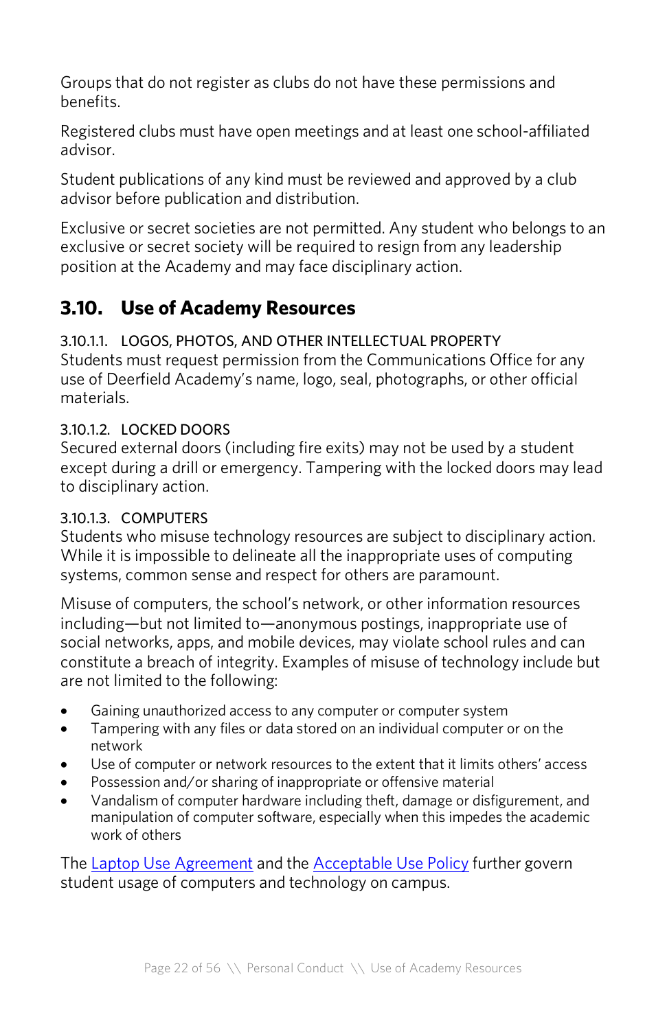Groups that do not register as clubs do not have these permissions and benefits.

Registered clubs must have open meetings and at least one school-affiliated advisor.

Student publications of any kind must be reviewed and approved by a club advisor before publication and distribution.

Exclusive or secret societies are not permitted. Any student who belongs to an exclusive or secret society will be required to resign from any leadership position at the Academy and may face disciplinary action.

## 3.10. Use of Academy Resources

#### 3.10.1.1. LOGOS, PHOTOS, AND OTHER INTELLECTUAL PROPERTY

Students must request permission from the Communications Office for any use of Deerfield Academy's name, logo, seal, photographs, or other official materials.

#### 3.10.1.2. LOCKED DOORS

Secured external doors (including fire exits) may not be used by a student except during a drill or emergency. Tampering with the locked doors may lead to disciplinary action.

#### 3.10.1.3. COMPUTERS

Students who misuse technology resources are subject to disciplinary action. While it is impossible to delineate all the inappropriate uses of computing systems, common sense and respect for others are paramount.

Misuse of computers, the school's network, or other information resources including—but not limited to—anonymous postings, inappropriate use of social networks, apps, and mobile devices, may violate school rules and can constitute a breach of integrity. Examples of misuse of technology include but are not limited to the following:

- Gaining unauthorized access to any computer or computer system
- Tampering with any files or data stored on an individual computer or on the network
- Use of computer or network resources to the extent that it limits others' access
- Possession and/or sharing of inappropriate or offensive material
- Vandalism of computer hardware including theft, damage or disfigurement, and manipulation of computer software, especially when this impedes the academic work of others

The Laptop Use Agreement and the Acceptable Use Policy further govern student usage of computers and technology on campus.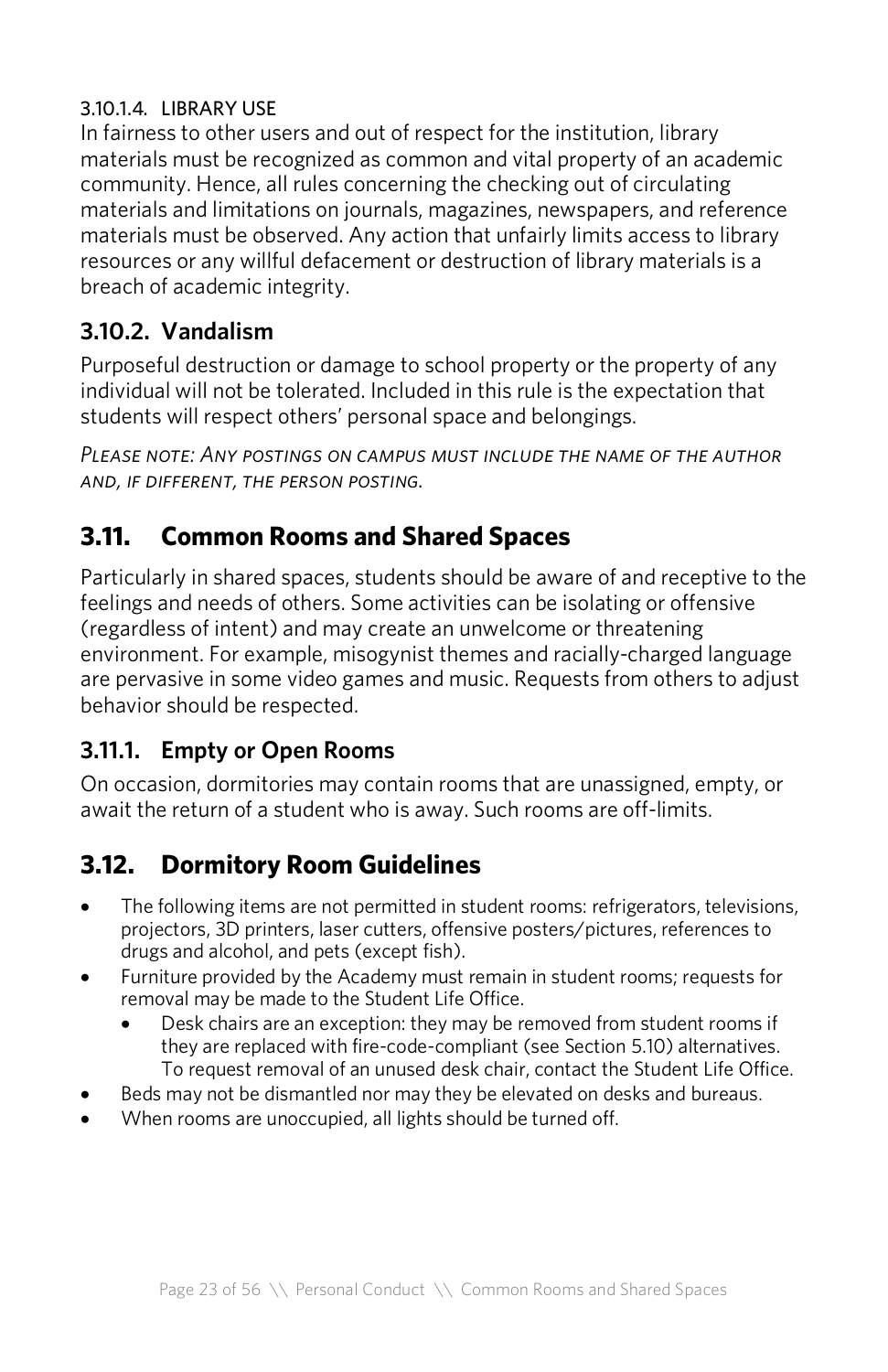#### 3.10.1.4. LIBRARY USE

In fairness to other users and out of respect for the institution, library materials must be recognized as common and vital property of an academic community. Hence, all rules concerning the checking out of circulating materials and limitations on journals, magazines, newspapers, and reference materials must be observed. Any action that unfairly limits access to library resources or any willful defacement or destruction of library materials is a breach of academic integrity.

### 3.10.2. Vandalism

Purposeful destruction or damage to school property or the property of any individual will not be tolerated. Included in this rule is the expectation that students will respect others' personal space and belongings.

*Please note: Any postings on campus must include the name of the author and, if different, the person posting.*

## 3.11. Common Rooms and Shared Spaces

Particularly in shared spaces, students should be aware of and receptive to the feelings and needs of others. Some activities can be isolating or offensive (regardless of intent) and may create an unwelcome or threatening environment. For example, misogynist themes and racially-charged language are pervasive in some video games and music. Requests from others to adjust behavior should be respected.

### 3.11.1. Empty or Open Rooms

On occasion, dormitories may contain rooms that are unassigned, empty, or await the return of a student who is away. Such rooms are off-limits.

## 3.12. Dormitory Room Guidelines

- The following items are not permitted in student rooms: refrigerators, televisions, projectors, 3D printers, laser cutters, offensive posters/pictures, references to drugs and alcohol, and pets (except fish).
- Furniture provided by the Academy must remain in student rooms; requests for removal may be made to the Student Life Office.
  - Desk chairs are an exception: they may be removed from student rooms if they are replaced with fire-code-compliant (see Section 5.10) alternatives. To request removal of an unused desk chair, contact the Student Life Office.
- Beds may not be dismantled nor may they be elevated on desks and bureaus.
- When rooms are unoccupied, all lights should be turned off.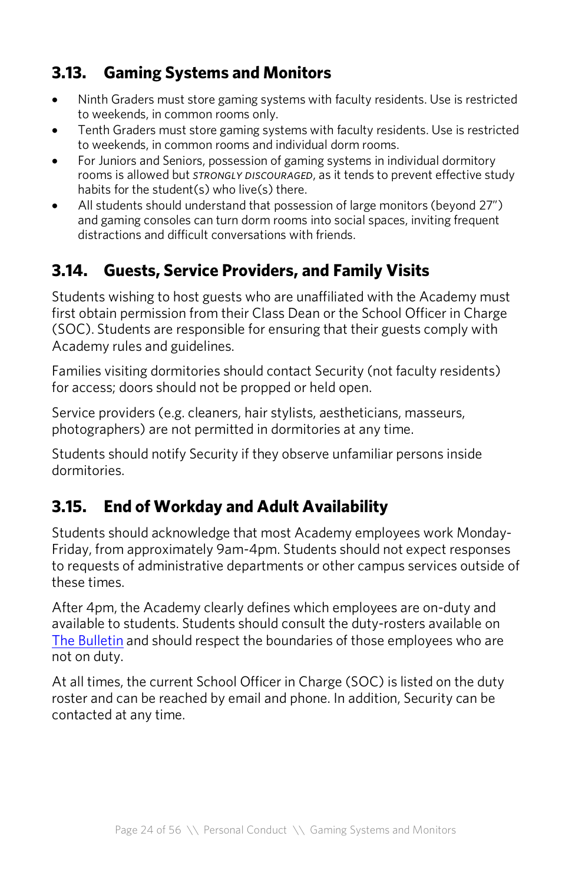## 3.13. Gaming Systems and Monitors

- Ninth Graders must store gaming systems with faculty residents. Use is restricted to weekends, in common rooms only.
- Tenth Graders must store gaming systems with faculty residents. Use is restricted to weekends, in common rooms and individual dorm rooms.
- For Juniors and Seniors, possession of gaming systems in individual dormitory rooms is allowed but *STRONGLY DISCOURAGED*, as it tends to prevent effective study habits for the student(s) who live(s) there.
- All students should understand that possession of large monitors (beyond 27") and gaming consoles can turn dorm rooms into social spaces, inviting frequent distractions and difficult conversations with friends.

## 3.14. Guests, Service Providers, and Family Visits

Students wishing to host guests who are unaffiliated with the Academy must first obtain permission from their Class Dean or the School Officer in Charge (SOC). Students are responsible for ensuring that their guests comply with Academy rules and guidelines.

Families visiting dormitories should contact Security (not faculty residents) for access; doors should not be propped or held open.

Service providers (e.g. cleaners, hair stylists, aestheticians, masseurs, photographers) are not permitted in dormitories at any time.

Students should notify Security if they observe unfamiliar persons inside dormitories.

## 3.15. End of Workday and Adult Availability

Students should acknowledge that most Academy employees work Monday-Friday, from approximately 9am-4pm. Students should not expect responses to requests of administrative departments or other campus services outside of these times.

After 4pm, the Academy clearly defines which employees are on-duty and available to students. Students should consult the duty-rosters available on The Bulletin and should respect the boundaries of those employees who are not on duty.

At all times, the current School Officer in Charge (SOC) is listed on the duty roster and can be reached by email and phone. In addition, Security can be contacted at any time.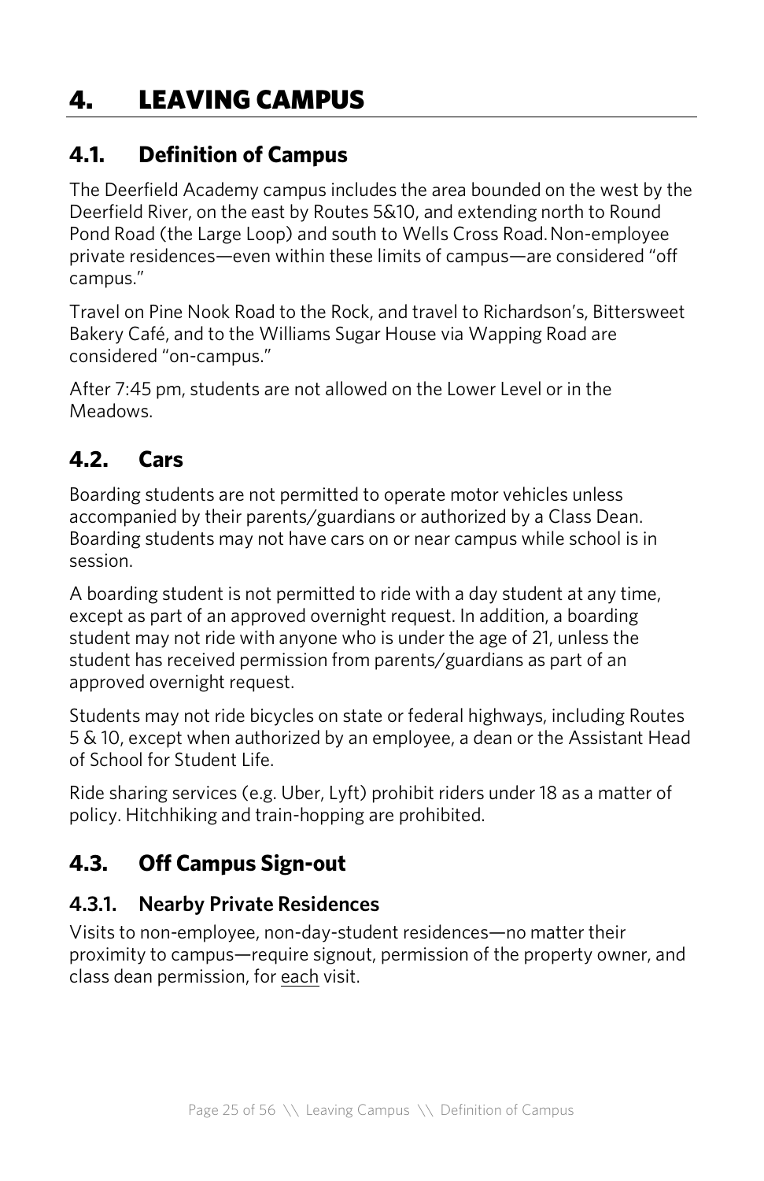# 4. LEAVING CAMPUS

## 4.1. Definition of Campus

The Deerfield Academy campus includes the area bounded on the west by the Deerfield River, on the east by Routes 5&10, and extending north to Round Pond Road (the Large Loop) and south to Wells Cross Road. Non-employee private residences—even within these limits of campus—are considered "off campus."

Travel on Pine Nook Road to the Rock, and travel to Richardson's, Bittersweet Bakery Café, and to the Williams Sugar House via Wapping Road are considered "on-campus."

After 7:45 pm, students are not allowed on the Lower Level or in the Meadows.

## 4.2. Cars

Boarding students are not permitted to operate motor vehicles unless accompanied by their parents/guardians or authorized by a Class Dean. Boarding students may not have cars on or near campus while school is in session.

A boarding student is not permitted to ride with a day student at any time, except as part of an approved overnight request. In addition, a boarding student may not ride with anyone who is under the age of 21, unless the student has received permission from parents/guardians as part of an approved overnight request.

Students may not ride bicycles on state or federal highways, including Routes 5 & 10, except when authorized by an employee, a dean or the Assistant Head of School for Student Life.

Ride sharing services (e.g. Uber, Lyft) prohibit riders under 18 as a matter of policy. Hitchhiking and train-hopping are prohibited.

## 4.3. Off Campus Sign-out

### 4.3.1. Nearby Private Residences

Visits to non-employee, non-day-student residences—no matter their proximity to campus—require signout, permission of the property owner, and class dean permission, for <u>each</u> visit.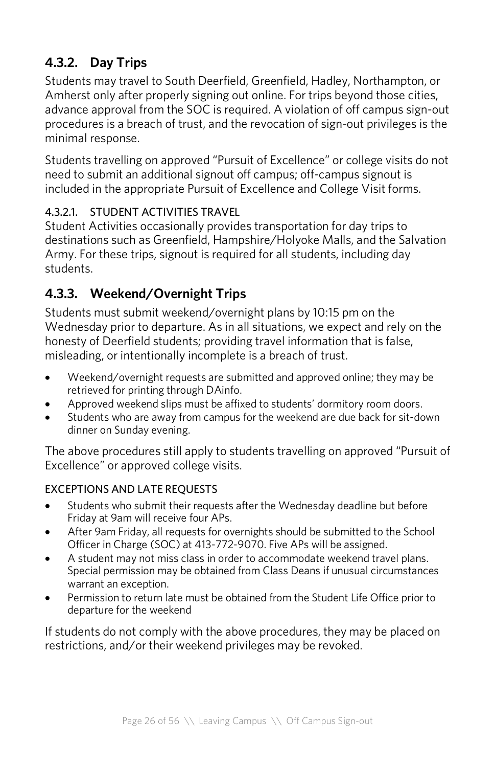### 4.3.2. Day Trips

Students may travel to South Deerfield, Greenfield, Hadley, Northampton, or Amherst only after properly signing out online. For trips beyond those cities, advance approval from the SOC is required. A violation of off campus sign-out procedures is a breach of trust, and the revocation of sign-out privileges is the minimal response.

Students travelling on approved "Pursuit of Excellence" or college visits do not need to submit an additional signout off campus; off-campus signout is included in the appropriate Pursuit of Excellence and College Visit forms.

#### 4.3.2.1. STUDENT ACTIVITIES TRAVEL

Student Activities occasionally provides transportation for day trips to destinations such as Greenfield, Hampshire/Holyoke Malls, and the Salvation Army. For these trips, signout is required for all students, including day students.

### 4.3.3. Weekend/Overnight Trips

Students must submit weekend/overnight plans by 10:15 pm on the Wednesday prior to departure. As in all situations, we expect and rely on the honesty of Deerfield students; providing travel information that is false, misleading, or intentionally incomplete is a breach of trust.

- Weekend/overnight requests are submitted and approved online; they may be retrieved for printing through DAinfo.
- Approved weekend slips must be affixed to students' dormitory room doors.
- Students who are away from campus for the weekend are due back for sit-down dinner on Sunday evening.

The above procedures still apply to students travelling on approved "Pursuit of Excellence" or approved college visits.

#### EXCEPTIONS AND LATE REQUESTS

- Students who submit their requests after the Wednesday deadline but before Friday at 9am will receive four APs.
- After 9am Friday, all requests for overnights should be submitted to the School Officer in Charge (SOC) at 413-772-9070. Five APs will be assigned.
- A student may not miss class in order to accommodate weekend travel plans. Special permission may be obtained from Class Deans if unusual circumstances warrant an exception.
- Permission to return late must be obtained from the Student Life Office prior to departure for the weekend

If students do not comply with the above procedures, they may be placed on restrictions, and/or their weekend privileges may be revoked.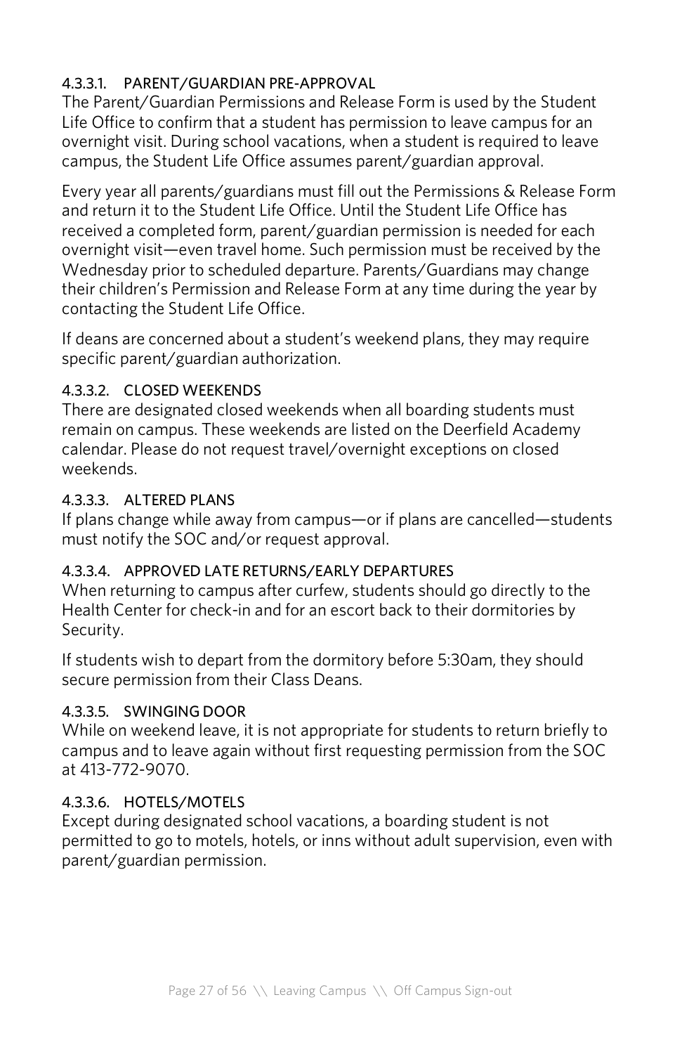#### 4.3.3.1. PARENT/GUARDIAN PRE-APPROVAL

The Parent/Guardian Permissions and Release Form is used by the Student Life Office to confirm that a student has permission to leave campus for an overnight visit. During school vacations, when a student is required to leave campus, the Student Life Office assumes parent/guardian approval.

Every year all parents/guardians must fill out the Permissions & Release Form and return it to the Student Life Office. Until the Student Life Office has received a completed form, parent/guardian permission is needed for each overnight visit—even travel home. Such permission must be received by the Wednesday prior to scheduled departure. Parents/Guardians may change their children's Permission and Release Form at any time during the year by contacting the Student Life Office.

If deans are concerned about a student's weekend plans, they may require specific parent/guardian authorization.

#### 4.3.3.2. CLOSED WEEKENDS

There are designated closed weekends when all boarding students must remain on campus. These weekends are listed on the Deerfield Academy calendar. Please do not request travel/overnight exceptions on closed weekends.

#### 4.3.3.3. ALTERED PLANS

If plans change while away from campus—or if plans are cancelled—students must notify the SOC and/or request approval.

#### 4.3.3.4. APPROVED LATE RETURNS/EARLY DEPARTURES

When returning to campus after curfew, students should go directly to the Health Center for check-in and for an escort back to their dormitories by Security.

If students wish to depart from the dormitory before 5:30am, they should secure permission from their Class Deans.

#### 4.3.3.5. SWINGING DOOR

While on weekend leave, it is not appropriate for students to return briefly to campus and to leave again without first requesting permission from the SOC at 413-772-9070.

#### 4.3.3.6. HOTELS/MOTELS

Except during designated school vacations, a boarding student is not permitted to go to motels, hotels, or inns without adult supervision, even with parent/guardian permission.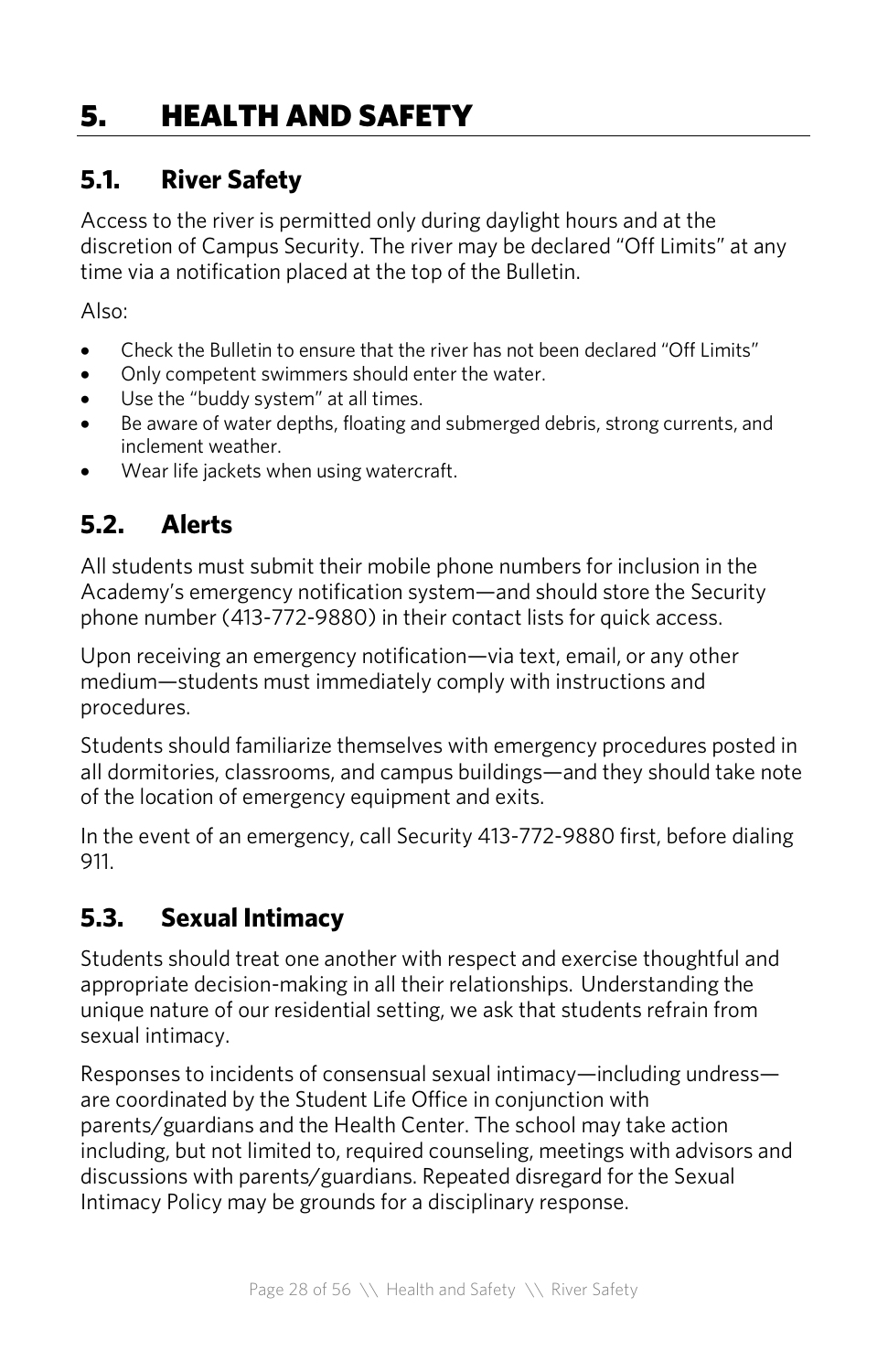# 5. HEALTH AND SAFETY

## 5.1. River Safety

Access to the river is permitted only during daylight hours and at the discretion of Campus Security. The river may be declared "Off Limits" at any time via a notification placed at the top of the Bulletin.

Also:

- Check the Bulletin to ensure that the river has not been declared "Off Limits"
- Only competent swimmers should enter the water.
- Use the "buddy system" at all times.
- Be aware of water depths, floating and submerged debris, strong currents, and inclement weather.
- Wear life jackets when using watercraft.

## 5.2. Alerts

All students must submit their mobile phone numbers for inclusion in the Academy's emergency notification system—and should store the Security phone number (413-772-9880) in their contact lists for quick access.

Upon receiving an emergency notification—via text, email, or any other medium—students must immediately comply with instructions and procedures.

Students should familiarize themselves with emergency procedures posted in all dormitories, classrooms, and campus buildings—and they should take note of the location of emergency equipment and exits.

In the event of an emergency, call Security 413-772-9880 first, before dialing 911.

## 5.3. Sexual Intimacy

Students should treat one another with respect and exercise thoughtful and appropriate decision-making in all their relationships. Understanding the unique nature of our residential setting, we ask that students refrain from sexual intimacy.

Responses to incidents of consensual sexual intimacy—including undress—are coordinated by the Student Life Office in conjunction with parents/guardians and the Health Center. The school may take action including, but not limited to, required counseling, meetings with advisors and discussions with parents/guardians. Repeated disregard for the Sexual Intimacy Policy may be grounds for a disciplinary response.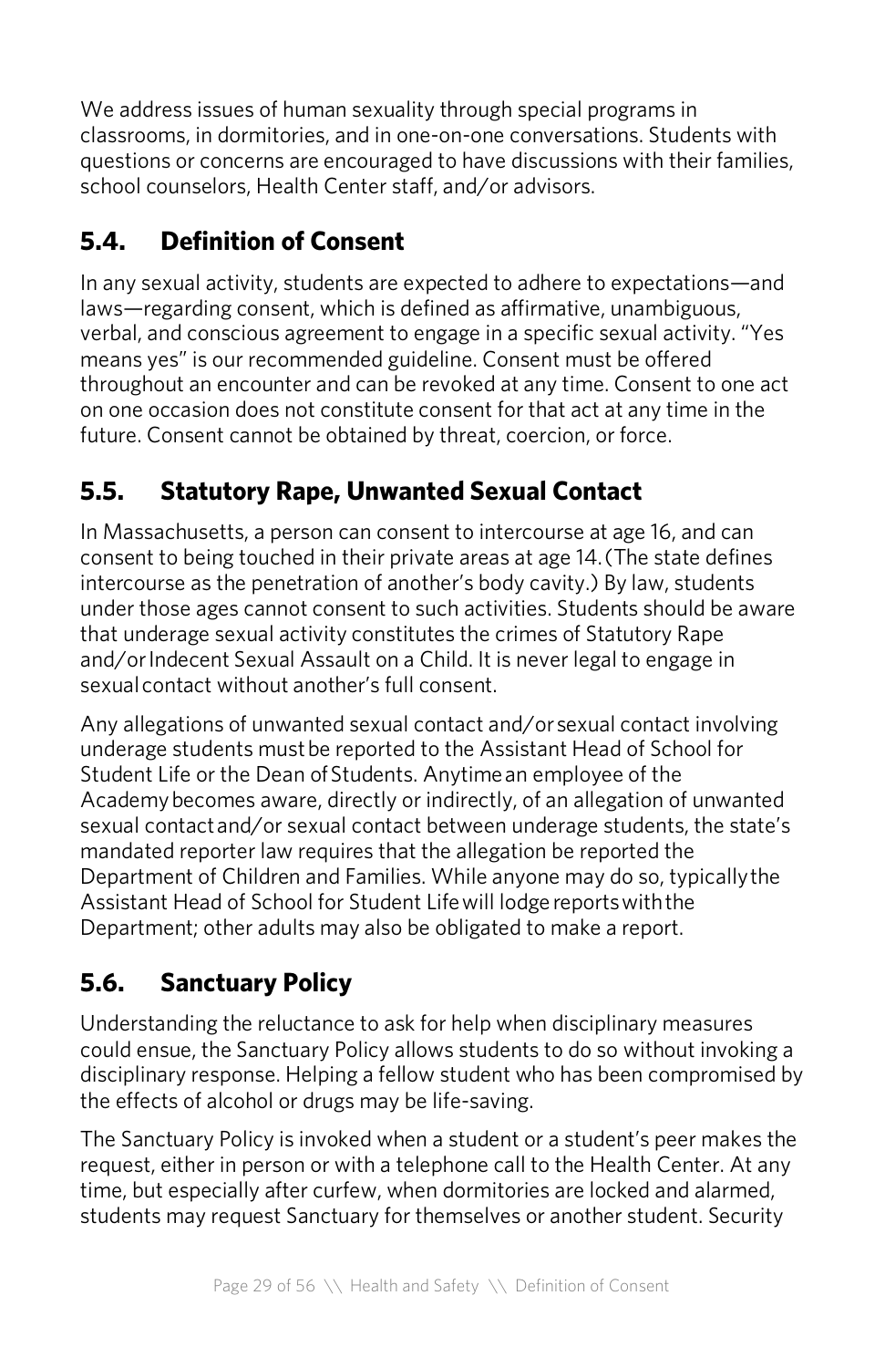We address issues of human sexuality through special programs in classrooms, in dormitories, and in one-on-one conversations. Students with questions or concerns are encouraged to have discussions with their families, school counselors, Health Center staff, and/or advisors.

## 5.4. Definition of Consent

In any sexual activity, students are expected to adhere to expectations—and laws—regarding consent, which is defined as affirmative, unambiguous, verbal, and conscious agreement to engage in a specific sexual activity. "Yes means yes" is our recommended guideline. Consent must be offered throughout an encounter and can be revoked at any time. Consent to one act on one occasion does not constitute consent for that act at any time in the future. Consent cannot be obtained by threat, coercion, or force.

## 5.5. Statutory Rape, Unwanted Sexual Contact

In Massachusetts, a person can consent to intercourse at age 16, and can consent to being touched in their private areas at age 14. (The state defines intercourse as the penetration of another's body cavity.) By law, students under those ages cannot consent to such activities. Students should be aware that underage sexual activity constitutes the crimes of Statutory Rape and/or Indecent Sexual Assault on a Child. It is never legal to engage in sexual contact without another's full consent.

Any allegations of unwanted sexual contact and/or sexual contact involving underage students must be reported to the Assistant Head of School for Student Life or the Dean of Students. Anytime an employee of the Academy becomes aware, directly or indirectly, of an allegation of unwanted sexual contact and/or sexual contact between underage students, the state's mandated reporter law requires that the allegation be reported the Department of Children and Families. While anyone may do so, typically the Assistant Head of School for Student Life will lodge reports with the Department; other adults may also be obligated to make a report.

## 5.6. Sanctuary Policy

Understanding the reluctance to ask for help when disciplinary measures could ensue, the Sanctuary Policy allows students to do so without invoking a disciplinary response. Helping a fellow student who has been compromised by the effects of alcohol or drugs may be life-saving.

The Sanctuary Policy is invoked when a student or a student's peer makes the request, either in person or with a telephone call to the Health Center. At any time, but especially after curfew, when dormitories are locked and alarmed, students may request Sanctuary for themselves or another student. Security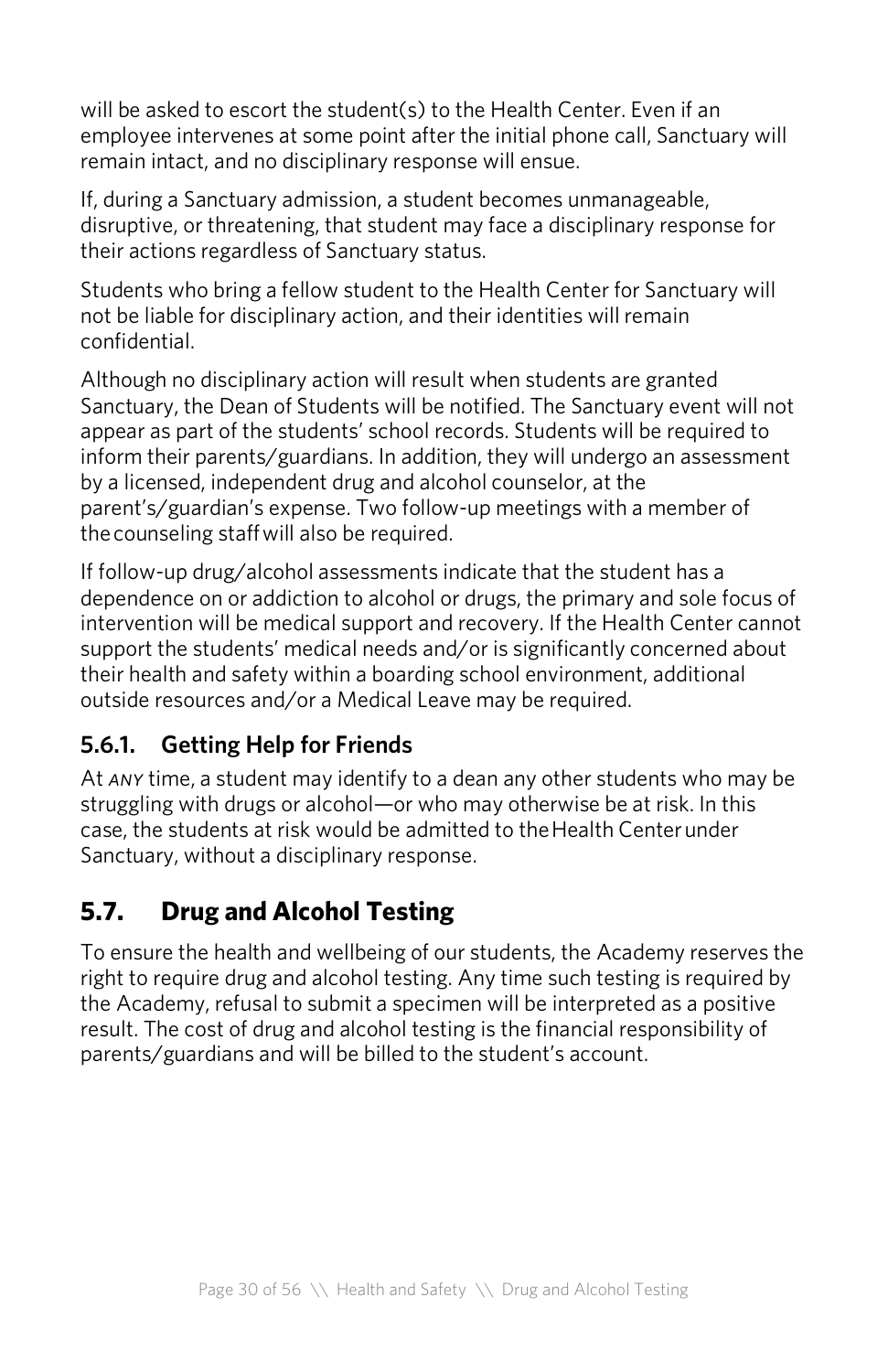will be asked to escort the student(s) to the Health Center. Even if an employee intervenes at some point after the initial phone call, Sanctuary will remain intact, and no disciplinary response will ensue.

If, during a Sanctuary admission, a student becomes unmanageable, disruptive, or threatening, that student may face a disciplinary response for their actions regardless of Sanctuary status.

Students who bring a fellow student to the Health Center for Sanctuary will not be liable for disciplinary action, and their identities will remain confidential.

Although no disciplinary action will result when students are granted Sanctuary, the Dean of Students will be notified. The Sanctuary event will not appear as part of the students' school records. Students will be required to inform their parents/guardians. In addition, they will undergo an assessment by a licensed, independent drug and alcohol counselor, at the parent's/guardian's expense. Two follow-up meetings with a member of the counseling staff will also be required.

If follow-up drug/alcohol assessments indicate that the student has a dependence on or addiction to alcohol or drugs, the primary and sole focus of intervention will be medical support and recovery. If the Health Center cannot support the students' medical needs and/or is significantly concerned about their health and safety within a boarding school environment, additional outside resources and/or a Medical Leave may be required.

### 5.6.1. Getting Help for Friends

At *ANY* time, a student may identify to a dean any other students who may be struggling with drugs or alcohol—or who may otherwise be at risk. In this case, the students at risk would be admitted to the Health Center under Sanctuary, without a disciplinary response.

## 5.7. Drug and Alcohol Testing

To ensure the health and wellbeing of our students, the Academy reserves the right to require drug and alcohol testing. Any time such testing is required by the Academy, refusal to submit a specimen will be interpreted as a positive result. The cost of drug and alcohol testing is the financial responsibility of parents/guardians and will be billed to the student's account.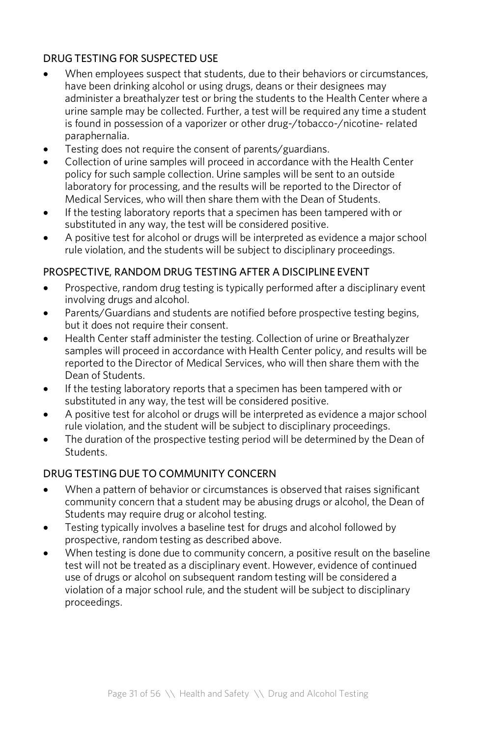### DRUG TESTING FOR SUSPECTED USE

- When employees suspect that students, due to their behaviors or circumstances, have been drinking alcohol or using drugs, deans or their designees may administer a breathalyzer test or bring the students to the Health Center where a urine sample may be collected. Further, a test will be required any time a student is found in possession of a vaporizer or other drug-/tobacco-/nicotine- related paraphernalia.
- Testing does not require the consent of parents/guardians.
- Collection of urine samples will proceed in accordance with the Health Center policy for such sample collection. Urine samples will be sent to an outside laboratory for processing, and the results will be reported to the Director of Medical Services, who will then share them with the Dean of Students.
- If the testing laboratory reports that a specimen has been tampered with or substituted in any way, the test will be considered positive.
- A positive test for alcohol or drugs will be interpreted as evidence a major school rule violation, and the students will be subject to disciplinary proceedings.

### PROSPECTIVE, RANDOM DRUG TESTING AFTER A DISCIPLINE EVENT

- Prospective, random drug testing is typically performed after a disciplinary event involving drugs and alcohol.
- Parents/Guardians and students are notified before prospective testing begins, but it does not require their consent.
- Health Center staff administer the testing. Collection of urine or Breathalyzer samples will proceed in accordance with Health Center policy, and results will be reported to the Director of Medical Services, who will then share them with the Dean of Students.
- If the testing laboratory reports that a specimen has been tampered with or substituted in any way, the test will be considered positive.
- A positive test for alcohol or drugs will be interpreted as evidence a major school rule violation, and the student will be subject to disciplinary proceedings.
- The duration of the prospective testing period will be determined by the Dean of Students.

### DRUG TESTING DUE TO COMMUNITY CONCERN

- When a pattern of behavior or circumstances is observed that raises significant community concern that a student may be abusing drugs or alcohol, the Dean of Students may require drug or alcohol testing.
- Testing typically involves a baseline test for drugs and alcohol followed by prospective, random testing as described above.
- When testing is done due to community concern, a positive result on the baseline test will not be treated as a disciplinary event. However, evidence of continued use of drugs or alcohol on subsequent random testing will be considered a violation of a major school rule, and the student will be subject to disciplinary proceedings.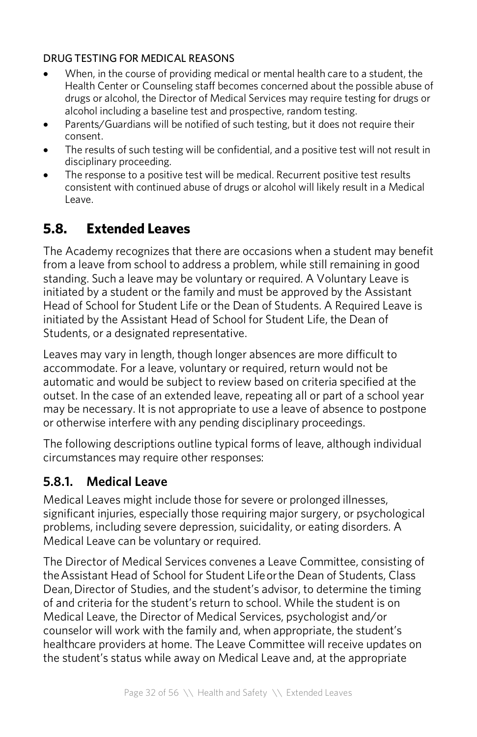DRUG TESTING FOR MEDICAL REASONS

- When, in the course of providing medical or mental health care to a student, the Health Center or Counseling staff becomes concerned about the possible abuse of drugs or alcohol, the Director of Medical Services may require testing for drugs or alcohol including a baseline test and prospective, random testing.
- Parents/Guardians will be notified of such testing, but it does not require their consent.
- The results of such testing will be confidential, and a positive test will not result in disciplinary proceeding.
- The response to a positive test will be medical. Recurrent positive test results consistent with continued abuse of drugs or alcohol will likely result in a Medical Leave.

## 5.8. Extended Leaves

The Academy recognizes that there are occasions when a student may benefit from a leave from school to address a problem, while still remaining in good standing. Such a leave may be voluntary or required. A Voluntary Leave is initiated by a student or the family and must be approved by the Assistant Head of School for Student Life or the Dean of Students. A Required Leave is initiated by the Assistant Head of School for Student Life, the Dean of Students, or a designated representative.

Leaves may vary in length, though longer absences are more difficult to accommodate. For a leave, voluntary or required, return would not be automatic and would be subject to review based on criteria specified at the outset. In the case of an extended leave, repeating all or part of a school year may be necessary. It is not appropriate to use a leave of absence to postpone or otherwise interfere with any pending disciplinary proceedings.

The following descriptions outline typical forms of leave, although individual circumstances may require other responses:

### 5.8.1. Medical Leave

Medical Leaves might include those for severe or prolonged illnesses, significant injuries, especially those requiring major surgery, or psychological problems, including severe depression, suicidality, or eating disorders. A Medical Leave can be voluntary or required.

The Director of Medical Services convenes a Leave Committee, consisting of the Assistant Head of School for Student Life or the Dean of Students, Class Dean, Director of Studies, and the student's advisor, to determine the timing of and criteria for the student's return to school. While the student is on Medical Leave, the Director of Medical Services, psychologist and/or counselor will work with the family and, when appropriate, the student's healthcare providers at home. The Leave Committee will receive updates on the student's status while away on Medical Leave and, at the appropriate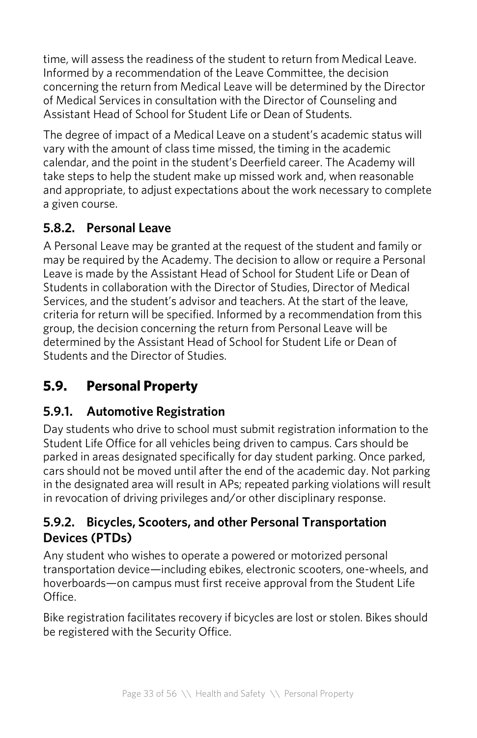time, will assess the readiness of the student to return from Medical Leave. Informed by a recommendation of the Leave Committee, the decision concerning the return from Medical Leave will be determined by the Director of Medical Services in consultation with the Director of Counseling and Assistant Head of School for Student Life or Dean of Students.

The degree of impact of a Medical Leave on a student's academic status will vary with the amount of class time missed, the timing in the academic calendar, and the point in the student's Deerfield career. The Academy will take steps to help the student make up missed work and, when reasonable and appropriate, to adjust expectations about the work necessary to complete a given course.

### 5.8.2. Personal Leave

A Personal Leave may be granted at the request of the student and family or may be required by the Academy. The decision to allow or require a Personal Leave is made by the Assistant Head of School for Student Life or Dean of Students in collaboration with the Director of Studies, Director of Medical Services, and the student's advisor and teachers. At the start of the leave, criteria for return will be specified. Informed by a recommendation from this group, the decision concerning the return from Personal Leave will be determined by the Assistant Head of School for Student Life or Dean of Students and the Director of Studies.

## 5.9. Personal Property

### 5.9.1. Automotive Registration

Day students who drive to school must submit registration information to the Student Life Office for all vehicles being driven to campus. Cars should be parked in areas designated specifically for day student parking. Once parked, cars should not be moved until after the end of the academic day. Not parking in the designated area will result in APs; repeated parking violations will result in revocation of driving privileges and/or other disciplinary response.

### 5.9.2. Bicycles, Scooters, and other Personal Transportation Devices (PTDs)

Any student who wishes to operate a powered or motorized personal transportation device—including ebikes, electronic scooters, one-wheels, and hoverboards—on campus must first receive approval from the Student Life Office.

Bike registration facilitates recovery if bicycles are lost or stolen. Bikes should be registered with the Security Office.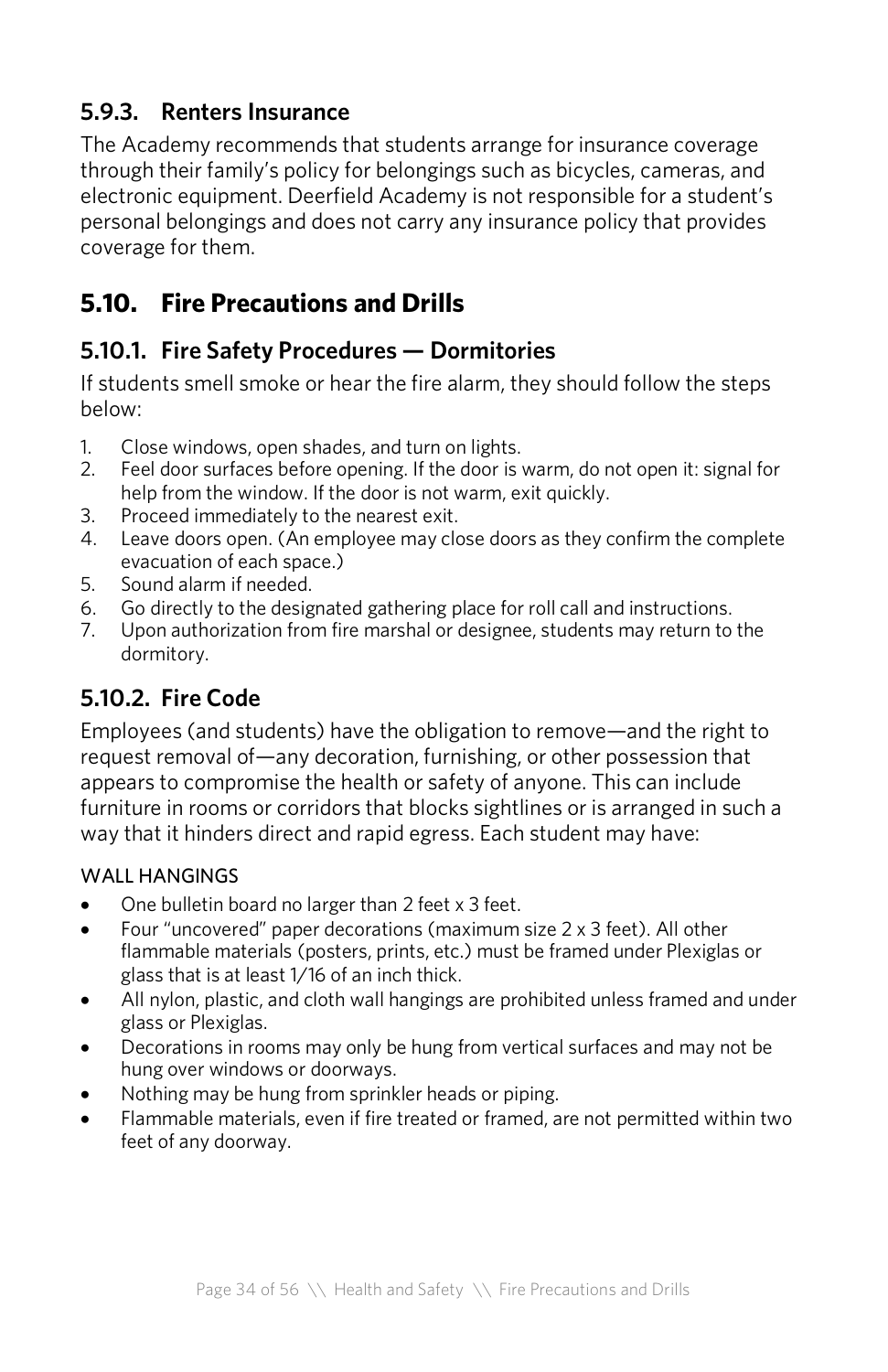### 5.9.3. Renters Insurance

The Academy recommends that students arrange for insurance coverage through their family's policy for belongings such as bicycles, cameras, and electronic equipment. Deerfield Academy is not responsible for a student's personal belongings and does not carry any insurance policy that provides coverage for them.

## 5.10. Fire Precautions and Drills

### 5.10.1. Fire Safety Procedures — Dormitories

If students smell smoke or hear the fire alarm, they should follow the steps below:

1. Close windows, open shades, and turn on lights.
2. Feel door surfaces before opening. If the door is warm, do not open it: signal for help from the window. If the door is not warm, exit quickly.
3. Proceed immediately to the nearest exit.
4. Leave doors open. (An employee may close doors as they confirm the complete evacuation of each space.)
5. Sound alarm if needed.
6. Go directly to the designated gathering place for roll call and instructions.
7. Upon authorization from fire marshal or designee, students may return to the dormitory.

### 5.10.2. Fire Code

Employees (and students) have the obligation to remove—and the right to request removal of—any decoration, furnishing, or other possession that appears to compromise the health or safety of anyone. This can include furniture in rooms or corridors that blocks sightlines or is arranged in such a way that it hinders direct and rapid egress. Each student may have:

WALL HANGINGS

- One bulletin board no larger than 2 feet x 3 feet.
- Four "uncovered" paper decorations (maximum size 2 x 3 feet). All other flammable materials (posters, prints, etc.) must be framed under Plexiglas or glass that is at least 1/16 of an inch thick.
- All nylon, plastic, and cloth wall hangings are prohibited unless framed and under glass or Plexiglas.
- Decorations in rooms may only be hung from vertical surfaces and may not be hung over windows or doorways.
- Nothing may be hung from sprinkler heads or piping.
- Flammable materials, even if fire treated or framed, are not permitted within two feet of any doorway.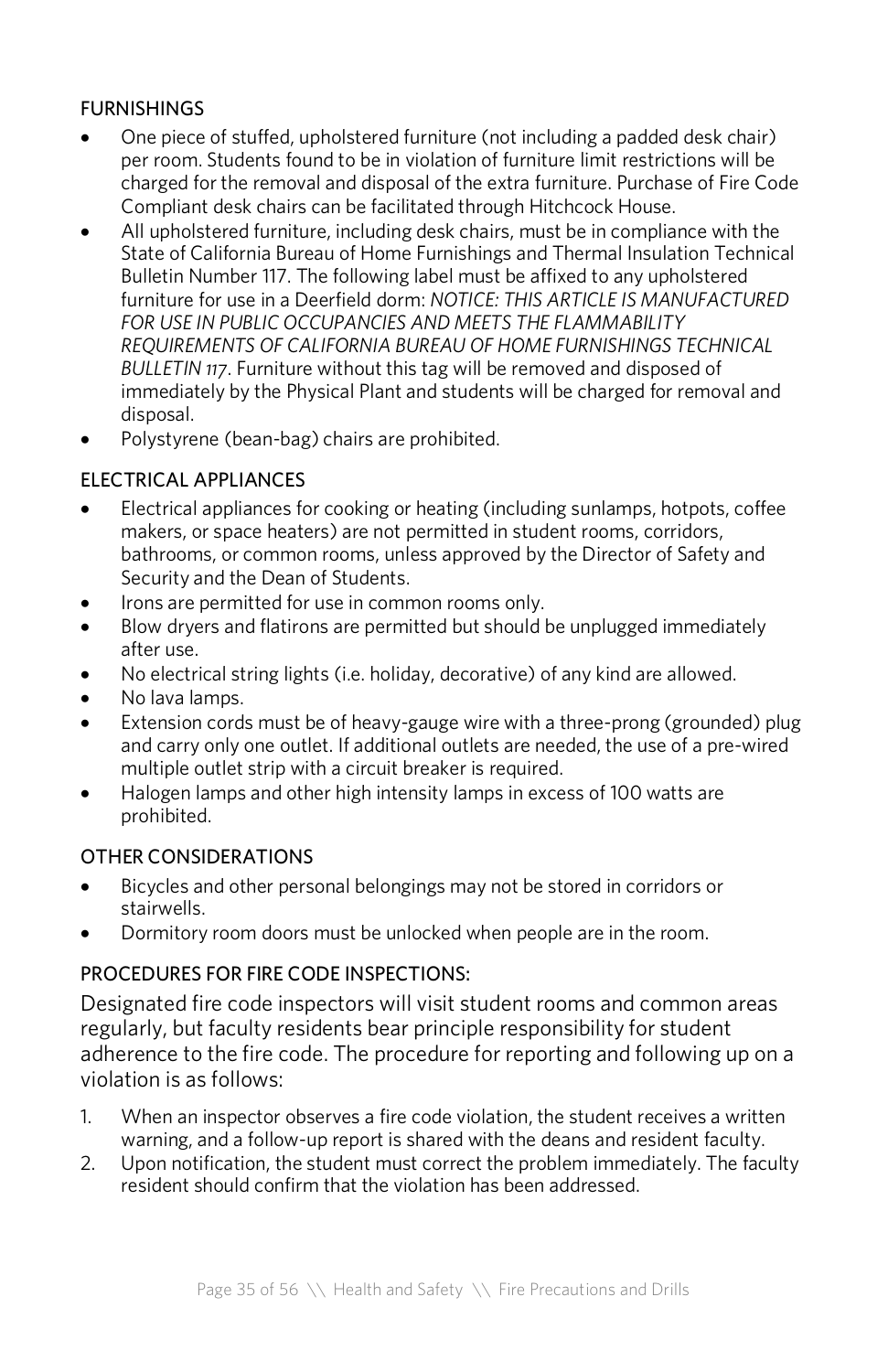## FURNISHINGS

- One piece of stuffed, upholstered furniture (not including a padded desk chair) per room. Students found to be in violation of furniture limit restrictions will be charged for the removal and disposal of the extra furniture. Purchase of Fire Code Compliant desk chairs can be facilitated through Hitchcock House.
- All upholstered furniture, including desk chairs, must be in compliance with the State of California Bureau of Home Furnishings and Thermal Insulation Technical Bulletin Number 117. The following label must be affixed to any upholstered furniture for use in a Deerfield dorm: *NOTICE: THIS ARTICLE IS MANUFACTURED FOR USE IN PUBLIC OCCUPANCIES AND MEETS THE FLAMMABILITY REQUIREMENTS OF CALIFORNIA BUREAU OF HOME FURNISHINGS TECHNICAL BULLETIN 117*. Furniture without this tag will be removed and disposed of immediately by the Physical Plant and students will be charged for removal and disposal.
- Polystyrene (bean-bag) chairs are prohibited.

## ELECTRICAL APPLIANCES

- Electrical appliances for cooking or heating (including sunlamps, hotpots, coffee makers, or space heaters) are not permitted in student rooms, corridors, bathrooms, or common rooms, unless approved by the Director of Safety and Security and the Dean of Students.
- Irons are permitted for use in common rooms only.
- Blow dryers and flatirons are permitted but should be unplugged immediately after use.
- No electrical string lights (i.e. holiday, decorative) of any kind are allowed.
- No lava lamps.
- Extension cords must be of heavy-gauge wire with a three-prong (grounded) plug and carry only one outlet. If additional outlets are needed, the use of a pre-wired multiple outlet strip with a circuit breaker is required.
- Halogen lamps and other high intensity lamps in excess of 100 watts are prohibited.

## OTHER CONSIDERATIONS

- Bicycles and other personal belongings may not be stored in corridors or stairwells.
- Dormitory room doors must be unlocked when people are in the room.

## PROCEDURES FOR FIRE CODE INSPECTIONS:

Designated fire code inspectors will visit student rooms and common areas regularly, but faculty residents bear principle responsibility for student adherence to the fire code. The procedure for reporting and following up on a violation is as follows:

1. When an inspector observes a fire code violation, the student receives a written warning, and a follow-up report is shared with the deans and resident faculty.
2. Upon notification, the student must correct the problem immediately. The faculty resident should confirm that the violation has been addressed.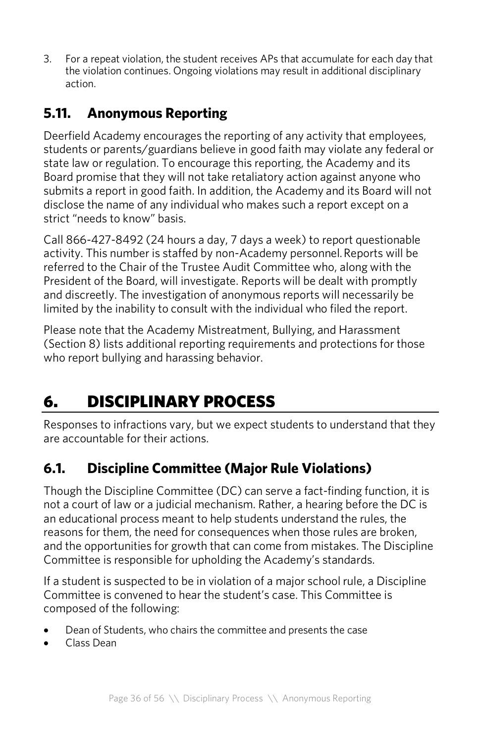3. For a repeat violation, the student receives APs that accumulate for each day that the violation continues. Ongoing violations may result in additional disciplinary action.

## 5.11. Anonymous Reporting

Deerfield Academy encourages the reporting of any activity that employees, students or parents/guardians believe in good faith may violate any federal or state law or regulation. To encourage this reporting, the Academy and its Board promise that they will not take retaliatory action against anyone who submits a report in good faith. In addition, the Academy and its Board will not disclose the name of any individual who makes such a report except on a strict "needs to know" basis.

Call 866-427-8492 (24 hours a day, 7 days a week) to report questionable activity. This number is staffed by non-Academy personnel. Reports will be referred to the Chair of the Trustee Audit Committee who, along with the President of the Board, will investigate. Reports will be dealt with promptly and discreetly. The investigation of anonymous reports will necessarily be limited by the inability to consult with the individual who filed the report.

Please note that the Academy Mistreatment, Bullying, and Harassment (Section 8) lists additional reporting requirements and protections for those who report bullying and harassing behavior.

# 6. DISCIPLINARY PROCESS

Responses to infractions vary, but we expect students to understand that they are accountable for their actions.

## 6.1. Discipline Committee (Major Rule Violations)

Though the Discipline Committee (DC) can serve a fact-finding function, it is not a court of law or a judicial mechanism. Rather, a hearing before the DC is an educational process meant to help students understand the rules, the reasons for them, the need for consequences when those rules are broken, and the opportunities for growth that can come from mistakes. The Discipline Committee is responsible for upholding the Academy's standards.

If a student is suspected to be in violation of a major school rule, a Discipline Committee is convened to hear the student's case. This Committee is composed of the following:

- Dean of Students, who chairs the committee and presents the case
- Class Dean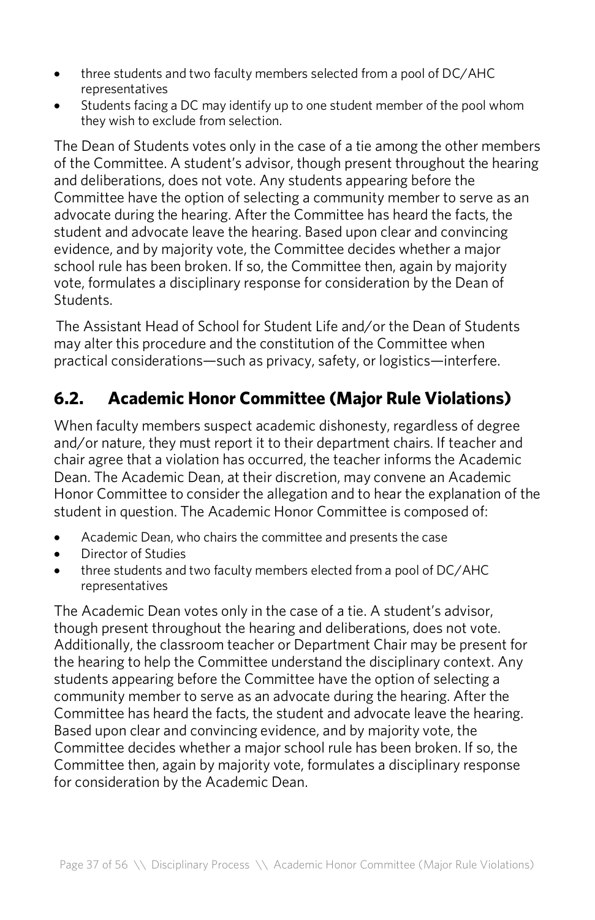- three students and two faculty members selected from a pool of DC/AHC representatives
- Students facing a DC may identify up to one student member of the pool whom they wish to exclude from selection.

The Dean of Students votes only in the case of a tie among the other members of the Committee. A student's advisor, though present throughout the hearing and deliberations, does not vote. Any students appearing before the Committee have the option of selecting a community member to serve as an advocate during the hearing. After the Committee has heard the facts, the student and advocate leave the hearing. Based upon clear and convincing evidence, and by majority vote, the Committee decides whether a major school rule has been broken. If so, the Committee then, again by majority vote, formulates a disciplinary response for consideration by the Dean of Students.

The Assistant Head of School for Student Life and/or the Dean of Students may alter this procedure and the constitution of the Committee when practical considerations—such as privacy, safety, or logistics—interfere.

## 6.2. Academic Honor Committee (Major Rule Violations)

When faculty members suspect academic dishonesty, regardless of degree and/or nature, they must report it to their department chairs. If teacher and chair agree that a violation has occurred, the teacher informs the Academic Dean. The Academic Dean, at their discretion, may convene an Academic Honor Committee to consider the allegation and to hear the explanation of the student in question. The Academic Honor Committee is composed of:

- Academic Dean, who chairs the committee and presents the case
- Director of Studies
- three students and two faculty members elected from a pool of DC/AHC representatives

The Academic Dean votes only in the case of a tie. A student's advisor, though present throughout the hearing and deliberations, does not vote. Additionally, the classroom teacher or Department Chair may be present for the hearing to help the Committee understand the disciplinary context. Any students appearing before the Committee have the option of selecting a community member to serve as an advocate during the hearing. After the Committee has heard the facts, the student and advocate leave the hearing. Based upon clear and convincing evidence, and by majority vote, the Committee decides whether a major school rule has been broken. If so, the Committee then, again by majority vote, formulates a disciplinary response for consideration by the Academic Dean.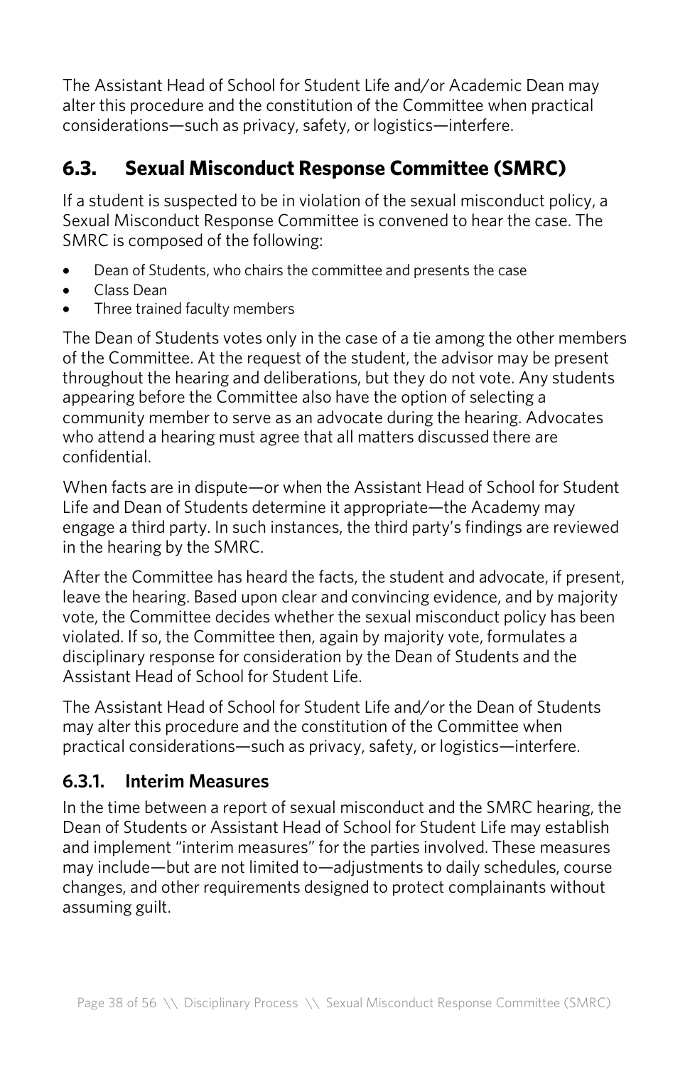The Assistant Head of School for Student Life and/or Academic Dean may alter this procedure and the constitution of the Committee when practical considerations—such as privacy, safety, or logistics—interfere.

## 6.3. Sexual Misconduct Response Committee (SMRC)

If a student is suspected to be in violation of the sexual misconduct policy, a Sexual Misconduct Response Committee is convened to hear the case. The SMRC is composed of the following:

- Dean of Students, who chairs the committee and presents the case
- Class Dean
- Three trained faculty members

The Dean of Students votes only in the case of a tie among the other members of the Committee. At the request of the student, the advisor may be present throughout the hearing and deliberations, but they do not vote. Any students appearing before the Committee also have the option of selecting a community member to serve as an advocate during the hearing. Advocates who attend a hearing must agree that all matters discussed there are confidential.

When facts are in dispute—or when the Assistant Head of School for Student Life and Dean of Students determine it appropriate—the Academy may engage a third party. In such instances, the third party's findings are reviewed in the hearing by the SMRC.

After the Committee has heard the facts, the student and advocate, if present, leave the hearing. Based upon clear and convincing evidence, and by majority vote, the Committee decides whether the sexual misconduct policy has been violated. If so, the Committee then, again by majority vote, formulates a disciplinary response for consideration by the Dean of Students and the Assistant Head of School for Student Life.

The Assistant Head of School for Student Life and/or the Dean of Students may alter this procedure and the constitution of the Committee when practical considerations—such as privacy, safety, or logistics—interfere.

### 6.3.1. Interim Measures

In the time between a report of sexual misconduct and the SMRC hearing, the Dean of Students or Assistant Head of School for Student Life may establish and implement "interim measures" for the parties involved. These measures may include—but are not limited to—adjustments to daily schedules, course changes, and other requirements designed to protect complainants without assuming guilt.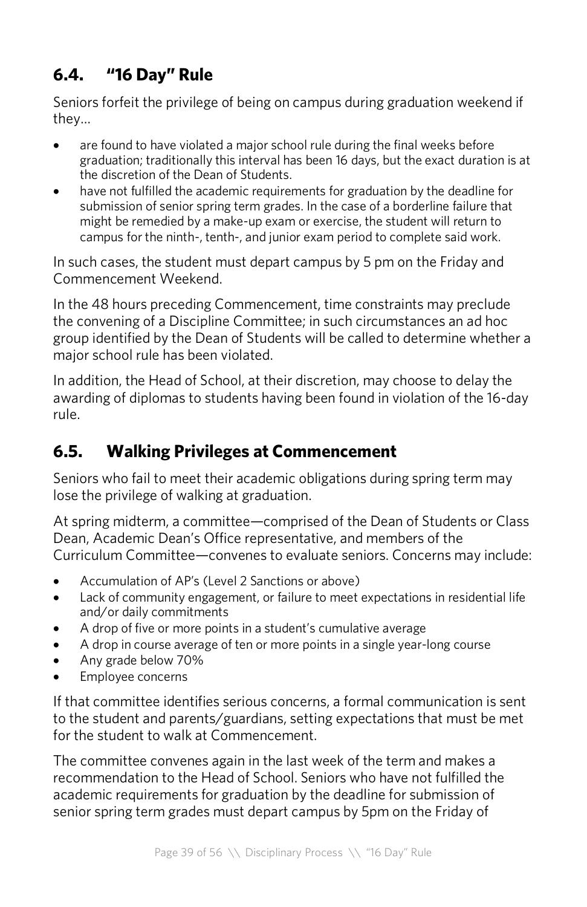## 6.4. "16 Day" Rule

Seniors forfeit the privilege of being on campus during graduation weekend if they…

- are found to have violated a major school rule during the final weeks before graduation; traditionally this interval has been 16 days, but the exact duration is at the discretion of the Dean of Students.
- have not fulfilled the academic requirements for graduation by the deadline for submission of senior spring term grades. In the case of a borderline failure that might be remedied by a make-up exam or exercise, the student will return to campus for the ninth-, tenth-, and junior exam period to complete said work.

In such cases, the student must depart campus by 5 pm on the Friday and Commencement Weekend.

In the 48 hours preceding Commencement, time constraints may preclude the convening of a Discipline Committee; in such circumstances an ad hoc group identified by the Dean of Students will be called to determine whether a major school rule has been violated.

In addition, the Head of School, at their discretion, may choose to delay the awarding of diplomas to students having been found in violation of the 16-day rule.

## 6.5. Walking Privileges at Commencement

Seniors who fail to meet their academic obligations during spring term may lose the privilege of walking at graduation.

At spring midterm, a committee—comprised of the Dean of Students or Class Dean, Academic Dean's Office representative, and members of the Curriculum Committee—convenes to evaluate seniors. Concerns may include:

- Accumulation of AP's (Level 2 Sanctions or above)
- Lack of community engagement, or failure to meet expectations in residential life and/or daily commitments
- A drop of five or more points in a student's cumulative average
- A drop in course average of ten or more points in a single year-long course
- Any grade below 70%
- Employee concerns

If that committee identifies serious concerns, a formal communication is sent to the student and parents/guardians, setting expectations that must be met for the student to walk at Commencement.

The committee convenes again in the last week of the term and makes a recommendation to the Head of School. Seniors who have not fulfilled the academic requirements for graduation by the deadline for submission of senior spring term grades must depart campus by 5pm on the Friday of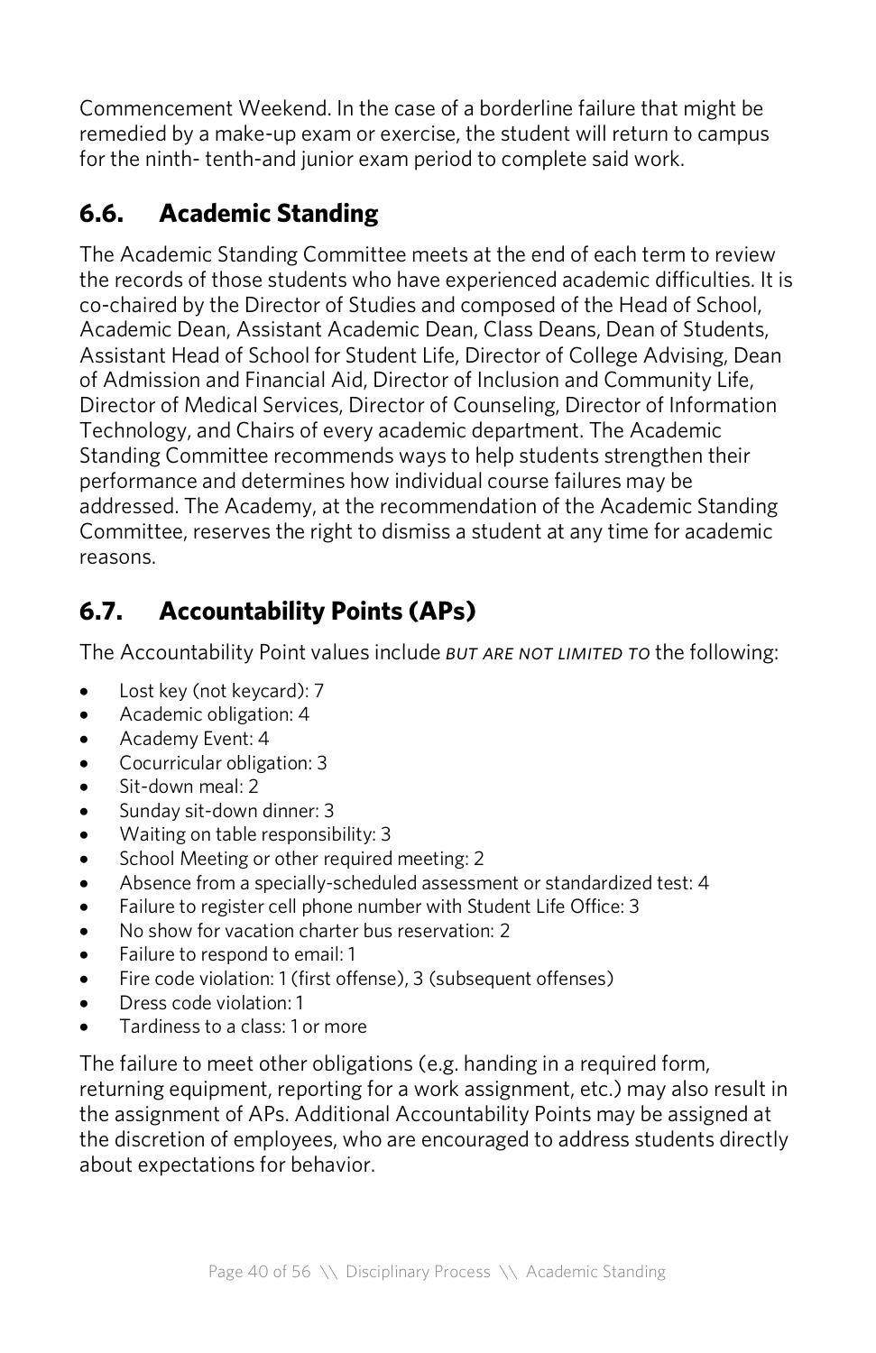Commencement Weekend. In the case of a borderline failure that might be remedied by a make-up exam or exercise, the student will return to campus for the ninth- tenth-and junior exam period to complete said work.

## 6.6. Academic Standing

The Academic Standing Committee meets at the end of each term to review the records of those students who have experienced academic difficulties. It is co-chaired by the Director of Studies and composed of the Head of School, Academic Dean, Assistant Academic Dean, Class Deans, Dean of Students, Assistant Head of School for Student Life, Director of College Advising, Dean of Admission and Financial Aid, Director of Inclusion and Community Life, Director of Medical Services, Director of Counseling, Director of Information Technology, and Chairs of every academic department. The Academic Standing Committee recommends ways to help students strengthen their performance and determines how individual course failures may be addressed. The Academy, at the recommendation of the Academic Standing Committee, reserves the right to dismiss a student at any time for academic reasons.

## 6.7. Accountability Points (APs)

The Accountability Point values include *BUT ARE NOT LIMITED TO* the following:

- Lost key (not keycard): 7
- Academic obligation: 4
- Academy Event: 4
- Cocurricular obligation: 3
- Sit-down meal: 2
- Sunday sit-down dinner: 3
- Waiting on table responsibility: 3
- School Meeting or other required meeting: 2
- Absence from a specially-scheduled assessment or standardized test: 4
- Failure to register cell phone number with Student Life Office: 3
- No show for vacation charter bus reservation: 2
- Failure to respond to email: 1
- Fire code violation: 1 (first offense), 3 (subsequent offenses)
- Dress code violation: 1
- Tardiness to a class: 1 or more

The failure to meet other obligations (e.g. handing in a required form, returning equipment, reporting for a work assignment, etc.) may also result in the assignment of APs. Additional Accountability Points may be assigned at the discretion of employees, who are encouraged to address students directly about expectations for behavior.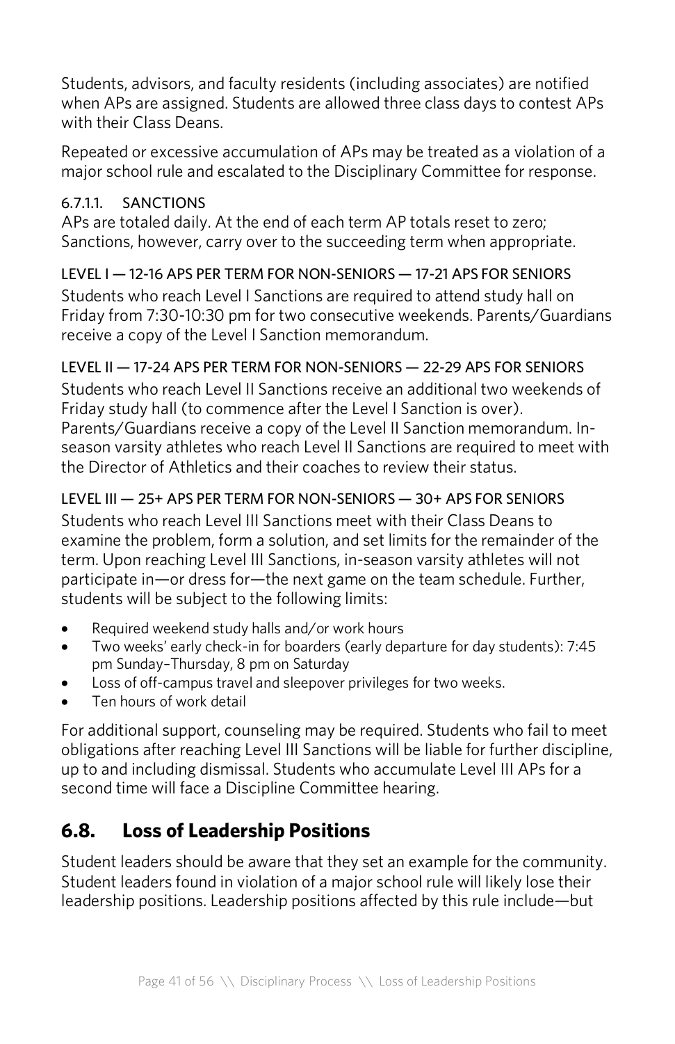Students, advisors, and faculty residents (including associates) are notified when APs are assigned. Students are allowed three class days to contest APs with their Class Deans.

Repeated or excessive accumulation of APs may be treated as a violation of a major school rule and escalated to the Disciplinary Committee for response.

#### 6.7.1.1. SANCTIONS

APs are totaled daily. At the end of each term AP totals reset to zero; Sanctions, however, carry over to the succeeding term when appropriate.

LEVEL I — 12-16 APS PER TERM FOR NON-SENIORS — 17-21 APS FOR SENIORS

Students who reach Level I Sanctions are required to attend study hall on Friday from 7:30-10:30 pm for two consecutive weekends. Parents/Guardians receive a copy of the Level I Sanction memorandum.

LEVEL II — 17-24 APS PER TERM FOR NON-SENIORS — 22-29 APS FOR SENIORS

Students who reach Level II Sanctions receive an additional two weekends of Friday study hall (to commence after the Level I Sanction is over). Parents/Guardians receive a copy of the Level II Sanction memorandum. In-season varsity athletes who reach Level II Sanctions are required to meet with the Director of Athletics and their coaches to review their status.

LEVEL III — 25+ APS PER TERM FOR NON-SENIORS — 30+ APS FOR SENIORS

Students who reach Level III Sanctions meet with their Class Deans to examine the problem, form a solution, and set limits for the remainder of the term. Upon reaching Level III Sanctions, in-season varsity athletes will not participate in—or dress for—the next game on the team schedule. Further, students will be subject to the following limits:

- Required weekend study halls and/or work hours
- Two weeks' early check-in for boarders (early departure for day students): 7:45 pm Sunday–Thursday, 8 pm on Saturday
- Loss of off-campus travel and sleepover privileges for two weeks.
- Ten hours of work detail

For additional support, counseling may be required. Students who fail to meet obligations after reaching Level III Sanctions will be liable for further discipline, up to and including dismissal. Students who accumulate Level III APs for a second time will face a Discipline Committee hearing.

## 6.8. Loss of Leadership Positions

Student leaders should be aware that they set an example for the community. Student leaders found in violation of a major school rule will likely lose their leadership positions. Leadership positions affected by this rule include—but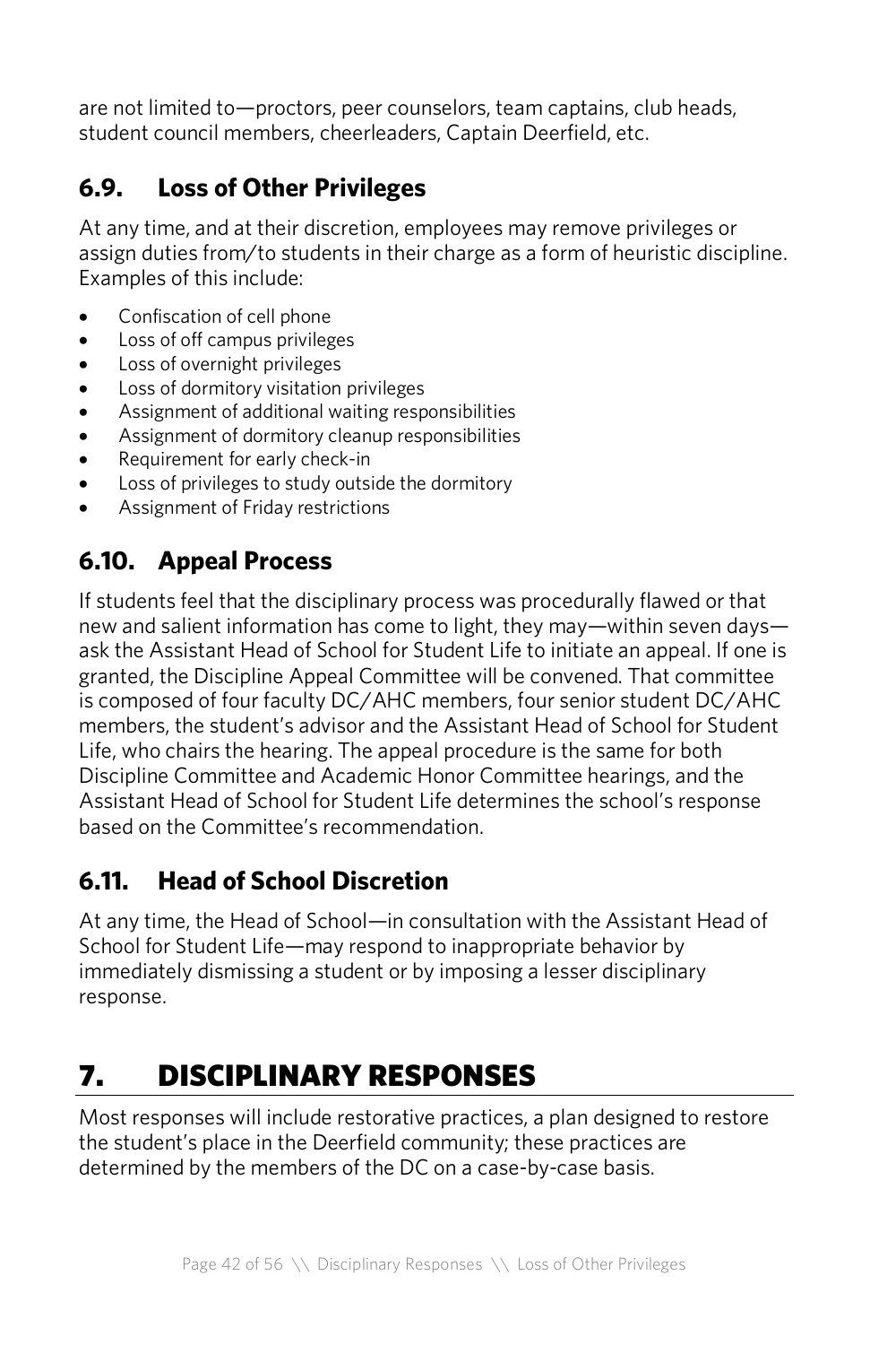are not limited to—proctors, peer counselors, team captains, club heads, student council members, cheerleaders, Captain Deerfield, etc.

## 6.9. Loss of Other Privileges

At any time, and at their discretion, employees may remove privileges or assign duties from/to students in their charge as a form of heuristic discipline. Examples of this include:

- Confiscation of cell phone
- Loss of off campus privileges
- Loss of overnight privileges
- Loss of dormitory visitation privileges
- Assignment of additional waiting responsibilities
- Assignment of dormitory cleanup responsibilities
- Requirement for early check-in
- Loss of privileges to study outside the dormitory
- Assignment of Friday restrictions

## 6.10. Appeal Process

If students feel that the disciplinary process was procedurally flawed or that new and salient information has come to light, they may—within seven days—ask the Assistant Head of School for Student Life to initiate an appeal. If one is granted, the Discipline Appeal Committee will be convened. That committee is composed of four faculty DC/AHC members, four senior student DC/AHC members, the student's advisor and the Assistant Head of School for Student Life, who chairs the hearing. The appeal procedure is the same for both Discipline Committee and Academic Honor Committee hearings, and the Assistant Head of School for Student Life determines the school's response based on the Committee's recommendation.

## 6.11. Head of School Discretion

At any time, the Head of School—in consultation with the Assistant Head of School for Student Life—may respond to inappropriate behavior by immediately dismissing a student or by imposing a lesser disciplinary response.

# 7. DISCIPLINARY RESPONSES

Most responses will include restorative practices, a plan designed to restore the student's place in the Deerfield community; these practices are determined by the members of the DC on a case-by-case basis.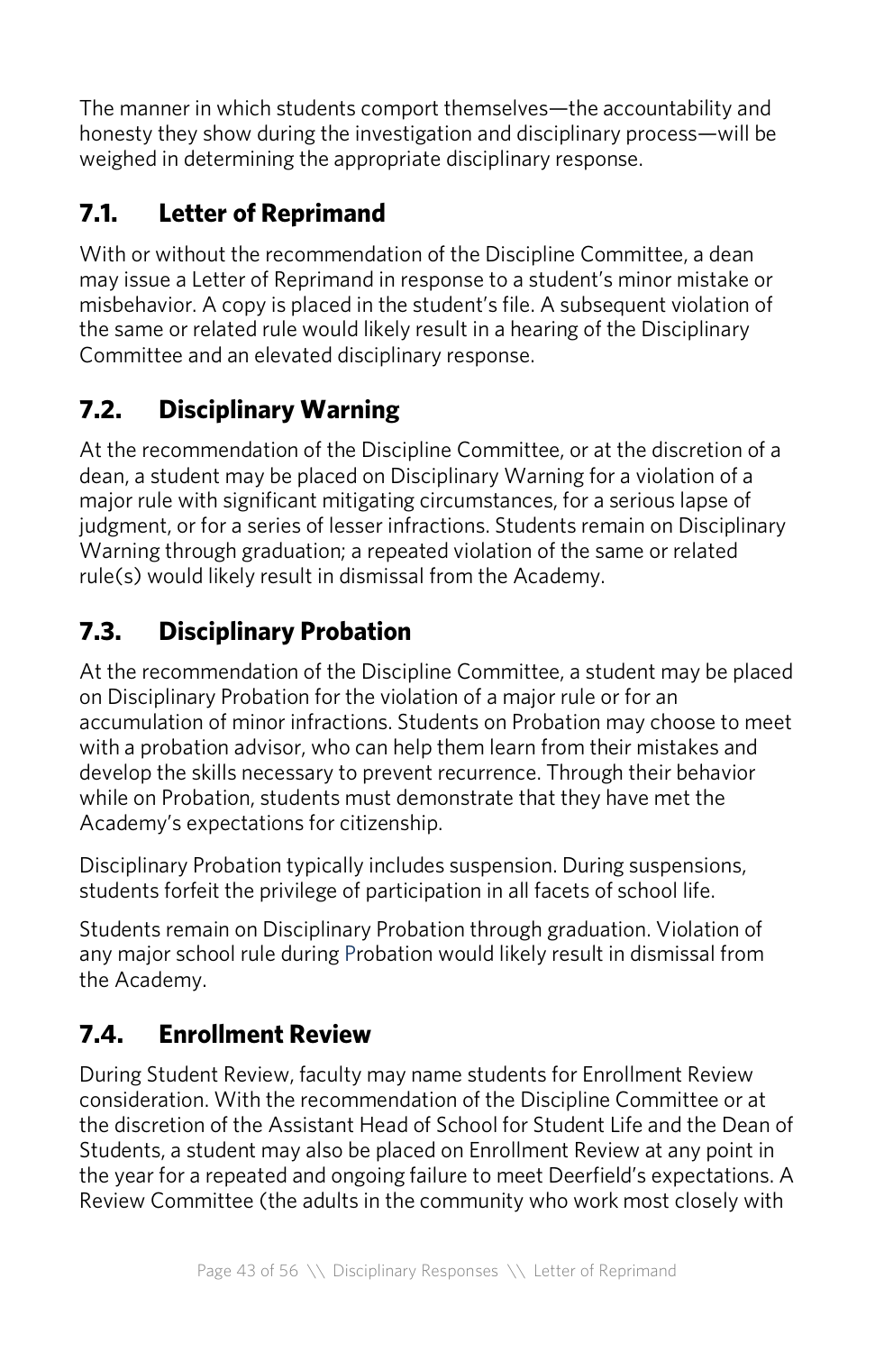The manner in which students comport themselves—the accountability and honesty they show during the investigation and disciplinary process—will be weighed in determining the appropriate disciplinary response.

## 7.1. Letter of Reprimand

With or without the recommendation of the Discipline Committee, a dean may issue a Letter of Reprimand in response to a student's minor mistake or misbehavior. A copy is placed in the student's file. A subsequent violation of the same or related rule would likely result in a hearing of the Disciplinary Committee and an elevated disciplinary response.

## 7.2. Disciplinary Warning

At the recommendation of the Discipline Committee, or at the discretion of a dean, a student may be placed on Disciplinary Warning for a violation of a major rule with significant mitigating circumstances, for a serious lapse of judgment, or for a series of lesser infractions. Students remain on Disciplinary Warning through graduation; a repeated violation of the same or related rule(s) would likely result in dismissal from the Academy.

## 7.3. Disciplinary Probation

At the recommendation of the Discipline Committee, a student may be placed on Disciplinary Probation for the violation of a major rule or for an accumulation of minor infractions. Students on Probation may choose to meet with a probation advisor, who can help them learn from their mistakes and develop the skills necessary to prevent recurrence. Through their behavior while on Probation, students must demonstrate that they have met the Academy's expectations for citizenship.

Disciplinary Probation typically includes suspension. During suspensions, students forfeit the privilege of participation in all facets of school life.

Students remain on Disciplinary Probation through graduation. Violation of any major school rule during Probation would likely result in dismissal from the Academy.

## 7.4. Enrollment Review

During Student Review, faculty may name students for Enrollment Review consideration. With the recommendation of the Discipline Committee or at the discretion of the Assistant Head of School for Student Life and the Dean of Students, a student may also be placed on Enrollment Review at any point in the year for a repeated and ongoing failure to meet Deerfield's expectations. A Review Committee (the adults in the community who work most closely with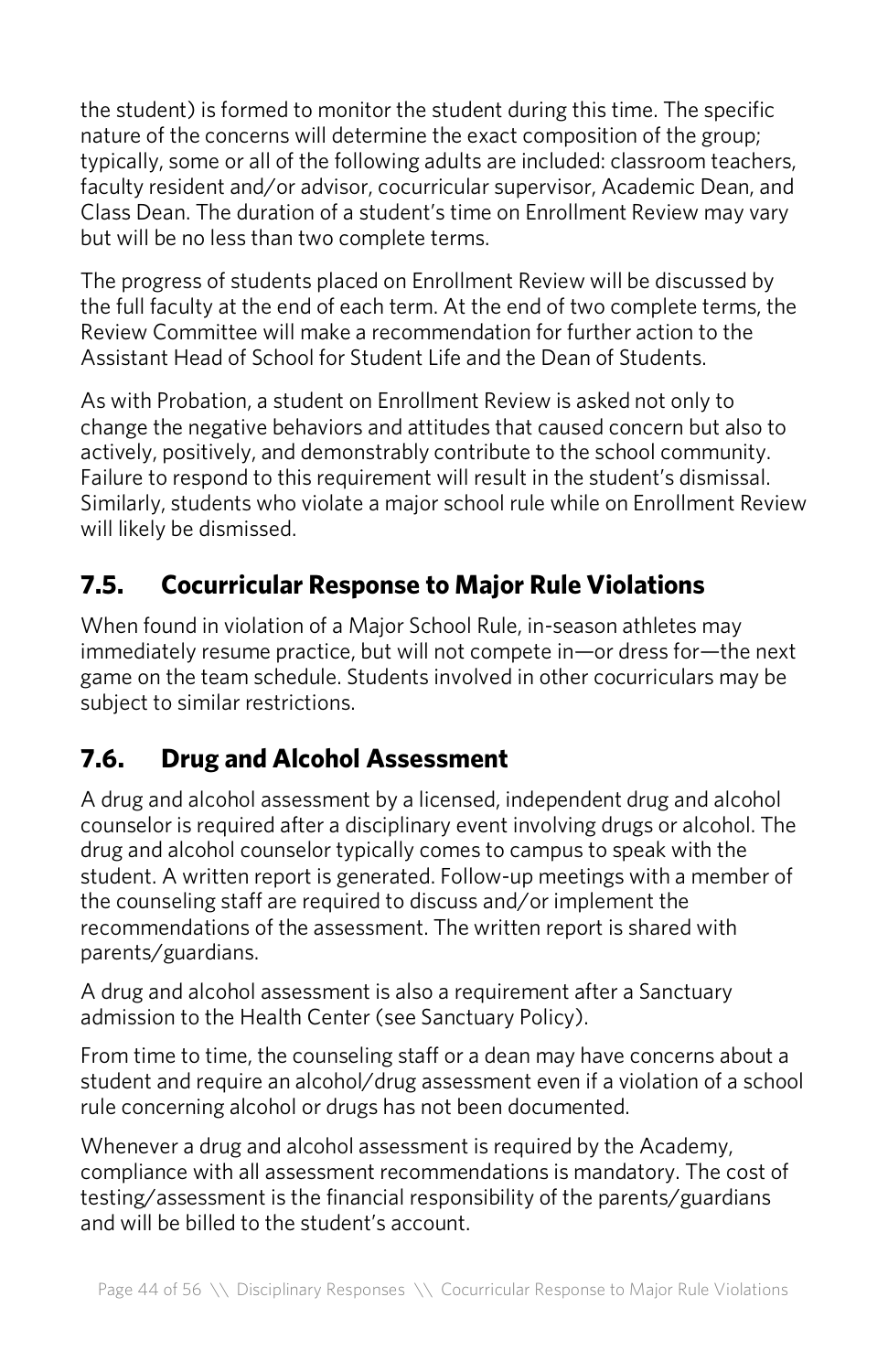the student) is formed to monitor the student during this time. The specific nature of the concerns will determine the exact composition of the group; typically, some or all of the following adults are included: classroom teachers, faculty resident and/or advisor, cocurricular supervisor, Academic Dean, and Class Dean. The duration of a student's time on Enrollment Review may vary but will be no less than two complete terms.

The progress of students placed on Enrollment Review will be discussed by the full faculty at the end of each term. At the end of two complete terms, the Review Committee will make a recommendation for further action to the Assistant Head of School for Student Life and the Dean of Students.

As with Probation, a student on Enrollment Review is asked not only to change the negative behaviors and attitudes that caused concern but also to actively, positively, and demonstrably contribute to the school community. Failure to respond to this requirement will result in the student's dismissal. Similarly, students who violate a major school rule while on Enrollment Review will likely be dismissed.

## 7.5. Cocurricular Response to Major Rule Violations

When found in violation of a Major School Rule, in-season athletes may immediately resume practice, but will not compete in—or dress for—the next game on the team schedule. Students involved in other cocurriculars may be subject to similar restrictions.

## 7.6. Drug and Alcohol Assessment

A drug and alcohol assessment by a licensed, independent drug and alcohol counselor is required after a disciplinary event involving drugs or alcohol. The drug and alcohol counselor typically comes to campus to speak with the student. A written report is generated. Follow-up meetings with a member of the counseling staff are required to discuss and/or implement the recommendations of the assessment. The written report is shared with parents/guardians.

A drug and alcohol assessment is also a requirement after a Sanctuary admission to the Health Center (see Sanctuary Policy).

From time to time, the counseling staff or a dean may have concerns about a student and require an alcohol/drug assessment even if a violation of a school rule concerning alcohol or drugs has not been documented.

Whenever a drug and alcohol assessment is required by the Academy, compliance with all assessment recommendations is mandatory. The cost of testing/assessment is the financial responsibility of the parents/guardians and will be billed to the student's account.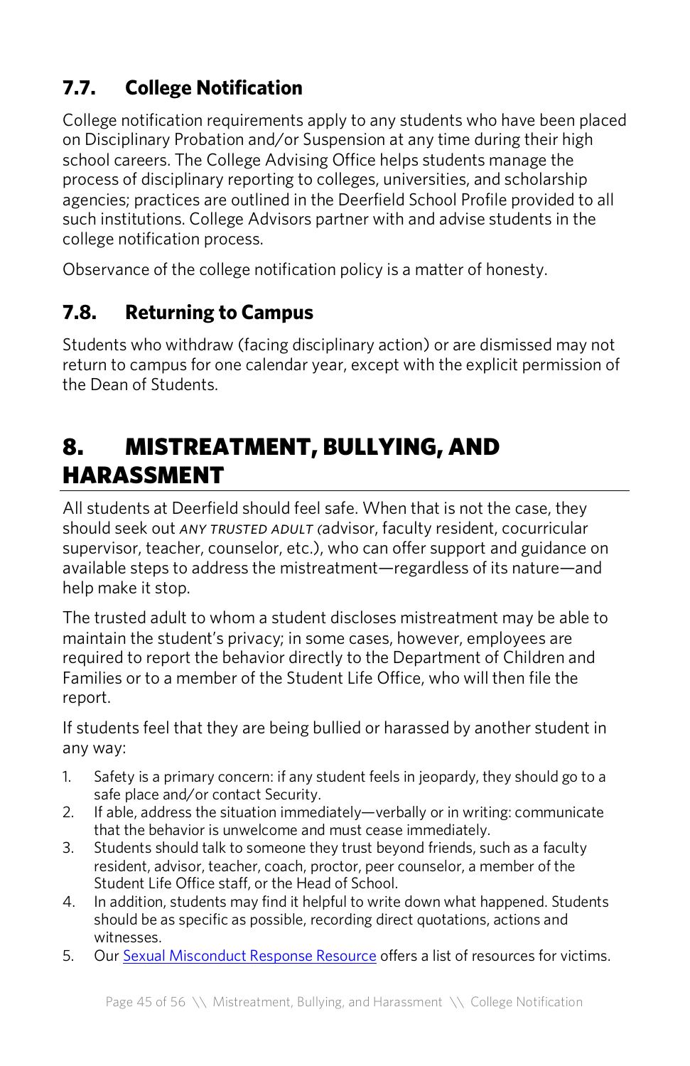## 7.7. College Notification

College notification requirements apply to any students who have been placed on Disciplinary Probation and/or Suspension at any time during their high school careers. The College Advising Office helps students manage the process of disciplinary reporting to colleges, universities, and scholarship agencies; practices are outlined in the Deerfield School Profile provided to all such institutions. College Advisors partner with and advise students in the college notification process.

Observance of the college notification policy is a matter of honesty.

## 7.8. Returning to Campus

Students who withdraw (facing disciplinary action) or are dismissed may not return to campus for one calendar year, except with the explicit permission of the Dean of Students.

# 8. MISTREATMENT, BULLYING, AND HARASSMENT

All students at Deerfield should feel safe. When that is not the case, they should seek out *ANY TRUSTED ADULT (*advisor, faculty resident, cocurricular supervisor, teacher, counselor, etc.), who can offer support and guidance on available steps to address the mistreatment—regardless of its nature—and help make it stop.

The trusted adult to whom a student discloses mistreatment may be able to maintain the student's privacy; in some cases, however, employees are required to report the behavior directly to the Department of Children and Families or to a member of the Student Life Office, who will then file the report.

If students feel that they are being bullied or harassed by another student in any way:

1. Safety is a primary concern: if any student feels in jeopardy, they should go to a safe place and/or contact Security.
2. If able, address the situation immediately—verbally or in writing: communicate that the behavior is unwelcome and must cease immediately.
3. Students should talk to someone they trust beyond friends, such as a faculty resident, advisor, teacher, coach, proctor, peer counselor, a member of the Student Life Office staff, or the Head of School.
4. In addition, students may find it helpful to write down what happened. Students should be as specific as possible, recording direct quotations, actions and witnesses.
5. Our Sexual Misconduct Response Resource offers a list of resources for victims.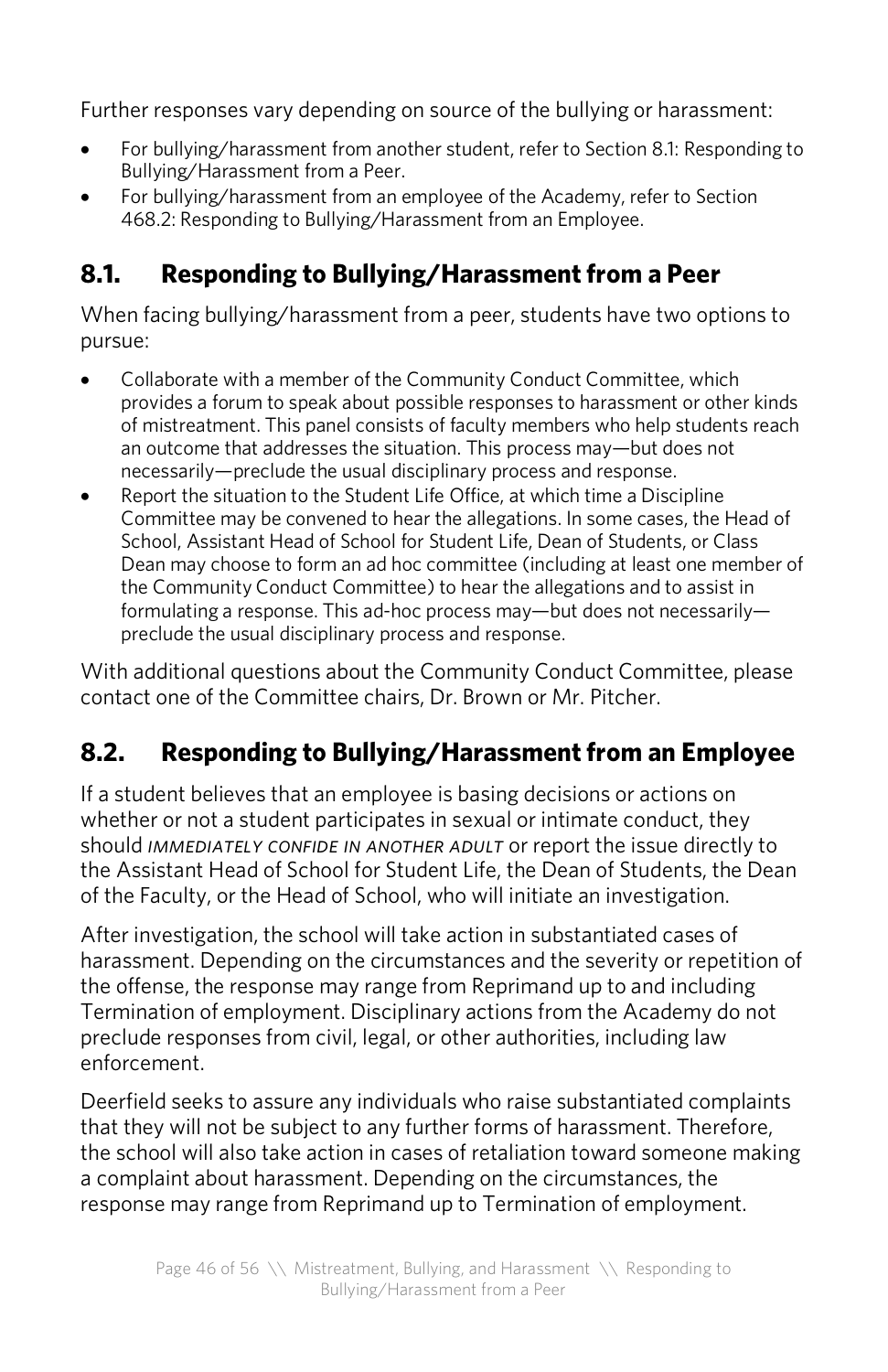Further responses vary depending on source of the bullying or harassment:

- For bullying/harassment from another student, refer to Section 8.1: Responding to Bullying/Harassment from a Peer.
- For bullying/harassment from an employee of the Academy, refer to Section 468.2: Responding to Bullying/Harassment from an Employee.

## 8.1. Responding to Bullying/Harassment from a Peer

When facing bullying/harassment from a peer, students have two options to pursue:

- Collaborate with a member of the Community Conduct Committee, which provides a forum to speak about possible responses to harassment or other kinds of mistreatment. This panel consists of faculty members who help students reach an outcome that addresses the situation. This process may—but does not necessarily—preclude the usual disciplinary process and response.
- Report the situation to the Student Life Office, at which time a Discipline Committee may be convened to hear the allegations. In some cases, the Head of School, Assistant Head of School for Student Life, Dean of Students, or Class Dean may choose to form an ad hoc committee (including at least one member of the Community Conduct Committee) to hear the allegations and to assist in formulating a response. This ad-hoc process may—but does not necessarily—preclude the usual disciplinary process and response.

With additional questions about the Community Conduct Committee, please contact one of the Committee chairs, Dr. Brown or Mr. Pitcher.

## 8.2. Responding to Bullying/Harassment from an Employee

If a student believes that an employee is basing decisions or actions on whether or not a student participates in sexual or intimate conduct, they should *IMMEDIATELY CONFIDE IN ANOTHER ADULT* or report the issue directly to the Assistant Head of School for Student Life, the Dean of Students, the Dean of the Faculty, or the Head of School, who will initiate an investigation.

After investigation, the school will take action in substantiated cases of harassment. Depending on the circumstances and the severity or repetition of the offense, the response may range from Reprimand up to and including Termination of employment. Disciplinary actions from the Academy do not preclude responses from civil, legal, or other authorities, including law enforcement.

Deerfield seeks to assure any individuals who raise substantiated complaints that they will not be subject to any further forms of harassment. Therefore, the school will also take action in cases of retaliation toward someone making a complaint about harassment. Depending on the circumstances, the response may range from Reprimand up to Termination of employment.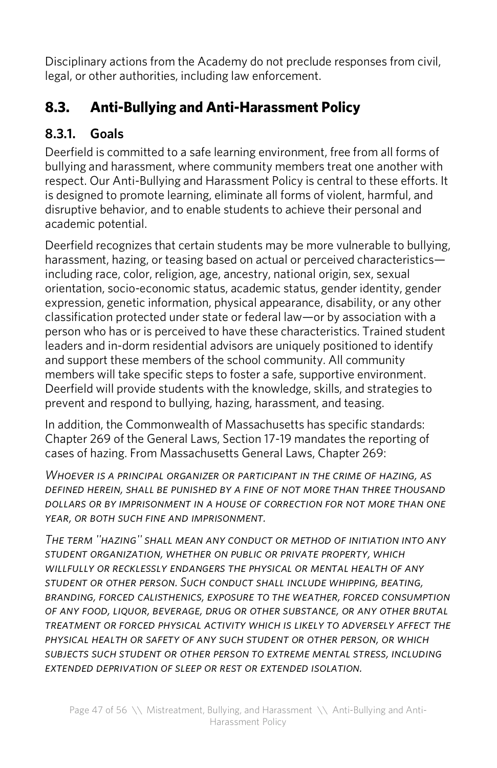Disciplinary actions from the Academy do not preclude responses from civil, legal, or other authorities, including law enforcement.

## 8.3. Anti-Bullying and Anti-Harassment Policy

### 8.3.1. Goals

Deerfield is committed to a safe learning environment, free from all forms of bullying and harassment, where community members treat one another with respect. Our Anti-Bullying and Harassment Policy is central to these efforts. It is designed to promote learning, eliminate all forms of violent, harmful, and disruptive behavior, and to enable students to achieve their personal and academic potential.

Deerfield recognizes that certain students may be more vulnerable to bullying, harassment, hazing, or teasing based on actual or perceived characteristics—including race, color, religion, age, ancestry, national origin, sex, sexual orientation, socio-economic status, academic status, gender identity, gender expression, genetic information, physical appearance, disability, or any other classification protected under state or federal law—or by association with a person who has or is perceived to have these characteristics. Trained student leaders and in-dorm residential advisors are uniquely positioned to identify and support these members of the school community. All community members will take specific steps to foster a safe, supportive environment. Deerfield will provide students with the knowledge, skills, and strategies to prevent and respond to bullying, hazing, harassment, and teasing.

In addition, the Commonwealth of Massachusetts has specific standards: Chapter 269 of the General Laws, Section 17-19 mandates the reporting of cases of hazing. From Massachusetts General Laws, Chapter 269:

*Whoever is a principal organizer or participant in the crime of hazing, as defined herein, shall be punished by a fine of not more than three thousand dollars or by imprisonment in a house of correction for not more than one year, or both such fine and imprisonment.*

*The term "hazing" shall mean any conduct or method of initiation into any student organization, whether on public or private property, which willfully or recklessly endangers the physical or mental health of any student or other person. Such conduct shall include whipping, beating, branding, forced calisthenics, exposure to the weather, forced consumption of any food, liquor, beverage, drug or other substance, or any other brutal treatment or forced physical activity which is likely to adversely affect the physical health or safety of any such student or other person, or which subjects such student or other person to extreme mental stress, including extended deprivation of sleep or rest or extended isolation.*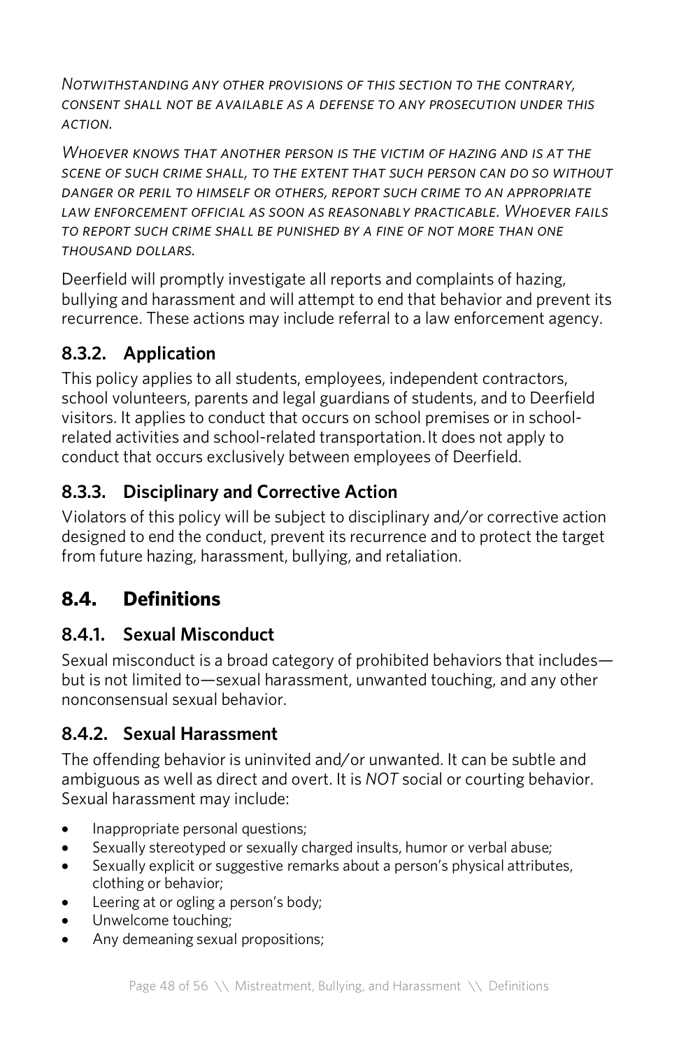*Notwithstanding any other provisions of this section to the contrary, consent shall not be available as a defense to any prosecution under this action.*

*Whoever knows that another person is the victim of hazing and is at the scene of such crime shall, to the extent that such person can do so without danger or peril to himself or others, report such crime to an appropriate law enforcement official as soon as reasonably practicable. Whoever fails to report such crime shall be punished by a fine of not more than one thousand dollars.*

Deerfield will promptly investigate all reports and complaints of hazing, bullying and harassment and will attempt to end that behavior and prevent its recurrence. These actions may include referral to a law enforcement agency.

### 8.3.2. Application

This policy applies to all students, employees, independent contractors, school volunteers, parents and legal guardians of students, and to Deerfield visitors. It applies to conduct that occurs on school premises or in school-related activities and school-related transportation. It does not apply to conduct that occurs exclusively between employees of Deerfield.

### 8.3.3. Disciplinary and Corrective Action

Violators of this policy will be subject to disciplinary and/or corrective action designed to end the conduct, prevent its recurrence and to protect the target from future hazing, harassment, bullying, and retaliation.

## 8.4. Definitions

### 8.4.1. Sexual Misconduct

Sexual misconduct is a broad category of prohibited behaviors that includes—but is not limited to—sexual harassment, unwanted touching, and any other nonconsensual sexual behavior.

### 8.4.2. Sexual Harassment

The offending behavior is uninvited and/or unwanted. It can be subtle and ambiguous as well as direct and overt. It is *NOT* social or courting behavior. Sexual harassment may include:

- Inappropriate personal questions;
- Sexually stereotyped or sexually charged insults, humor or verbal abuse;
- Sexually explicit or suggestive remarks about a person's physical attributes, clothing or behavior;
- Leering at or ogling a person's body;
- Unwelcome touching;
- Any demeaning sexual propositions;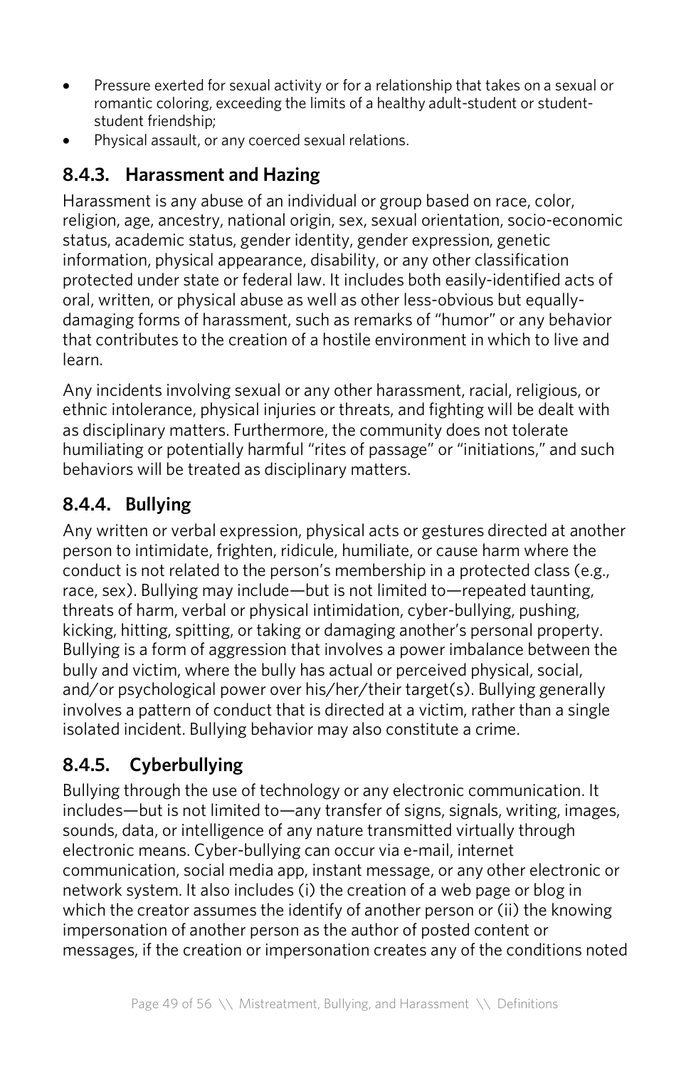- Pressure exerted for sexual activity or for a relationship that takes on a sexual or romantic coloring, exceeding the limits of a healthy adult-student or student-student friendship;
- Physical assault, or any coerced sexual relations.

### 8.4.3. Harassment and Hazing

Harassment is any abuse of an individual or group based on race, color, religion, age, ancestry, national origin, sex, sexual orientation, socio-economic status, academic status, gender identity, gender expression, genetic information, physical appearance, disability, or any other classification protected under state or federal law. It includes both easily-identified acts of oral, written, or physical abuse as well as other less-obvious but equally-damaging forms of harassment, such as remarks of "humor" or any behavior that contributes to the creation of a hostile environment in which to live and learn.

Any incidents involving sexual or any other harassment, racial, religious, or ethnic intolerance, physical injuries or threats, and fighting will be dealt with as disciplinary matters. Furthermore, the community does not tolerate humiliating or potentially harmful "rites of passage" or "initiations," and such behaviors will be treated as disciplinary matters.

### 8.4.4. Bullying

Any written or verbal expression, physical acts or gestures directed at another person to intimidate, frighten, ridicule, humiliate, or cause harm where the conduct is not related to the person's membership in a protected class (e.g., race, sex). Bullying may include—but is not limited to—repeated taunting, threats of harm, verbal or physical intimidation, cyber-bullying, pushing, kicking, hitting, spitting, or taking or damaging another's personal property. Bullying is a form of aggression that involves a power imbalance between the bully and victim, where the bully has actual or perceived physical, social, and/or psychological power over his/her/their target(s). Bullying generally involves a pattern of conduct that is directed at a victim, rather than a single isolated incident. Bullying behavior may also constitute a crime.

### 8.4.5. Cyberbullying

Bullying through the use of technology or any electronic communication. It includes—but is not limited to—any transfer of signs, signals, writing, images, sounds, data, or intelligence of any nature transmitted virtually through electronic means. Cyber-bullying can occur via e-mail, internet communication, social media app, instant message, or any other electronic or network system. It also includes (i) the creation of a web page or blog in which the creator assumes the identify of another person or (ii) the knowing impersonation of another person as the author of posted content or messages, if the creation or impersonation creates any of the conditions noted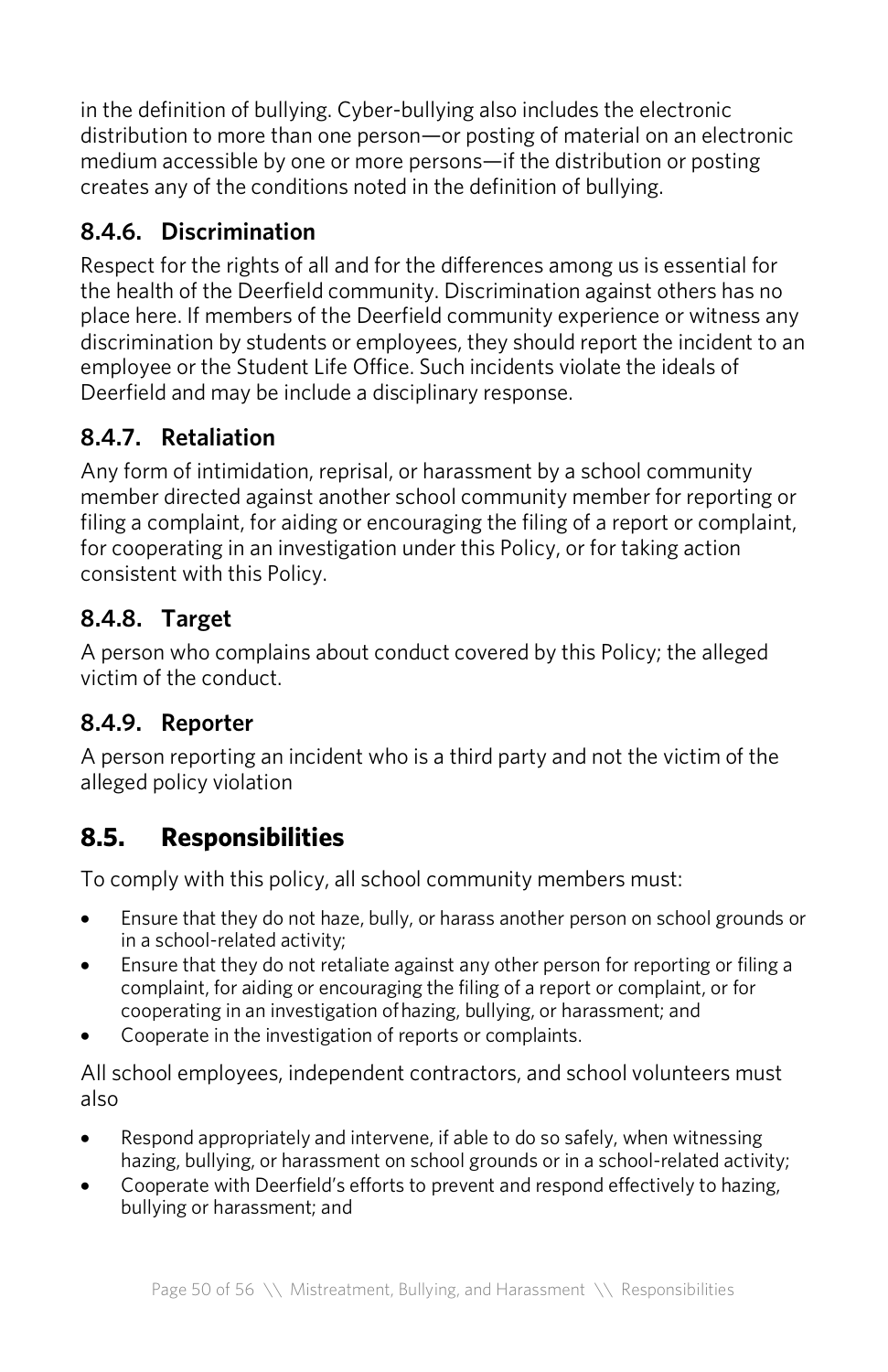in the definition of bullying. Cyber-bullying also includes the electronic distribution to more than one person—or posting of material on an electronic medium accessible by one or more persons—if the distribution or posting creates any of the conditions noted in the definition of bullying.

### 8.4.6. Discrimination

Respect for the rights of all and for the differences among us is essential for the health of the Deerfield community. Discrimination against others has no place here. If members of the Deerfield community experience or witness any discrimination by students or employees, they should report the incident to an employee or the Student Life Office. Such incidents violate the ideals of Deerfield and may be include a disciplinary response.

### 8.4.7. Retaliation

Any form of intimidation, reprisal, or harassment by a school community member directed against another school community member for reporting or filing a complaint, for aiding or encouraging the filing of a report or complaint, for cooperating in an investigation under this Policy, or for taking action consistent with this Policy.

### 8.4.8. Target

A person who complains about conduct covered by this Policy; the alleged victim of the conduct.

### 8.4.9. Reporter

A person reporting an incident who is a third party and not the victim of the alleged policy violation

## 8.5. Responsibilities

To comply with this policy, all school community members must:

- Ensure that they do not haze, bully, or harass another person on school grounds or in a school-related activity;
- Ensure that they do not retaliate against any other person for reporting or filing a complaint, for aiding or encouraging the filing of a report or complaint, or for cooperating in an investigation of hazing, bullying, or harassment; and
- Cooperate in the investigation of reports or complaints.

All school employees, independent contractors, and school volunteers must also

- Respond appropriately and intervene, if able to do so safely, when witnessing hazing, bullying, or harassment on school grounds or in a school-related activity;
- Cooperate with Deerfield's efforts to prevent and respond effectively to hazing, bullying or harassment; and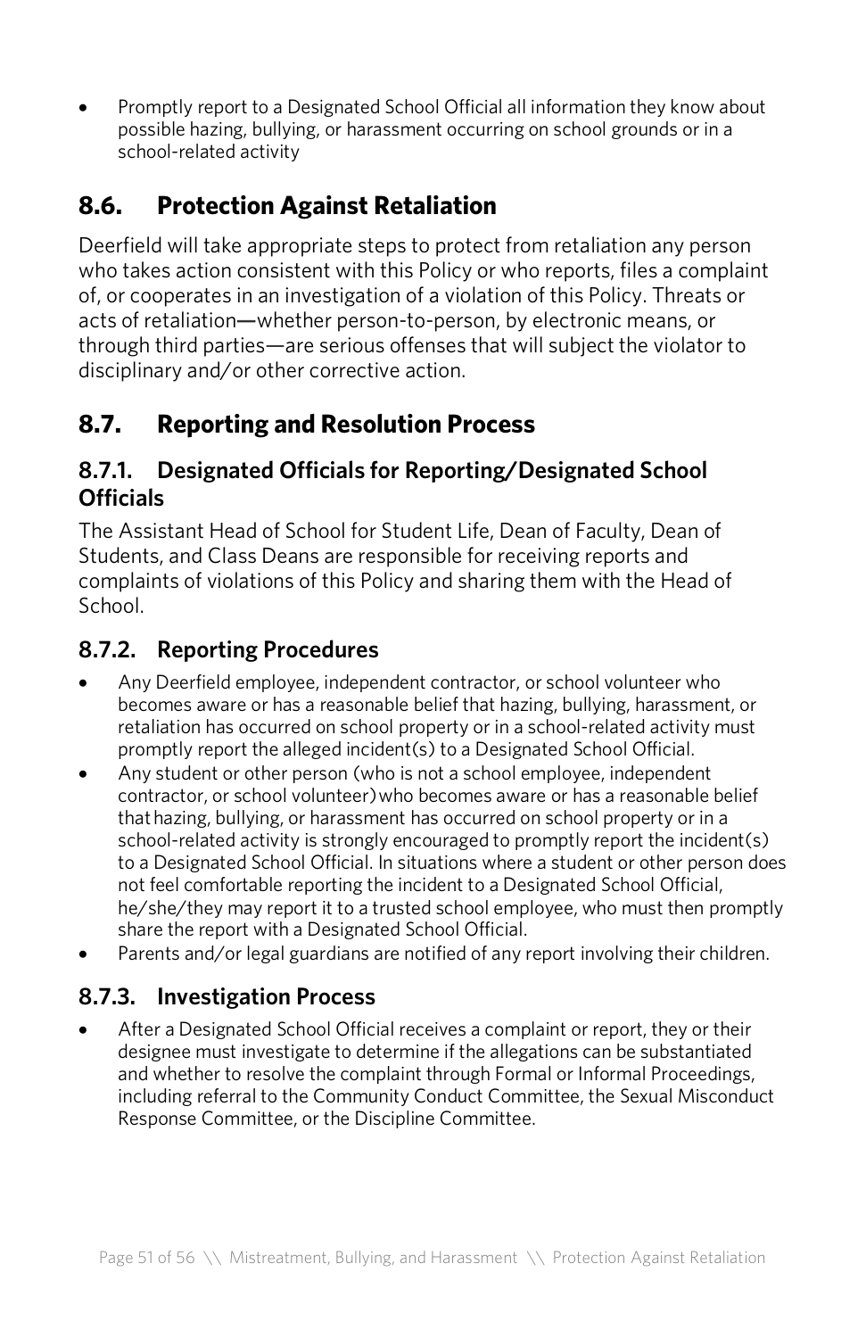- Promptly report to a Designated School Official all information they know about possible hazing, bullying, or harassment occurring on school grounds or in a school-related activity

## 8.6. Protection Against Retaliation

Deerfield will take appropriate steps to protect from retaliation any person who takes action consistent with this Policy or who reports, files a complaint of, or cooperates in an investigation of a violation of this Policy. Threats or acts of retaliation—whether person-to-person, by electronic means, or through third parties—are serious offenses that will subject the violator to disciplinary and/or other corrective action.

## 8.7. Reporting and Resolution Process

### 8.7.1. Designated Officials for Reporting/Designated School Officials

The Assistant Head of School for Student Life, Dean of Faculty, Dean of Students, and Class Deans are responsible for receiving reports and complaints of violations of this Policy and sharing them with the Head of School.

### 8.7.2. Reporting Procedures

- Any Deerfield employee, independent contractor, or school volunteer who becomes aware or has a reasonable belief that hazing, bullying, harassment, or retaliation has occurred on school property or in a school-related activity must promptly report the alleged incident(s) to a Designated School Official.
- Any student or other person (who is not a school employee, independent contractor, or school volunteer) who becomes aware or has a reasonable belief that hazing, bullying, or harassment has occurred on school property or in a school-related activity is strongly encouraged to promptly report the incident(s) to a Designated School Official. In situations where a student or other person does not feel comfortable reporting the incident to a Designated School Official, he/she/they may report it to a trusted school employee, who must then promptly share the report with a Designated School Official.
- Parents and/or legal guardians are notified of any report involving their children.

### 8.7.3. Investigation Process

- After a Designated School Official receives a complaint or report, they or their designee must investigate to determine if the allegations can be substantiated and whether to resolve the complaint through Formal or Informal Proceedings, including referral to the Community Conduct Committee, the Sexual Misconduct Response Committee, or the Discipline Committee.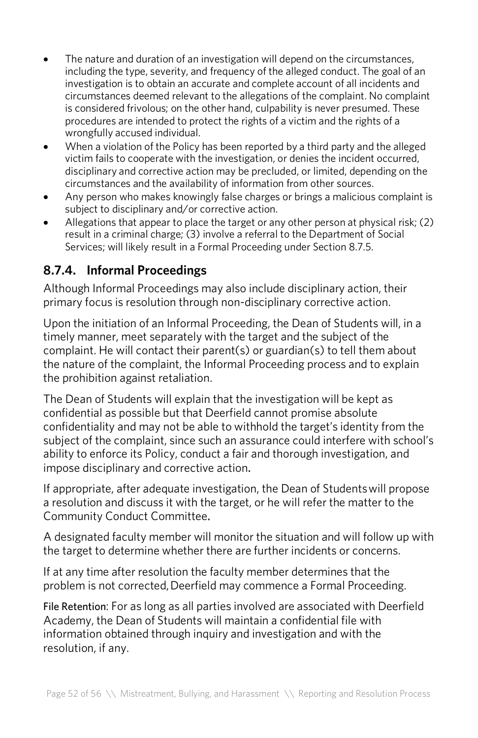- The nature and duration of an investigation will depend on the circumstances, including the type, severity, and frequency of the alleged conduct. The goal of an investigation is to obtain an accurate and complete account of all incidents and circumstances deemed relevant to the allegations of the complaint. No complaint is considered frivolous; on the other hand, culpability is never presumed. These procedures are intended to protect the rights of a victim and the rights of a wrongfully accused individual.
- When a violation of the Policy has been reported by a third party and the alleged victim fails to cooperate with the investigation, or denies the incident occurred, disciplinary and corrective action may be precluded, or limited, depending on the circumstances and the availability of information from other sources.
- Any person who makes knowingly false charges or brings a malicious complaint is subject to disciplinary and/or corrective action.
- Allegations that appear to place the target or any other person at physical risk; (2) result in a criminal charge; (3) involve a referral to the Department of Social Services; will likely result in a Formal Proceeding under Section 8.7.5.

## 8.7.4. Informal Proceedings

Although Informal Proceedings may also include disciplinary action, their primary focus is resolution through non-disciplinary corrective action.

Upon the initiation of an Informal Proceeding, the Dean of Students will, in a timely manner, meet separately with the target and the subject of the complaint. He will contact their parent(s) or guardian(s) to tell them about the nature of the complaint, the Informal Proceeding process and to explain the prohibition against retaliation.

The Dean of Students will explain that the investigation will be kept as confidential as possible but that Deerfield cannot promise absolute confidentiality and may not be able to withhold the target's identity from the subject of the complaint, since such an assurance could interfere with school's ability to enforce its Policy, conduct a fair and thorough investigation, and impose disciplinary and corrective action.

If appropriate, after adequate investigation, the Dean of Students will propose a resolution and discuss it with the target, or he will refer the matter to the Community Conduct Committee.

A designated faculty member will monitor the situation and will follow up with the target to determine whether there are further incidents or concerns.

If at any time after resolution the faculty member determines that the problem is not corrected, Deerfield may commence a Formal Proceeding.

File Retention: For as long as all parties involved are associated with Deerfield Academy, the Dean of Students will maintain a confidential file with information obtained through inquiry and investigation and with the resolution, if any.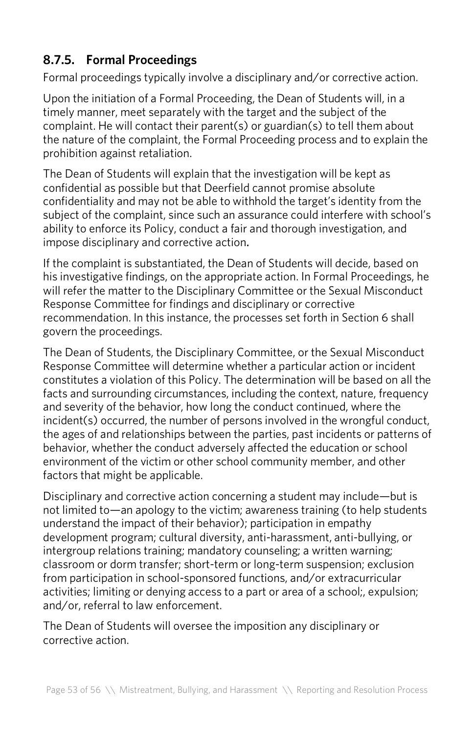### 8.7.5. Formal Proceedings

Formal proceedings typically involve a disciplinary and/or corrective action.

Upon the initiation of a Formal Proceeding, the Dean of Students will, in a timely manner, meet separately with the target and the subject of the complaint. He will contact their parent(s) or guardian(s) to tell them about the nature of the complaint, the Formal Proceeding process and to explain the prohibition against retaliation.

The Dean of Students will explain that the investigation will be kept as confidential as possible but that Deerfield cannot promise absolute confidentiality and may not be able to withhold the target's identity from the subject of the complaint, since such an assurance could interfere with school's ability to enforce its Policy, conduct a fair and thorough investigation, and impose disciplinary and corrective action.

If the complaint is substantiated, the Dean of Students will decide, based on his investigative findings, on the appropriate action. In Formal Proceedings, he will refer the matter to the Disciplinary Committee or the Sexual Misconduct Response Committee for findings and disciplinary or corrective recommendation. In this instance, the processes set forth in Section 6 shall govern the proceedings.

The Dean of Students, the Disciplinary Committee, or the Sexual Misconduct Response Committee will determine whether a particular action or incident constitutes a violation of this Policy. The determination will be based on all the facts and surrounding circumstances, including the context, nature, frequency and severity of the behavior, how long the conduct continued, where the incident(s) occurred, the number of persons involved in the wrongful conduct, the ages of and relationships between the parties, past incidents or patterns of behavior, whether the conduct adversely affected the education or school environment of the victim or other school community member, and other factors that might be applicable.

Disciplinary and corrective action concerning a student may include—but is not limited to—an apology to the victim; awareness training (to help students understand the impact of their behavior); participation in empathy development program; cultural diversity, anti-harassment, anti-bullying, or intergroup relations training; mandatory counseling; a written warning; classroom or dorm transfer; short-term or long-term suspension; exclusion from participation in school-sponsored functions, and/or extracurricular activities; limiting or denying access to a part or area of a school;, expulsion; and/or, referral to law enforcement.

The Dean of Students will oversee the imposition any disciplinary or corrective action.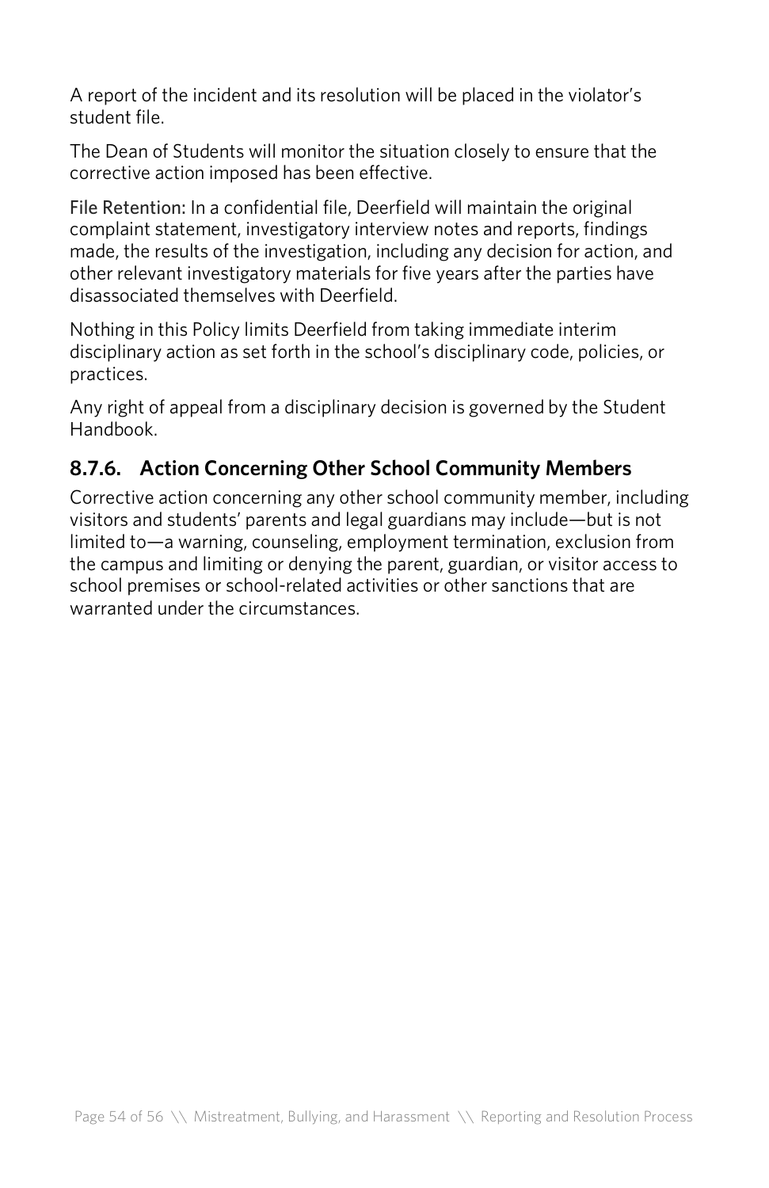A report of the incident and its resolution will be placed in the violator's student file.

The Dean of Students will monitor the situation closely to ensure that the corrective action imposed has been effective.

File Retention: In a confidential file, Deerfield will maintain the original complaint statement, investigatory interview notes and reports, findings made, the results of the investigation, including any decision for action, and other relevant investigatory materials for five years after the parties have disassociated themselves with Deerfield.

Nothing in this Policy limits Deerfield from taking immediate interim disciplinary action as set forth in the school's disciplinary code, policies, or practices.

Any right of appeal from a disciplinary decision is governed by the Student Handbook.

### 8.7.6. Action Concerning Other School Community Members

Corrective action concerning any other school community member, including visitors and students' parents and legal guardians may include—but is not limited to—a warning, counseling, employment termination, exclusion from the campus and limiting or denying the parent, guardian, or visitor access to school premises or school-related activities or other sanctions that are warranted under the circumstances.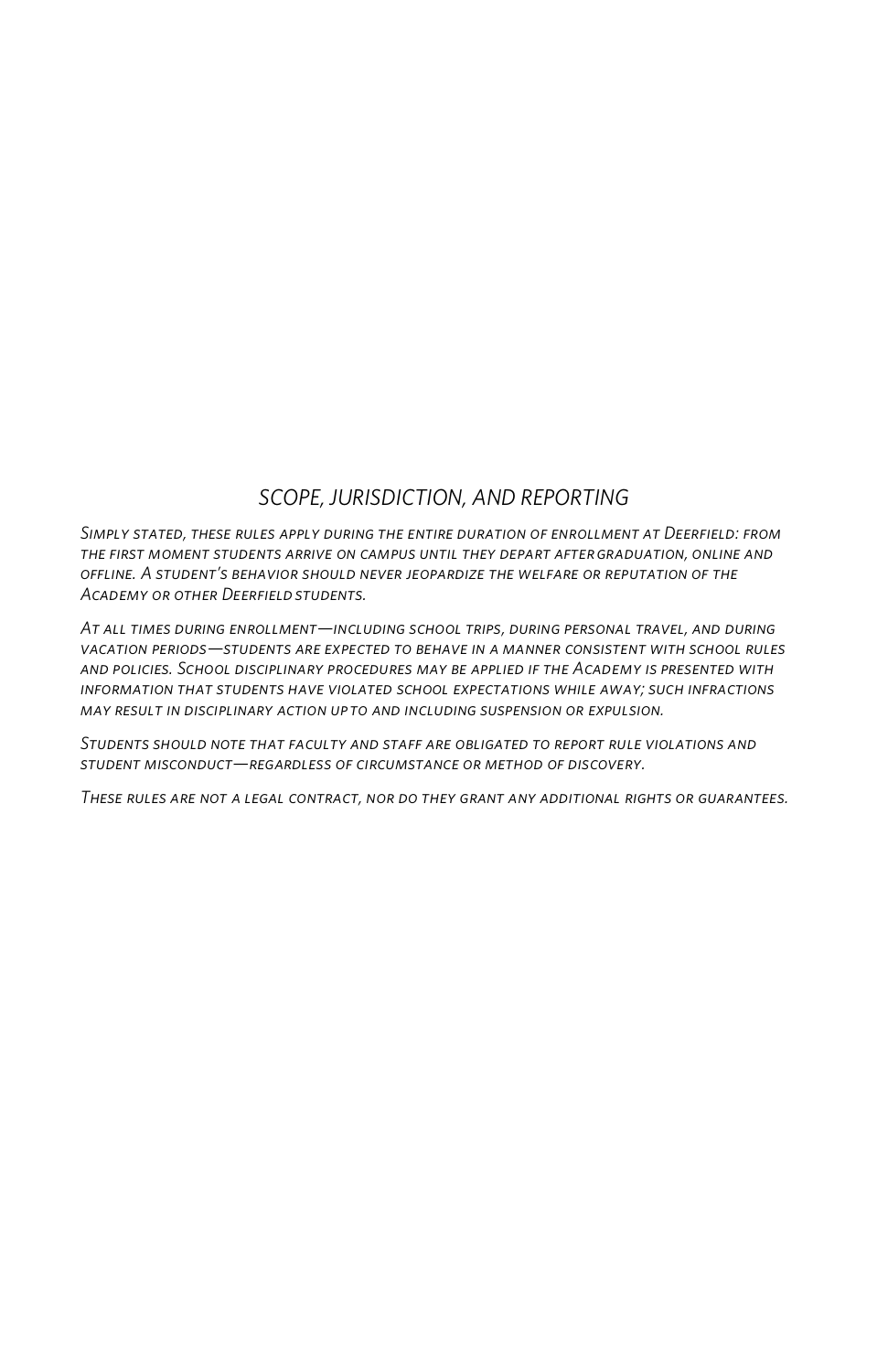## *SCOPE, JURISDICTION, AND REPORTING*

*Simply stated, these rules apply during the entire duration of enrollment at Deerfield: from the first moment students arrive on campus until they depart after graduation, online and offline. A student's behavior should never jeopardize the welfare or reputation of the Academy or other Deerfield students.*

*At all times during enrollment—including school trips, during personal travel, and during vacation periods—students are expected to behave in a manner consistent with school rules and policies. School disciplinary procedures may be applied if the Academy is presented with information that students have violated school expectations while away; such infractions may result in disciplinary action up to and including suspension or expulsion.*

*Students should note that faculty and staff are obligated to report rule violations and student misconduct—regardless of circumstance or method of discovery.*

*These rules are not a legal contract, nor do they grant any additional rights or guarantees.*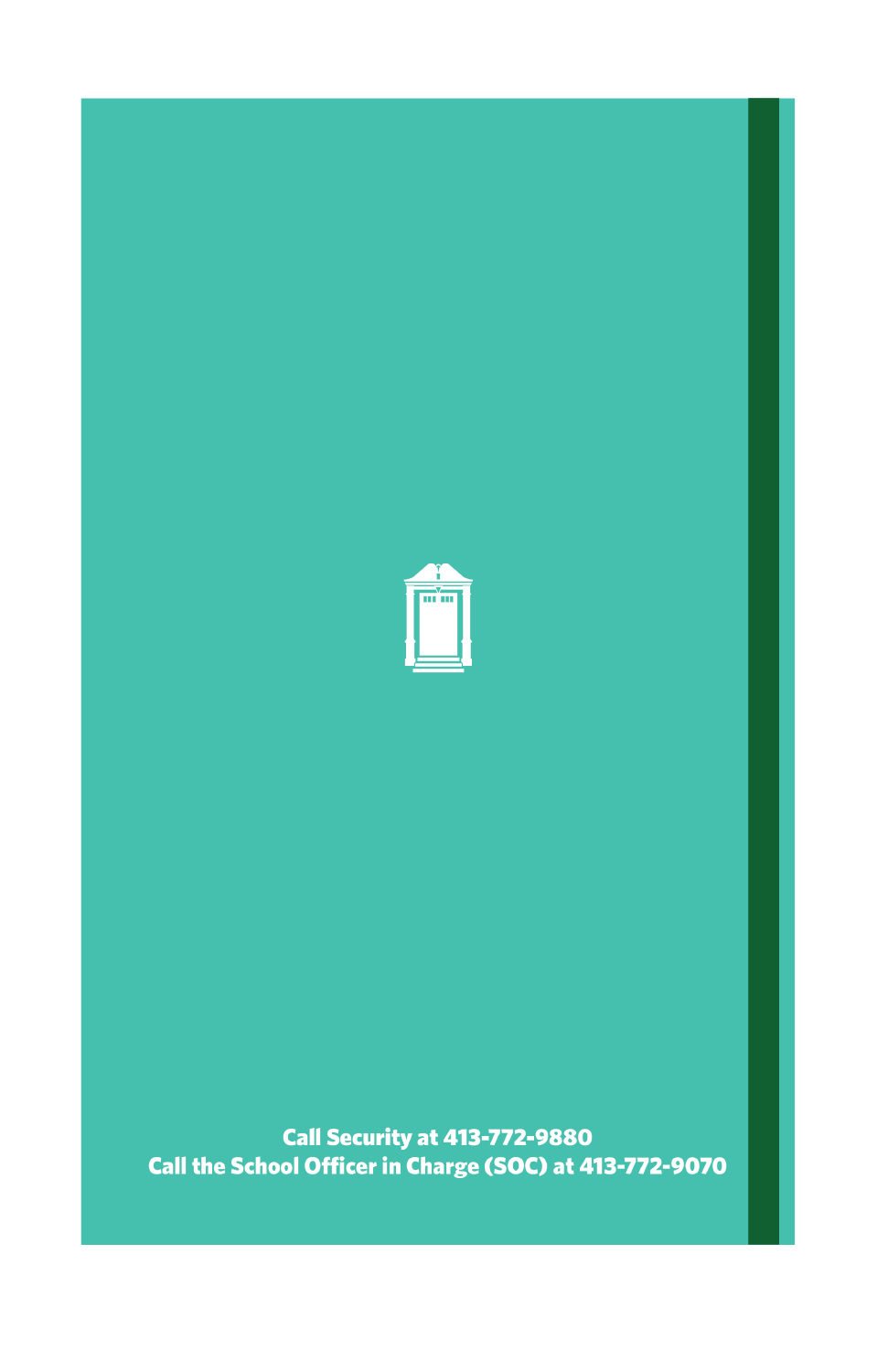**Call Security at 413-772-9880**
**Call the School Officer in Charge (SOC) at 413-772-9070**